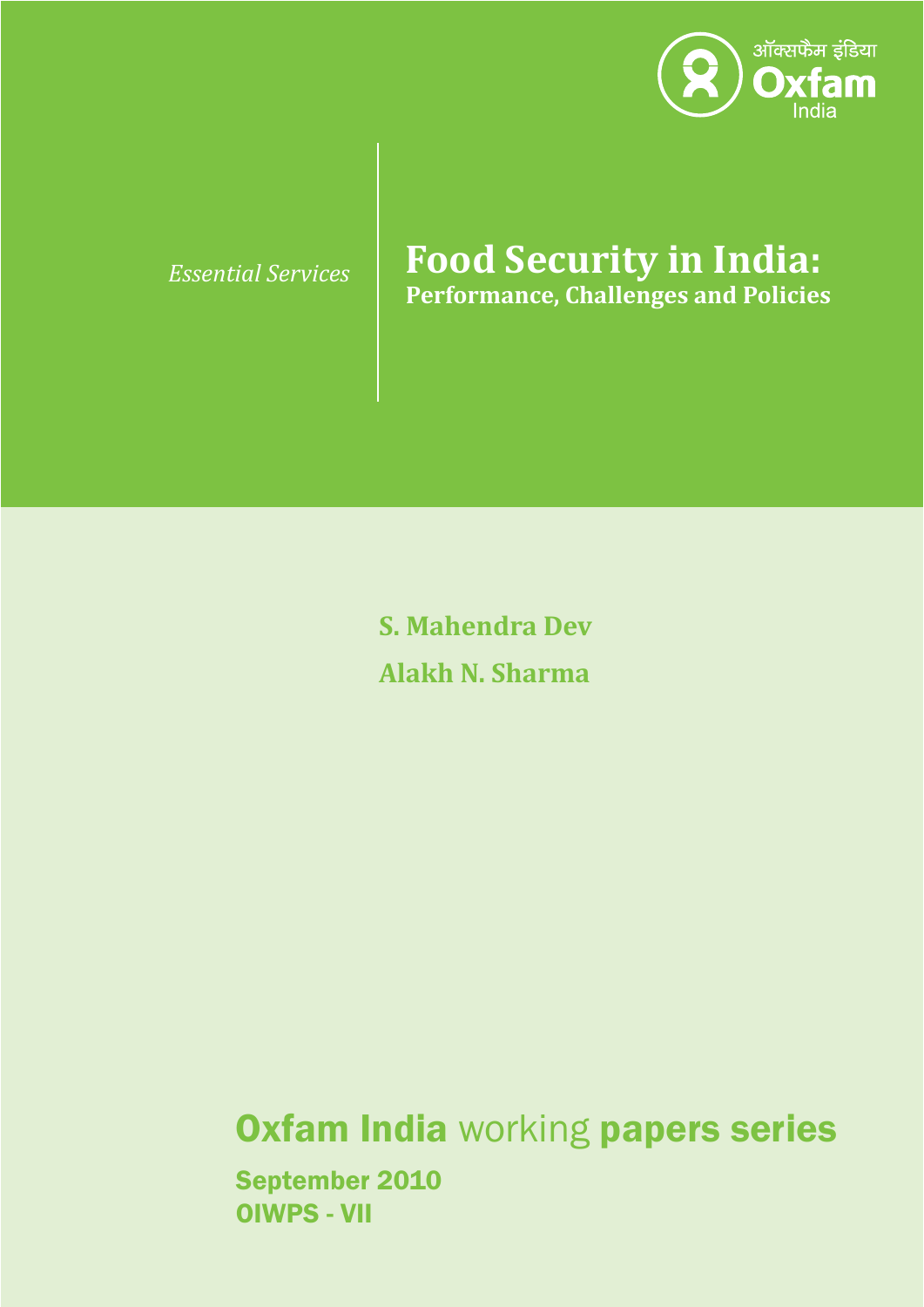ऑक्सफैम इंडिया
Oxfam India

*Essential Services*

# Food Security in India:
## Performance, Challenges and Policies

**S. Mahendra Dev**

**Alakh N. Sharma**

**Oxfam India** working **papers series**

**September 2010**

**OIWPS - VII**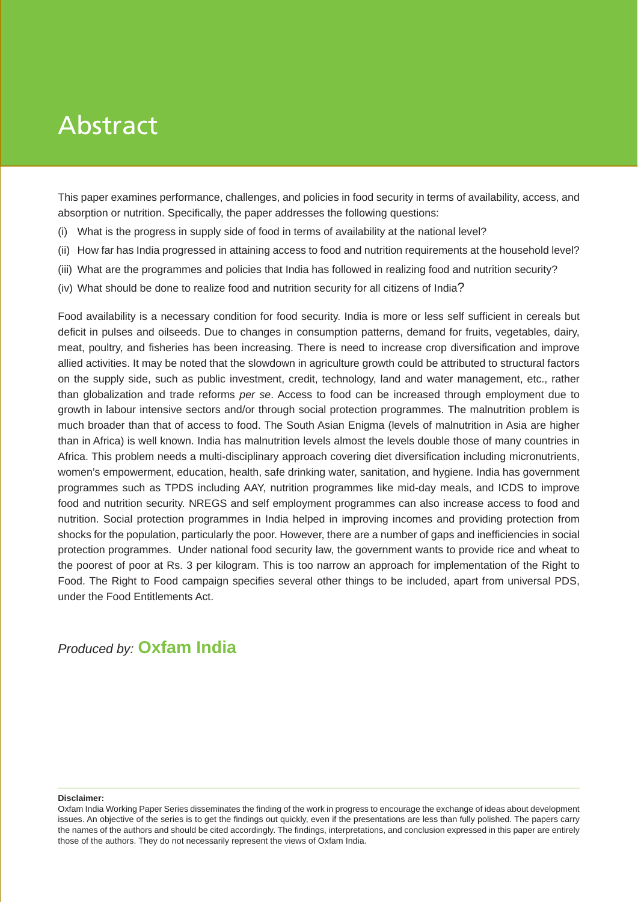# Abstract

This paper examines performance, challenges, and policies in food security in terms of availability, access, and absorption or nutrition. Specifically, the paper addresses the following questions:

(i) What is the progress in supply side of food in terms of availability at the national level?

(ii) How far has India progressed in attaining access to food and nutrition requirements at the household level?

(iii) What are the programmes and policies that India has followed in realizing food and nutrition security?

(iv) What should be done to realize food and nutrition security for all citizens of India?

Food availability is a necessary condition for food security. India is more or less self sufficient in cereals but deficit in pulses and oilseeds. Due to changes in consumption patterns, demand for fruits, vegetables, dairy, meat, poultry, and fisheries has been increasing. There is need to increase crop diversification and improve allied activities. It may be noted that the slowdown in agriculture growth could be attributed to structural factors on the supply side, such as public investment, credit, technology, land and water management, etc., rather than globalization and trade reforms *per se*. Access to food can be increased through employment due to growth in labour intensive sectors and/or through social protection programmes. The malnutrition problem is much broader than that of access to food. The South Asian Enigma (levels of malnutrition in Asia are higher than in Africa) is well known. India has malnutrition levels almost the levels double those of many countries in Africa. This problem needs a multi-disciplinary approach covering diet diversification including micronutrients, women's empowerment, education, health, safe drinking water, sanitation, and hygiene. India has government programmes such as TPDS including AAY, nutrition programmes like mid-day meals, and ICDS to improve food and nutrition security. NREGS and self employment programmes can also increase access to food and nutrition. Social protection programmes in India helped in improving incomes and providing protection from shocks for the population, particularly the poor. However, there are a number of gaps and inefficiencies in social protection programmes. Under national food security law, the government wants to provide rice and wheat to the poorest of poor at Rs. 3 per kilogram. This is too narrow an approach for implementation of the Right to Food. The Right to Food campaign specifies several other things to be included, apart from universal PDS, under the Food Entitlements Act.

*Produced by:* **Oxfam India**

**Disclaimer:**

Oxfam India Working Paper Series disseminates the finding of the work in progress to encourage the exchange of ideas about development issues. An objective of the series is to get the findings out quickly, even if the presentations are less than fully polished. The papers carry the names of the authors and should be cited accordingly. The findings, interpretations, and conclusion expressed in this paper are entirely those of the authors. They do not necessarily represent the views of Oxfam India.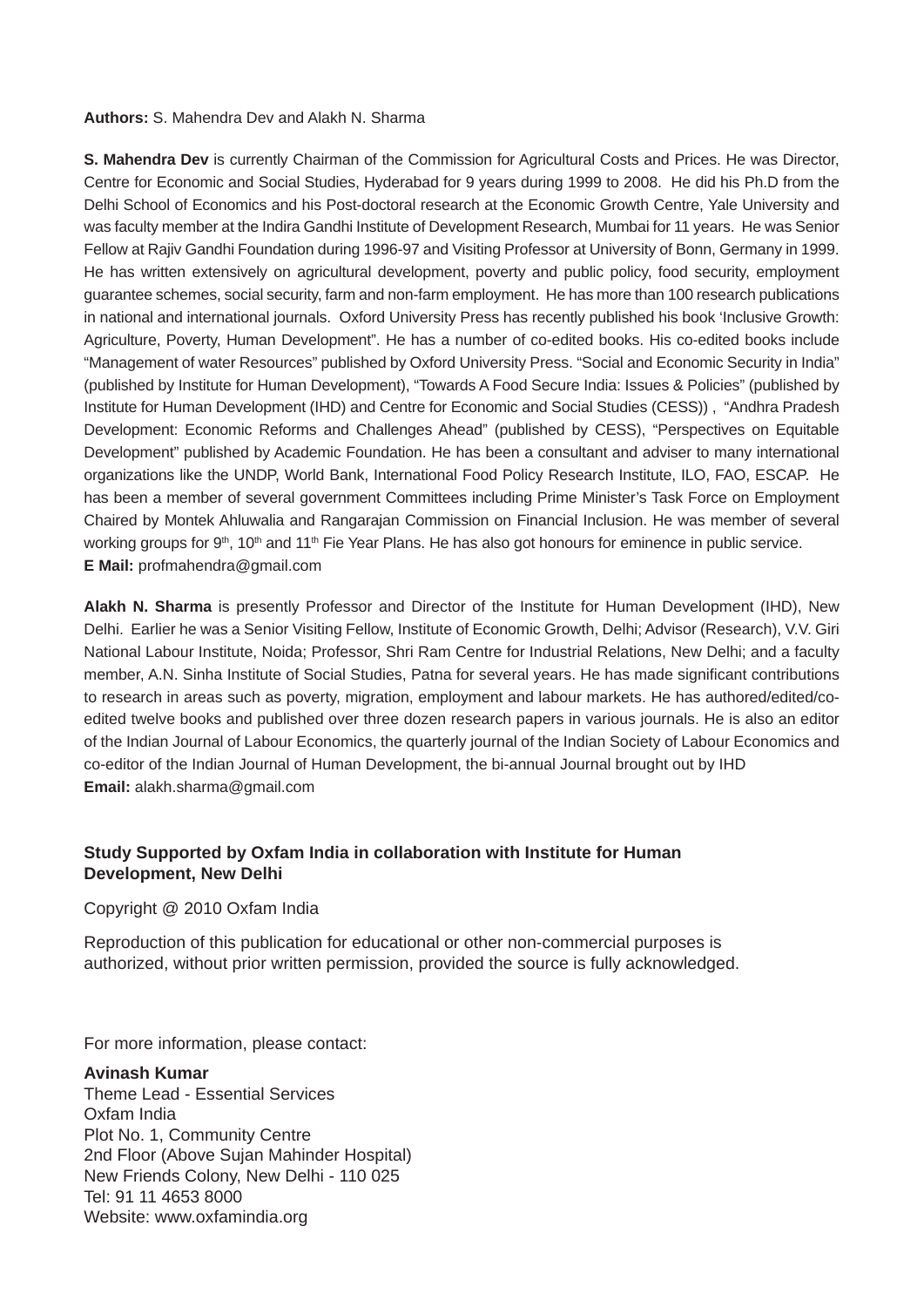**Authors:** S. Mahendra Dev and Alakh N. Sharma

**S. Mahendra Dev** is currently Chairman of the Commission for Agricultural Costs and Prices. He was Director, Centre for Economic and Social Studies, Hyderabad for 9 years during 1999 to 2008. He did his Ph.D from the Delhi School of Economics and his Post-doctoral research at the Economic Growth Centre, Yale University and was faculty member at the Indira Gandhi Institute of Development Research, Mumbai for 11 years. He was Senior Fellow at Rajiv Gandhi Foundation during 1996-97 and Visiting Professor at University of Bonn, Germany in 1999. He has written extensively on agricultural development, poverty and public policy, food security, employment guarantee schemes, social security, farm and non-farm employment. He has more than 100 research publications in national and international journals. Oxford University Press has recently published his book 'Inclusive Growth: Agriculture, Poverty, Human Development". He has a number of co-edited books. His co-edited books include "Management of water Resources" published by Oxford University Press. "Social and Economic Security in India" (published by Institute for Human Development), "Towards A Food Secure India: Issues & Policies" (published by Institute for Human Development (IHD) and Centre for Economic and Social Studies (CESS)) , "Andhra Pradesh Development: Economic Reforms and Challenges Ahead" (published by CESS), "Perspectives on Equitable Development" published by Academic Foundation. He has been a consultant and adviser to many international organizations like the UNDP, World Bank, International Food Policy Research Institute, ILO, FAO, ESCAP. He has been a member of several government Committees including Prime Minister's Task Force on Employment Chaired by Montek Ahluwalia and Rangarajan Commission on Financial Inclusion. He was member of several working groups for 9th, 10th and 11th Fie Year Plans. He has also got honours for eminence in public service.
**E Mail:** profmahendra@gmail.com

**Alakh N. Sharma** is presently Professor and Director of the Institute for Human Development (IHD), New Delhi. Earlier he was a Senior Visiting Fellow, Institute of Economic Growth, Delhi; Advisor (Research), V.V. Giri National Labour Institute, Noida; Professor, Shri Ram Centre for Industrial Relations, New Delhi; and a faculty member, A.N. Sinha Institute of Social Studies, Patna for several years. He has made significant contributions to research in areas such as poverty, migration, employment and labour markets. He has authored/edited/co-edited twelve books and published over three dozen research papers in various journals. He is also an editor of the Indian Journal of Labour Economics, the quarterly journal of the Indian Society of Labour Economics and co-editor of the Indian Journal of Human Development, the bi-annual Journal brought out by IHD
**Email:** alakh.sharma@gmail.com

**Study Supported by Oxfam India in collaboration with Institute for Human Development, New Delhi**

Copyright @ 2010 Oxfam India

Reproduction of this publication for educational or other non-commercial purposes is authorized, without prior written permission, provided the source is fully acknowledged.

For more information, please contact:

**Avinash Kumar**
Theme Lead - Essential Services
Oxfam India
Plot No. 1, Community Centre
2nd Floor (Above Sujan Mahinder Hospital)
New Friends Colony, New Delhi - 110 025
Tel: 91 11 4653 8000
Website: www.oxfamindia.org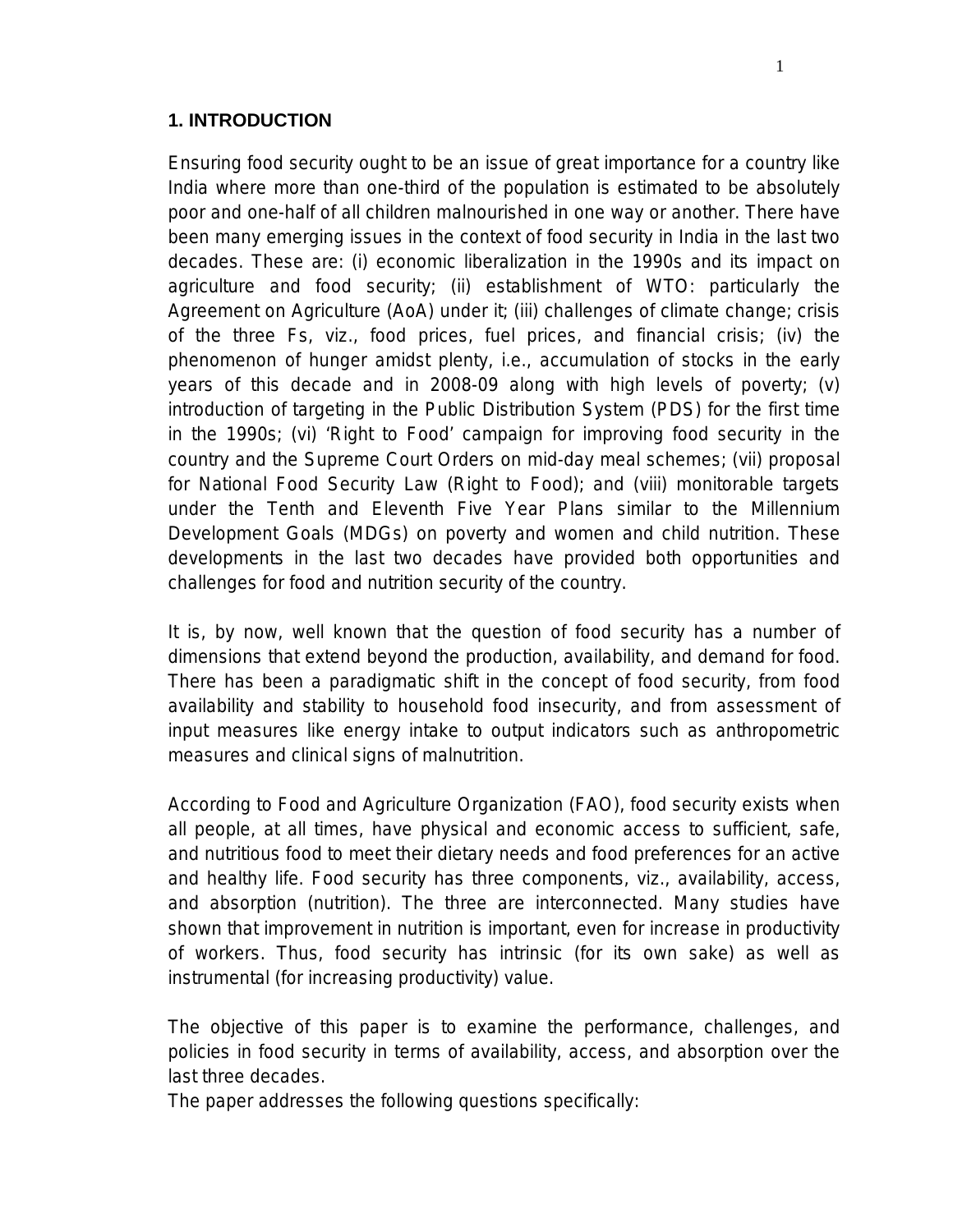## 1. INTRODUCTION

Ensuring food security ought to be an issue of great importance for a country like India where more than one-third of the population is estimated to be absolutely poor and one-half of all children malnourished in one way or another. There have been many emerging issues in the context of food security in India in the last two decades. These are: (i) economic liberalization in the 1990s and its impact on agriculture and food security; (ii) establishment of WTO: particularly the Agreement on Agriculture (AoA) under it; (iii) challenges of climate change; crisis of the three Fs, viz., food prices, fuel prices, and financial crisis; (iv) the phenomenon of hunger amidst plenty, i.e., accumulation of stocks in the early years of this decade and in 2008-09 along with high levels of poverty; (v) introduction of targeting in the Public Distribution System (PDS) for the first time in the 1990s; (vi) 'Right to Food' campaign for improving food security in the country and the Supreme Court Orders on mid-day meal schemes; (vii) proposal for National Food Security Law (Right to Food); and (viii) monitorable targets under the Tenth and Eleventh Five Year Plans similar to the Millennium Development Goals (MDGs) on poverty and women and child nutrition. These developments in the last two decades have provided both opportunities and challenges for food and nutrition security of the country.

It is, by now, well known that the question of food security has a number of dimensions that extend beyond the production, availability, and demand for food. There has been a paradigmatic shift in the concept of food security, from food availability and stability to household food insecurity, and from assessment of input measures like energy intake to output indicators such as anthropometric measures and clinical signs of malnutrition.

According to Food and Agriculture Organization (FAO), food security exists when all people, at all times, have physical and economic access to sufficient, safe, and nutritious food to meet their dietary needs and food preferences for an active and healthy life. Food security has three components, viz., availability, access, and absorption (nutrition). The three are interconnected. Many studies have shown that improvement in nutrition is important, even for increase in productivity of workers. Thus, food security has intrinsic (for its own sake) as well as instrumental (for increasing productivity) value.

The objective of this paper is to examine the performance, challenges, and policies in food security in terms of availability, access, and absorption over the last three decades.

The paper addresses the following questions specifically: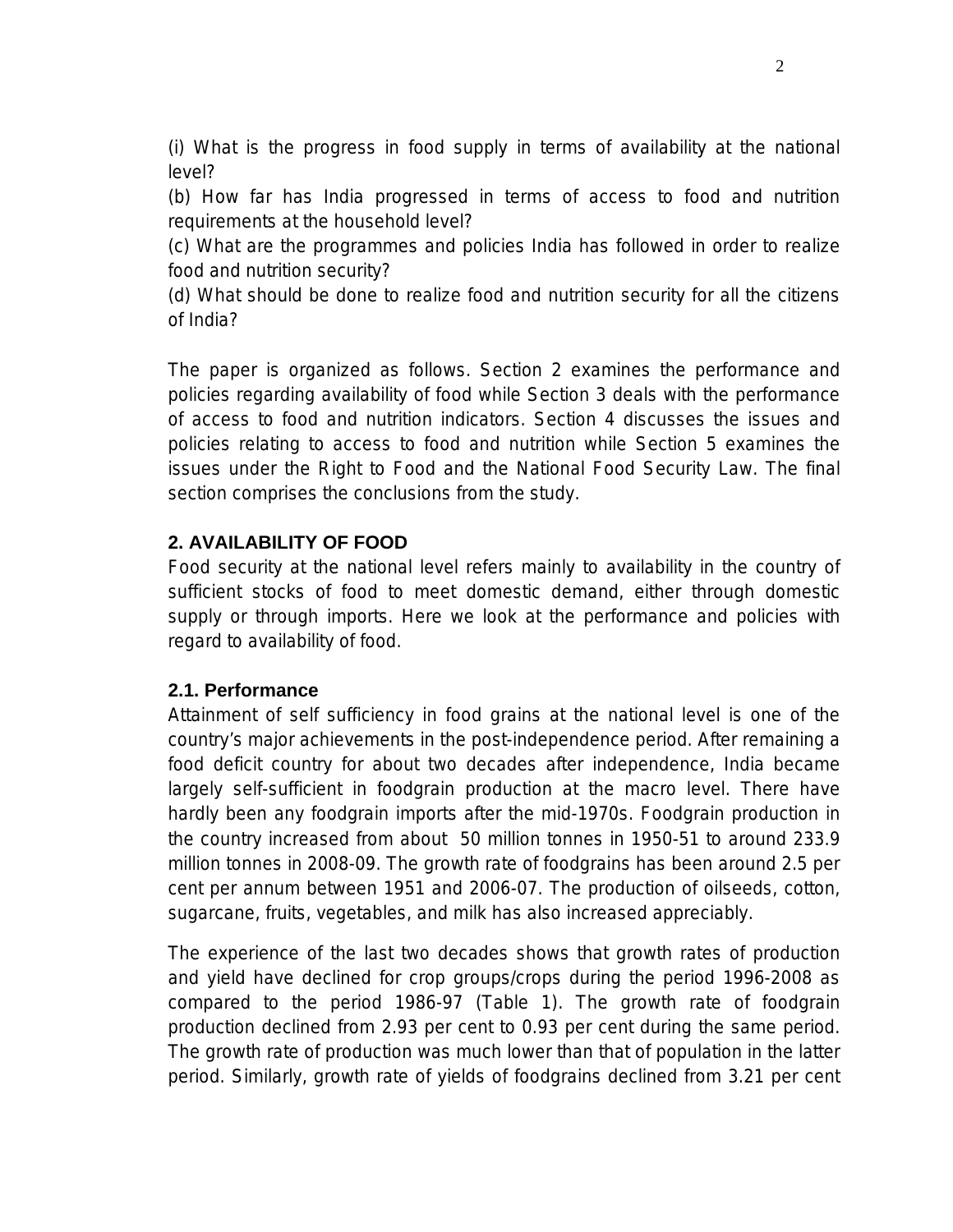(i) What is the progress in food supply in terms of availability at the national level?

(b) How far has India progressed in terms of access to food and nutrition requirements at the household level?

(c) What are the programmes and policies India has followed in order to realize food and nutrition security?

(d) What should be done to realize food and nutrition security for all the citizens of India?

The paper is organized as follows. Section 2 examines the performance and policies regarding availability of food while Section 3 deals with the performance of access to food and nutrition indicators. Section 4 discusses the issues and policies relating to access to food and nutrition while Section 5 examines the issues under the Right to Food and the National Food Security Law. The final section comprises the conclusions from the study.

## 2. AVAILABILITY OF FOOD

Food security at the national level refers mainly to availability in the country of sufficient stocks of food to meet domestic demand, either through domestic supply or through imports. Here we look at the performance and policies with regard to availability of food.

### 2.1. Performance

Attainment of self sufficiency in food grains at the national level is one of the country's major achievements in the post-independence period. After remaining a food deficit country for about two decades after independence, India became largely self-sufficient in foodgrain production at the macro level. There have hardly been any foodgrain imports after the mid-1970s. Foodgrain production in the country increased from about 50 million tonnes in 1950-51 to around 233.9 million tonnes in 2008-09. The growth rate of foodgrains has been around 2.5 per cent per annum between 1951 and 2006-07. The production of oilseeds, cotton, sugarcane, fruits, vegetables, and milk has also increased appreciably.

The experience of the last two decades shows that growth rates of production and yield have declined for crop groups/crops during the period 1996-2008 as compared to the period 1986-97 (Table 1). The growth rate of foodgrain production declined from 2.93 per cent to 0.93 per cent during the same period. The growth rate of production was much lower than that of population in the latter period. Similarly, growth rate of yields of foodgrains declined from 3.21 per cent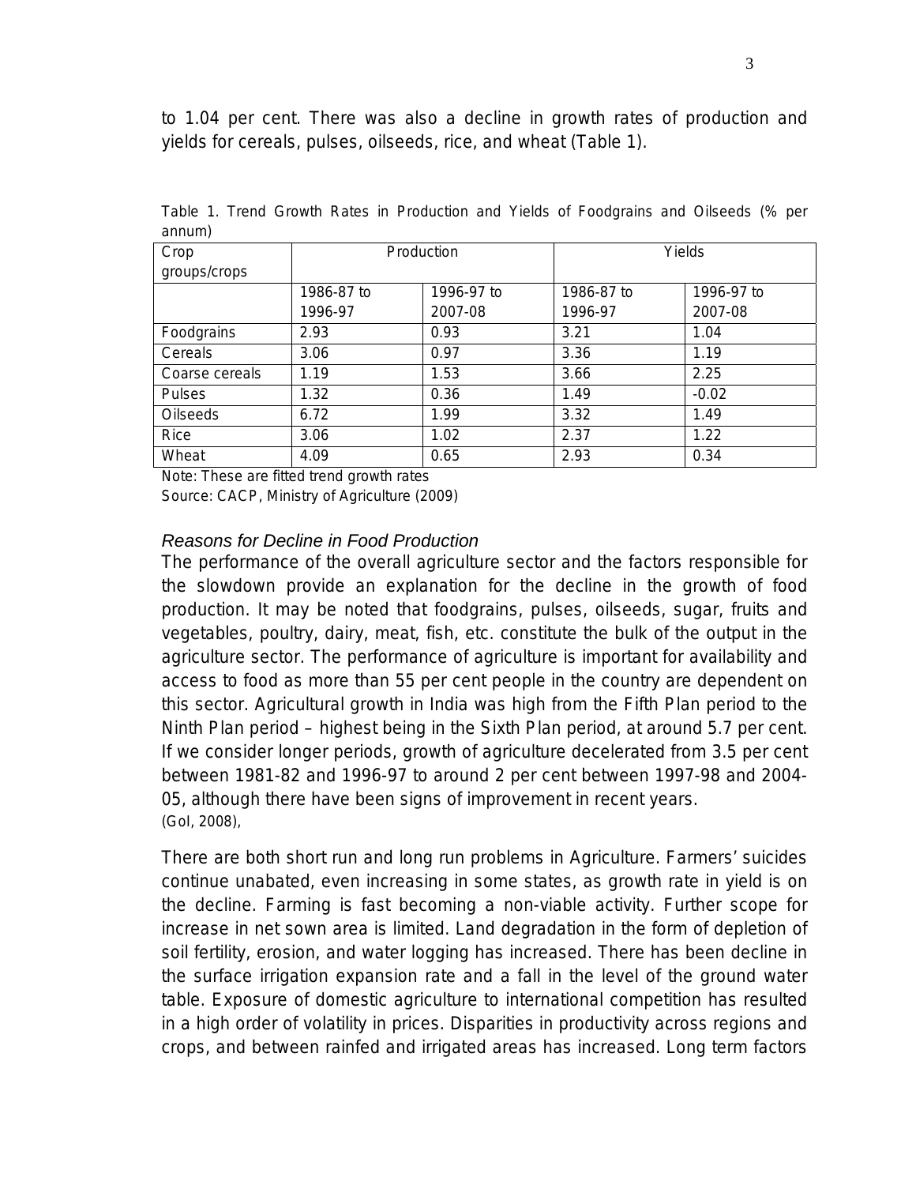to 1.04 per cent. There was also a decline in growth rates of production and yields for cereals, pulses, oilseeds, rice, and wheat (Table 1).

Table 1. Trend Growth Rates in Production and Yields of Foodgrains and Oilseeds (% per annum)

| Crop groups/crops | Production | | Yields | |
|---|---|---|---|---|
| | 1986-87 to 1996-97 | 1996-97 to 2007-08 | 1986-87 to 1996-97 | 1996-97 to 2007-08 |
| Foodgrains | 2.93 | 0.93 | 3.21 | 1.04 |
| Cereals | 3.06 | 0.97 | 3.36 | 1.19 |
| Coarse cereals | 1.19 | 1.53 | 3.66 | 2.25 |
| Pulses | 1.32 | 0.36 | 1.49 | -0.02 |
| Oilseeds | 6.72 | 1.99 | 3.32 | 1.49 |
| Rice | 3.06 | 1.02 | 2.37 | 1.22 |
| Wheat | 4.09 | 0.65 | 2.93 | 0.34 |

Note: These are fitted trend growth rates
Source: CACP, Ministry of Agriculture (2009)

### *Reasons for Decline in Food Production*

The performance of the overall agriculture sector and the factors responsible for the slowdown provide an explanation for the decline in the growth of food production. It may be noted that foodgrains, pulses, oilseeds, sugar, fruits and vegetables, poultry, dairy, meat, fish, etc. constitute the bulk of the output in the agriculture sector. The performance of agriculture is important for availability and access to food as more than 55 per cent people in the country are dependent on this sector. Agricultural growth in India was high from the Fifth Plan period to the Ninth Plan period – highest being in the Sixth Plan period, at around 5.7 per cent. If we consider longer periods, growth of agriculture decelerated from 3.5 per cent between 1981-82 and 1996-97 to around 2 per cent between 1997-98 and 2004-05, although there have been signs of improvement in recent years.
(GoI, 2008),

There are both short run and long run problems in Agriculture. Farmers' suicides continue unabated, even increasing in some states, as growth rate in yield is on the decline. Farming is fast becoming a non-viable activity. Further scope for increase in net sown area is limited. Land degradation in the form of depletion of soil fertility, erosion, and water logging has increased. There has been decline in the surface irrigation expansion rate and a fall in the level of the ground water table. Exposure of domestic agriculture to international competition has resulted in a high order of volatility in prices. Disparities in productivity across regions and crops, and between rainfed and irrigated areas has increased. Long term factors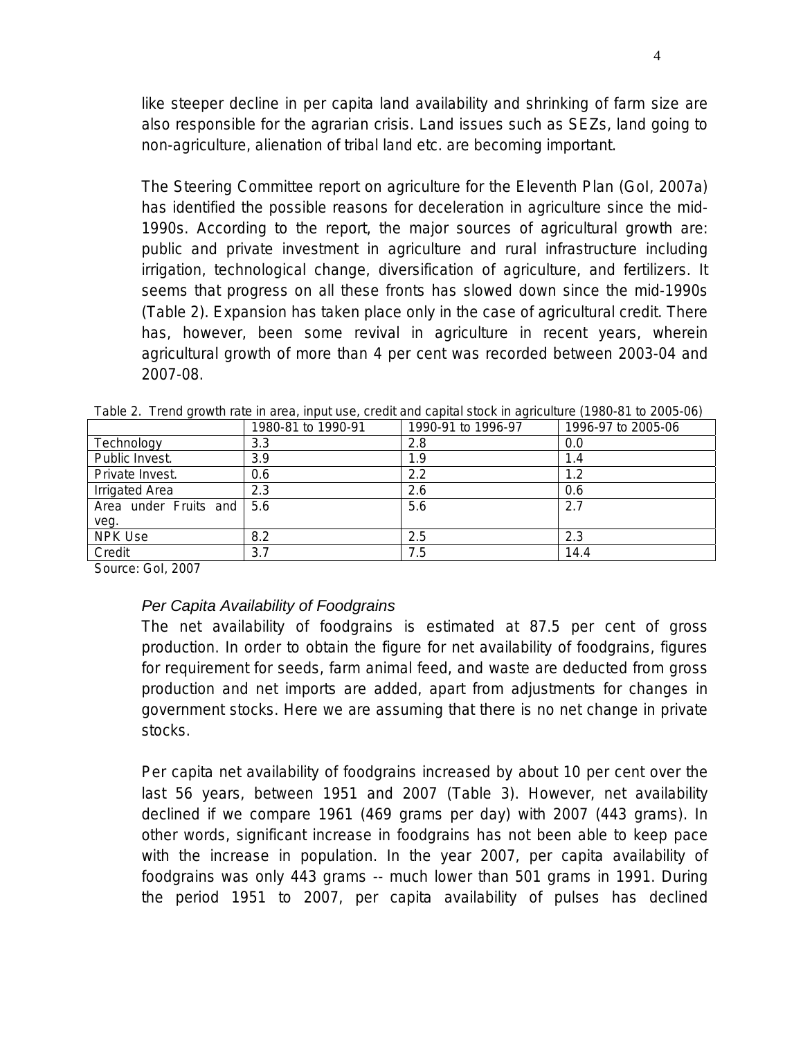like steeper decline in per capita land availability and shrinking of farm size are also responsible for the agrarian crisis. Land issues such as SEZs, land going to non-agriculture, alienation of tribal land etc. are becoming important.

The Steering Committee report on agriculture for the Eleventh Plan (GoI, 2007a) has identified the possible reasons for deceleration in agriculture since the mid-1990s. According to the report, the major sources of agricultural growth are: public and private investment in agriculture and rural infrastructure including irrigation, technological change, diversification of agriculture, and fertilizers. It seems that progress on all these fronts has slowed down since the mid-1990s (Table 2). Expansion has taken place only in the case of agricultural credit. There has, however, been some revival in agriculture in recent years, wherein agricultural growth of more than 4 per cent was recorded between 2003-04 and 2007-08.

Table 2. Trend growth rate in area, input use, credit and capital stock in agriculture (1980-81 to 2005-06)

| | 1980-81 to 1990-91 | 1990-91 to 1996-97 | 1996-97 to 2005-06 |
|---|---|---|---|
| Technology | 3.3 | 2.8 | 0.0 |
| Public Invest. | 3.9 | 1.9 | 1.4 |
| Private Invest. | 0.6 | 2.2 | 1.2 |
| Irrigated Area | 2.3 | 2.6 | 0.6 |
| Area under Fruits and veg. | 5.6 | 5.6 | 2.7 |
| NPK Use | 8.2 | 2.5 | 2.3 |
| Credit | 3.7 | 7.5 | 14.4 |

Source: GoI, 2007

### *Per Capita Availability of Foodgrains*

The net availability of foodgrains is estimated at 87.5 per cent of gross production. In order to obtain the figure for net availability of foodgrains, figures for requirement for seeds, farm animal feed, and waste are deducted from gross production and net imports are added, apart from adjustments for changes in government stocks. Here we are assuming that there is no net change in private stocks.

Per capita net availability of foodgrains increased by about 10 per cent over the last 56 years, between 1951 and 2007 (Table 3). However, net availability declined if we compare 1961 (469 grams per day) with 2007 (443 grams). In other words, significant increase in foodgrains has not been able to keep pace with the increase in population. In the year 2007, per capita availability of foodgrains was only 443 grams -- much lower than 501 grams in 1991. During the period 1951 to 2007, per capita availability of pulses has declined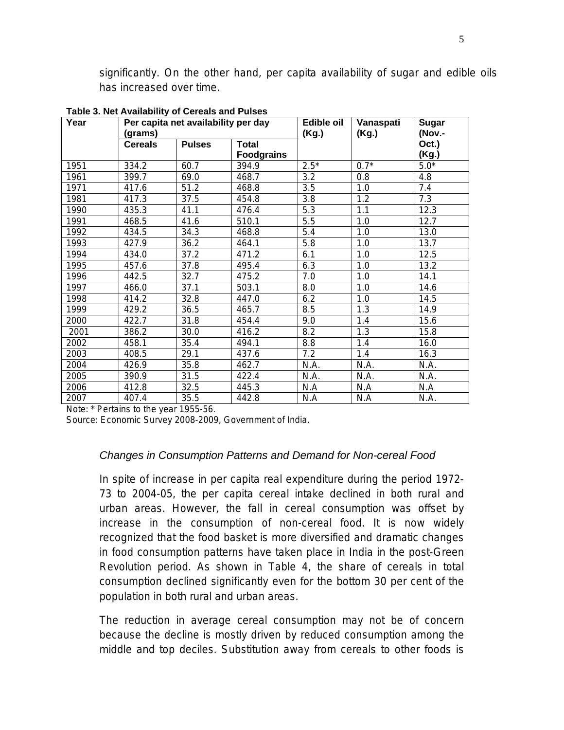significantly. On the other hand, per capita availability of sugar and edible oils has increased over time.

**Table 3. Net Availability of Cereals and Pulses**

| Year | Per capita net availability per day (grams) | | | Edible oil (Kg.) | Vanaspati (Kg.) | Sugar (Nov.-Oct.) (Kg.) |
|---|---|---|---|---|---|---|
| | Cereals | Pulses | Total Foodgrains | | | |
| 1951 | 334.2 | 60.7 | 394.9 | 2.5* | 0.7* | 5.0* |
| 1961 | 399.7 | 69.0 | 468.7 | 3.2 | 0.8 | 4.8 |
| 1971 | 417.6 | 51.2 | 468.8 | 3.5 | 1.0 | 7.4 |
| 1981 | 417.3 | 37.5 | 454.8 | 3.8 | 1.2 | 7.3 |
| 1990 | 435.3 | 41.1 | 476.4 | 5.3 | 1.1 | 12.3 |
| 1991 | 468.5 | 41.6 | 510.1 | 5.5 | 1.0 | 12.7 |
| 1992 | 434.5 | 34.3 | 468.8 | 5.4 | 1.0 | 13.0 |
| 1993 | 427.9 | 36.2 | 464.1 | 5.8 | 1.0 | 13.7 |
| 1994 | 434.0 | 37.2 | 471.2 | 6.1 | 1.0 | 12.5 |
| 1995 | 457.6 | 37.8 | 495.4 | 6.3 | 1.0 | 13.2 |
| 1996 | 442.5 | 32.7 | 475.2 | 7.0 | 1.0 | 14.1 |
| 1997 | 466.0 | 37.1 | 503.1 | 8.0 | 1.0 | 14.6 |
| 1998 | 414.2 | 32.8 | 447.0 | 6.2 | 1.0 | 14.5 |
| 1999 | 429.2 | 36.5 | 465.7 | 8.5 | 1.3 | 14.9 |
| 2000 | 422.7 | 31.8 | 454.4 | 9.0 | 1.4 | 15.6 |
| 2001 | 386.2 | 30.0 | 416.2 | 8.2 | 1.3 | 15.8 |
| 2002 | 458.1 | 35.4 | 494.1 | 8.8 | 1.4 | 16.0 |
| 2003 | 408.5 | 29.1 | 437.6 | 7.2 | 1.4 | 16.3 |
| 2004 | 426.9 | 35.8 | 462.7 | N.A. | N.A. | N.A. |
| 2005 | 390.9 | 31.5 | 422.4 | N.A. | N.A. | N.A. |
| 2006 | 412.8 | 32.5 | 445.3 | N.A | N.A | N.A |
| 2007 | 407.4 | 35.5 | 442.8 | N.A | N.A | N.A. |

Note: * Pertains to the year 1955-56.

Source: Economic Survey 2008-2009, Government of India.

### *Changes in Consumption Patterns and Demand for Non-cereal Food*

In spite of increase in per capita real expenditure during the period 1972-73 to 2004-05, the per capita cereal intake declined in both rural and urban areas. However, the fall in cereal consumption was offset by increase in the consumption of non-cereal food. It is now widely recognized that the food basket is more diversified and dramatic changes in food consumption patterns have taken place in India in the post-Green Revolution period. As shown in Table 4, the share of cereals in total consumption declined significantly even for the bottom 30 per cent of the population in both rural and urban areas.

The reduction in average cereal consumption may not be of concern because the decline is mostly driven by reduced consumption among the middle and top deciles. Substitution away from cereals to other foods is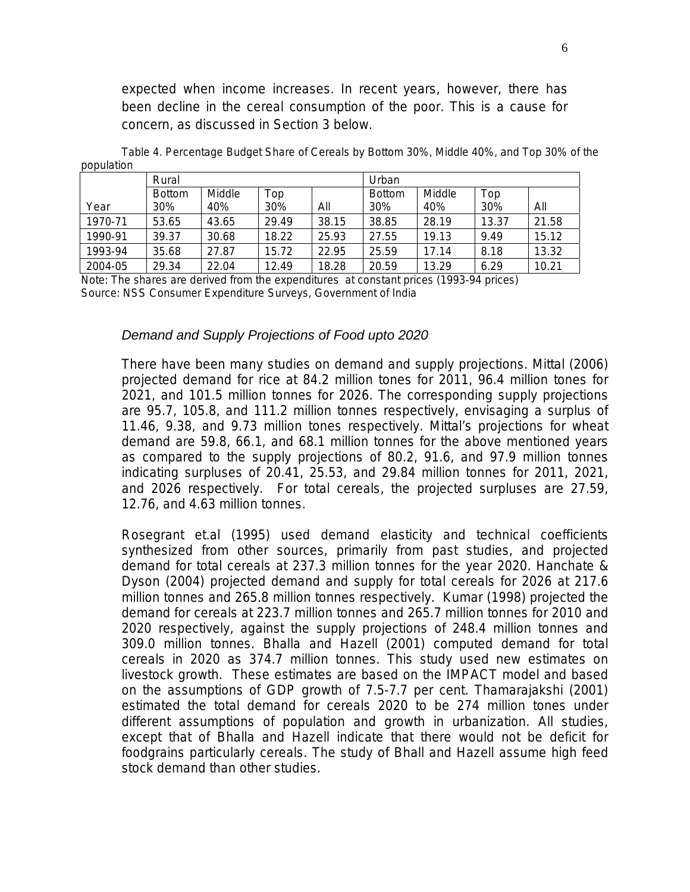expected when income increases. In recent years, however, there has been decline in the cereal consumption of the poor. This is a cause for concern, as discussed in Section 3 below.

Table 4. Percentage Budget Share of Cereals by Bottom 30%, Middle 40%, and Top 30% of the population

| | Rural | | | | Urban | | | |
|---|---|---|---|---|---|---|---|---|
| Year | Bottom 30% | Middle 40% | Top 30% | All | Bottom 30% | Middle 40% | Top 30% | All |
| 1970-71 | 53.65 | 43.65 | 29.49 | 38.15 | 38.85 | 28.19 | 13.37 | 21.58 |
| 1990-91 | 39.37 | 30.68 | 18.22 | 25.93 | 27.55 | 19.13 | 9.49 | 15.12 |
| 1993-94 | 35.68 | 27.87 | 15.72 | 22.95 | 25.59 | 17.14 | 8.18 | 13.32 |
| 2004-05 | 29.34 | 22.04 | 12.49 | 18.28 | 20.59 | 13.29 | 6.29 | 10.21 |

Note: The shares are derived from the expenditures at constant prices (1993-94 prices)
Source: NSS Consumer Expenditure Surveys, Government of India

### *Demand and Supply Projections of Food upto 2020*

There have been many studies on demand and supply projections. Mittal (2006) projected demand for rice at 84.2 million tones for 2011, 96.4 million tones for 2021, and 101.5 million tonnes for 2026. The corresponding supply projections are 95.7, 105.8, and 111.2 million tonnes respectively, envisaging a surplus of 11.46, 9.38, and 9.73 million tones respectively. Mittal's projections for wheat demand are 59.8, 66.1, and 68.1 million tonnes for the above mentioned years as compared to the supply projections of 80.2, 91.6, and 97.9 million tonnes indicating surpluses of 20.41, 25.53, and 29.84 million tonnes for 2011, 2021, and 2026 respectively. For total cereals, the projected surpluses are 27.59, 12.76, and 4.63 million tonnes.

Rosegrant et.al (1995) used demand elasticity and technical coefficients synthesized from other sources, primarily from past studies, and projected demand for total cereals at 237.3 million tonnes for the year 2020. Hanchate & Dyson (2004) projected demand and supply for total cereals for 2026 at 217.6 million tonnes and 265.8 million tonnes respectively. Kumar (1998) projected the demand for cereals at 223.7 million tonnes and 265.7 million tonnes for 2010 and 2020 respectively, against the supply projections of 248.4 million tonnes and 309.0 million tonnes. Bhalla and Hazell (2001) computed demand for total cereals in 2020 as 374.7 million tonnes. This study used new estimates on livestock growth. These estimates are based on the IMPACT model and based on the assumptions of GDP growth of 7.5-7.7 per cent. Thamarajakshi (2001) estimated the total demand for cereals 2020 to be 274 million tones under different assumptions of population and growth in urbanization. All studies, except that of Bhalla and Hazell indicate that there would not be deficit for foodgrains particularly cereals. The study of Bhall and Hazell assume high feed stock demand than other studies.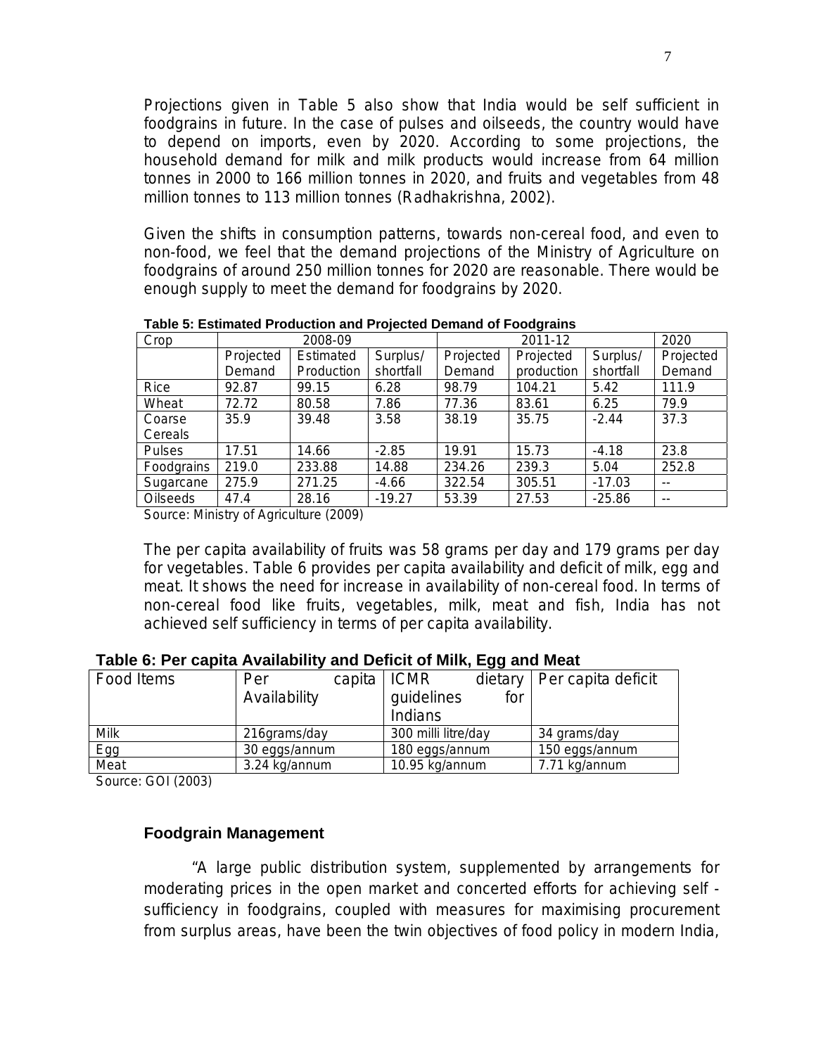Projections given in Table 5 also show that India would be self sufficient in foodgrains in future. In the case of pulses and oilseeds, the country would have to depend on imports, even by 2020. According to some projections, the household demand for milk and milk products would increase from 64 million tonnes in 2000 to 166 million tonnes in 2020, and fruits and vegetables from 48 million tonnes to 113 million tonnes (Radhakrishna, 2002).

Given the shifts in consumption patterns, towards non-cereal food, and even to non-food, we feel that the demand projections of the Ministry of Agriculture on foodgrains of around 250 million tonnes for 2020 are reasonable. There would be enough supply to meet the demand for foodgrains by 2020.

**Table 5: Estimated Production and Projected Demand of Foodgrains**

| Crop | 2008-09 | | | 2011-12 | | | 2020 |
|---|---|---|---|---|---|---|---|
| | Projected Demand | Estimated Production | Surplus/ shortfall | Projected Demand | Projected production | Surplus/ shortfall | Projected Demand |
| Rice | 92.87 | 99.15 | 6.28 | 98.79 | 104.21 | 5.42 | 111.9 |
| Wheat | 72.72 | 80.58 | 7.86 | 77.36 | 83.61 | 6.25 | 79.9 |
| Coarse Cereals | 35.9 | 39.48 | 3.58 | 38.19 | 35.75 | -2.44 | 37.3 |
| Pulses | 17.51 | 14.66 | -2.85 | 19.91 | 15.73 | -4.18 | 23.8 |
| Foodgrains | 219.0 | 233.88 | 14.88 | 234.26 | 239.3 | 5.04 | 252.8 |
| Sugarcane | 275.9 | 271.25 | -4.66 | 322.54 | 305.51 | -17.03 | -- |
| Oilseeds | 47.4 | 28.16 | -19.27 | 53.39 | 27.53 | -25.86 | -- |

Source: Ministry of Agriculture (2009)

The per capita availability of fruits was 58 grams per day and 179 grams per day for vegetables. Table 6 provides per capita availability and deficit of milk, egg and meat. It shows the need for increase in availability of non-cereal food. In terms of non-cereal food like fruits, vegetables, milk, meat and fish, India has not achieved self sufficiency in terms of per capita availability.

**Table 6: Per capita Availability and Deficit of Milk, Egg and Meat**

| Food Items | Per capita Availability | ICMR dietary guidelines for Indians | Per capita deficit |
|---|---|---|---|
| Milk | 216grams/day | 300 milli litre/day | 34 grams/day |
| Egg | 30 eggs/annum | 180 eggs/annum | 150 eggs/annum |
| Meat | 3.24 kg/annum | 10.95 kg/annum | 7.71 kg/annum |

Source: GOI (2003)

### Foodgrain Management

"A large public distribution system, supplemented by arrangements for moderating prices in the open market and concerted efforts for achieving self - sufficiency in foodgrains, coupled with measures for maximising procurement from surplus areas, have been the twin objectives of food policy in modern India,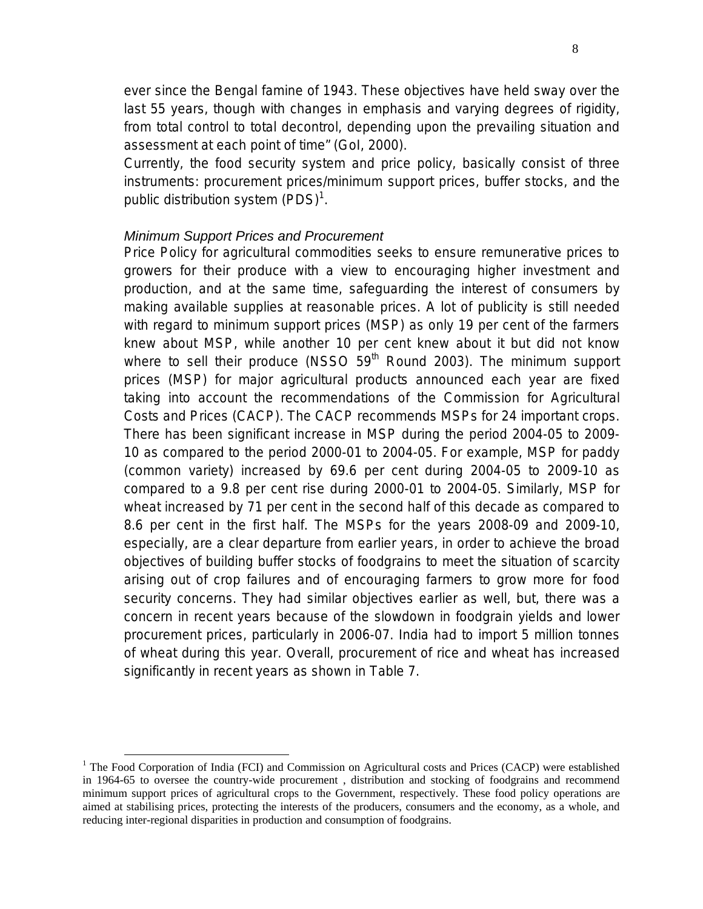ever since the Bengal famine of 1943. These objectives have held sway over the last 55 years, though with changes in emphasis and varying degrees of rigidity, from total control to total decontrol, depending upon the prevailing situation and assessment at each point of time" (GoI, 2000).

Currently, the food security system and price policy, basically consist of three instruments: procurement prices/minimum support prices, buffer stocks, and the public distribution system (PDS)[1].

*Minimum Support Prices and Procurement*

Price Policy for agricultural commodities seeks to ensure remunerative prices to growers for their produce with a view to encouraging higher investment and production, and at the same time, safeguarding the interest of consumers by making available supplies at reasonable prices. A lot of publicity is still needed with regard to minimum support prices (MSP) as only 19 per cent of the farmers knew about MSP, while another 10 per cent knew about it but did not know where to sell their produce (NSSO 59th Round 2003). The minimum support prices (MSP) for major agricultural products announced each year are fixed taking into account the recommendations of the Commission for Agricultural Costs and Prices (CACP). The CACP recommends MSPs for 24 important crops. There has been significant increase in MSP during the period 2004-05 to 2009-10 as compared to the period 2000-01 to 2004-05. For example, MSP for paddy (common variety) increased by 69.6 per cent during 2004-05 to 2009-10 as compared to a 9.8 per cent rise during 2000-01 to 2004-05. Similarly, MSP for wheat increased by 71 per cent in the second half of this decade as compared to 8.6 per cent in the first half. The MSPs for the years 2008-09 and 2009-10, especially, are a clear departure from earlier years, in order to achieve the broad objectives of building buffer stocks of foodgrains to meet the situation of scarcity arising out of crop failures and of encouraging farmers to grow more for food security concerns. They had similar objectives earlier as well, but, there was a concern in recent years because of the slowdown in foodgrain yields and lower procurement prices, particularly in 2006-07. India had to import 5 million tonnes of wheat during this year. Overall, procurement of rice and wheat has increased significantly in recent years as shown in Table 7.

[1] The Food Corporation of India (FCI) and Commission on Agricultural costs and Prices (CACP) were established in 1964-65 to oversee the country-wide procurement , distribution and stocking of foodgrains and recommend minimum support prices of agricultural crops to the Government, respectively. These food policy operations are aimed at stabilising prices, protecting the interests of the producers, consumers and the economy, as a whole, and reducing inter-regional disparities in production and consumption of foodgrains.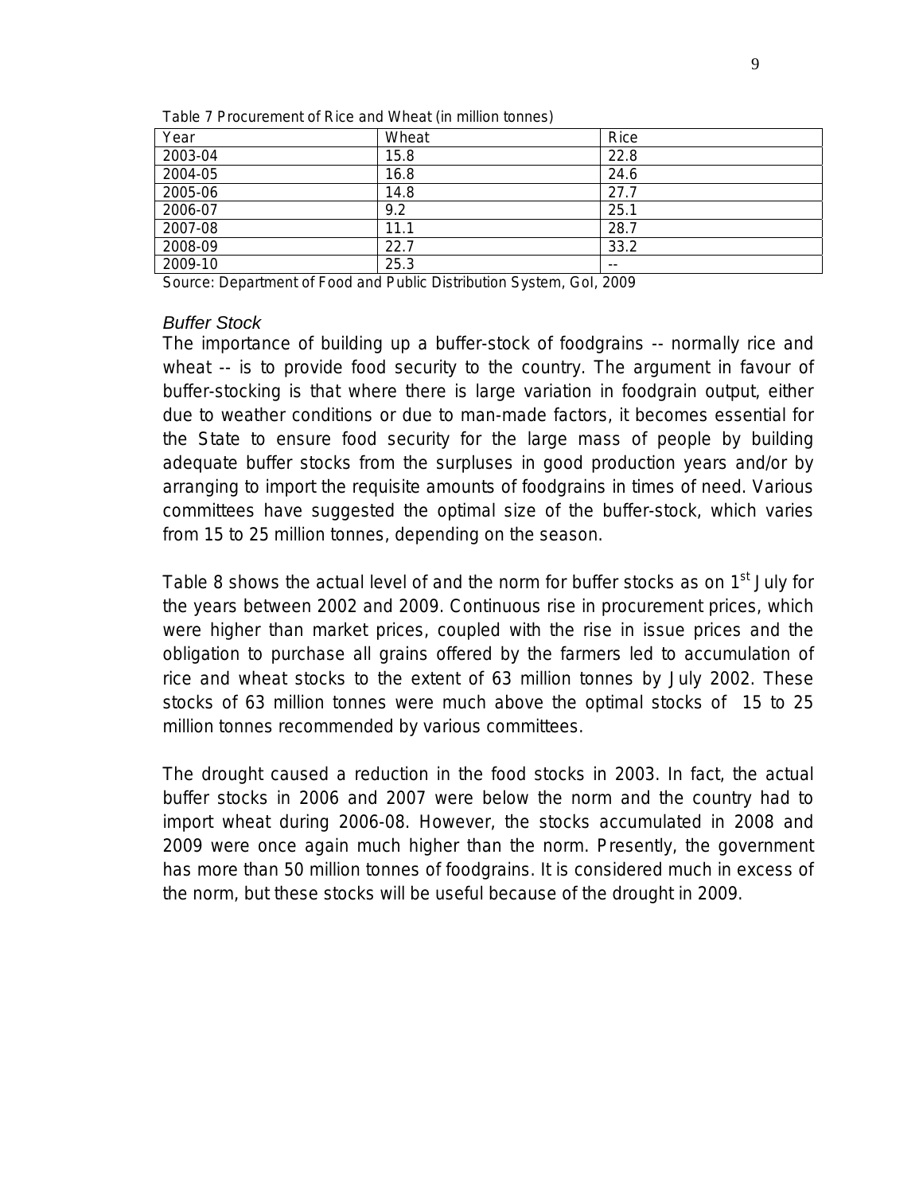Table 7 Procurement of Rice and Wheat (in million tonnes)

| Year | Wheat | Rice |
|---|---|---|
| 2003-04 | 15.8 | 22.8 |
| 2004-05 | 16.8 | 24.6 |
| 2005-06 | 14.8 | 27.7 |
| 2006-07 | 9.2 | 25.1 |
| 2007-08 | 11.1 | 28.7 |
| 2008-09 | 22.7 | 33.2 |
| 2009-10 | 25.3 | -- |

Source: Department of Food and Public Distribution System, GoI, 2009

### *Buffer Stock*

The importance of building up a buffer-stock of foodgrains -- normally rice and wheat -- is to provide food security to the country. The argument in favour of buffer-stocking is that where there is large variation in foodgrain output, either due to weather conditions or due to man-made factors, it becomes essential for the State to ensure food security for the large mass of people by building adequate buffer stocks from the surpluses in good production years and/or by arranging to import the requisite amounts of foodgrains in times of need. Various committees have suggested the optimal size of the buffer-stock, which varies from 15 to 25 million tonnes, depending on the season.

Table 8 shows the actual level of and the norm for buffer stocks as on 1st July for the years between 2002 and 2009. Continuous rise in procurement prices, which were higher than market prices, coupled with the rise in issue prices and the obligation to purchase all grains offered by the farmers led to accumulation of rice and wheat stocks to the extent of 63 million tonnes by July 2002. These stocks of 63 million tonnes were much above the optimal stocks of 15 to 25 million tonnes recommended by various committees.

The drought caused a reduction in the food stocks in 2003. In fact, the actual buffer stocks in 2006 and 2007 were below the norm and the country had to import wheat during 2006-08. However, the stocks accumulated in 2008 and 2009 were once again much higher than the norm. Presently, the government has more than 50 million tonnes of foodgrains. It is considered much in excess of the norm, but these stocks will be useful because of the drought in 2009.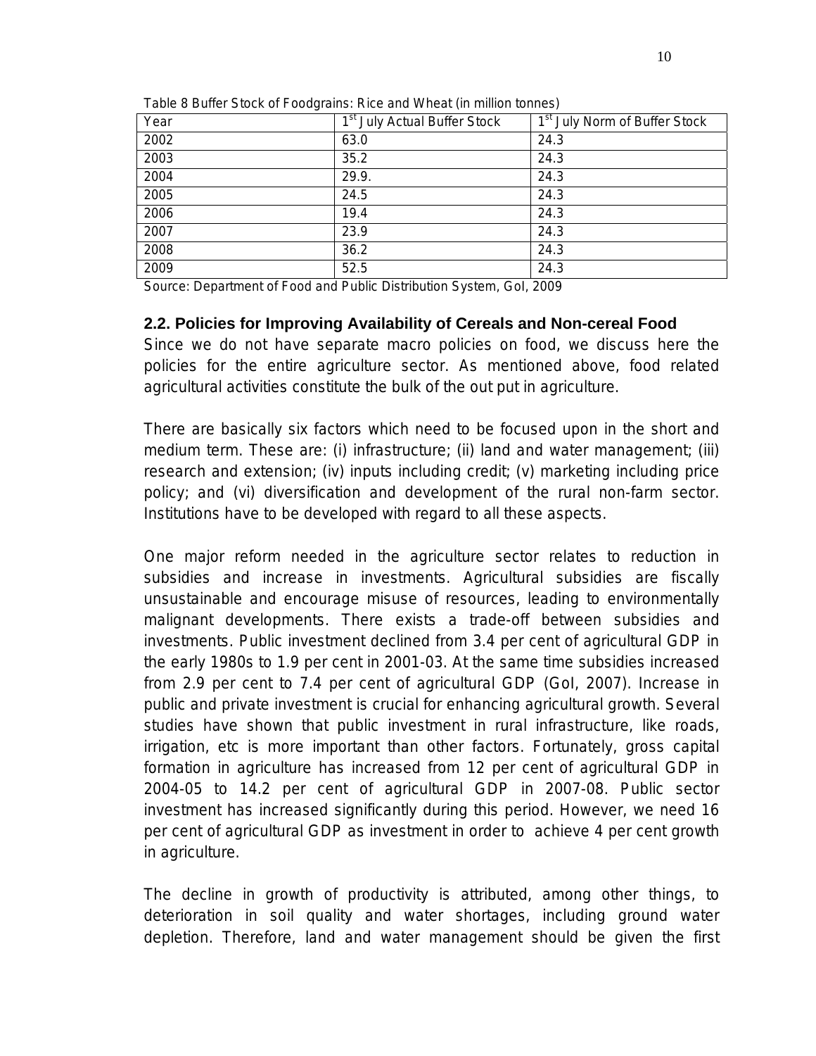Table 8 Buffer Stock of Foodgrains: Rice and Wheat (in million tonnes)

| Year | 1st July Actual Buffer Stock | 1st July Norm of Buffer Stock |
|---|---|---|
| 2002 | 63.0 | 24.3 |
| 2003 | 35.2 | 24.3 |
| 2004 | 29.9. | 24.3 |
| 2005 | 24.5 | 24.3 |
| 2006 | 19.4 | 24.3 |
| 2007 | 23.9 | 24.3 |
| 2008 | 36.2 | 24.3 |
| 2009 | 52.5 | 24.3 |

Source: Department of Food and Public Distribution System, GoI, 2009

## 2.2. Policies for Improving Availability of Cereals and Non-cereal Food

Since we do not have separate macro policies on food, we discuss here the policies for the entire agriculture sector. As mentioned above, food related agricultural activities constitute the bulk of the out put in agriculture.

There are basically six factors which need to be focused upon in the short and medium term. These are: (i) infrastructure; (ii) land and water management; (iii) research and extension; (iv) inputs including credit; (v) marketing including price policy; and (vi) diversification and development of the rural non-farm sector. Institutions have to be developed with regard to all these aspects.

One major reform needed in the agriculture sector relates to reduction in subsidies and increase in investments. Agricultural subsidies are fiscally unsustainable and encourage misuse of resources, leading to environmentally malignant developments. There exists a trade-off between subsidies and investments. Public investment declined from 3.4 per cent of agricultural GDP in the early 1980s to 1.9 per cent in 2001-03. At the same time subsidies increased from 2.9 per cent to 7.4 per cent of agricultural GDP (GoI, 2007). Increase in public and private investment is crucial for enhancing agricultural growth. Several studies have shown that public investment in rural infrastructure, like roads, irrigation, etc is more important than other factors. Fortunately, gross capital formation in agriculture has increased from 12 per cent of agricultural GDP in 2004-05 to 14.2 per cent of agricultural GDP in 2007-08. Public sector investment has increased significantly during this period. However, we need 16 per cent of agricultural GDP as investment in order to achieve 4 per cent growth in agriculture.

The decline in growth of productivity is attributed, among other things, to deterioration in soil quality and water shortages, including ground water depletion. Therefore, land and water management should be given the first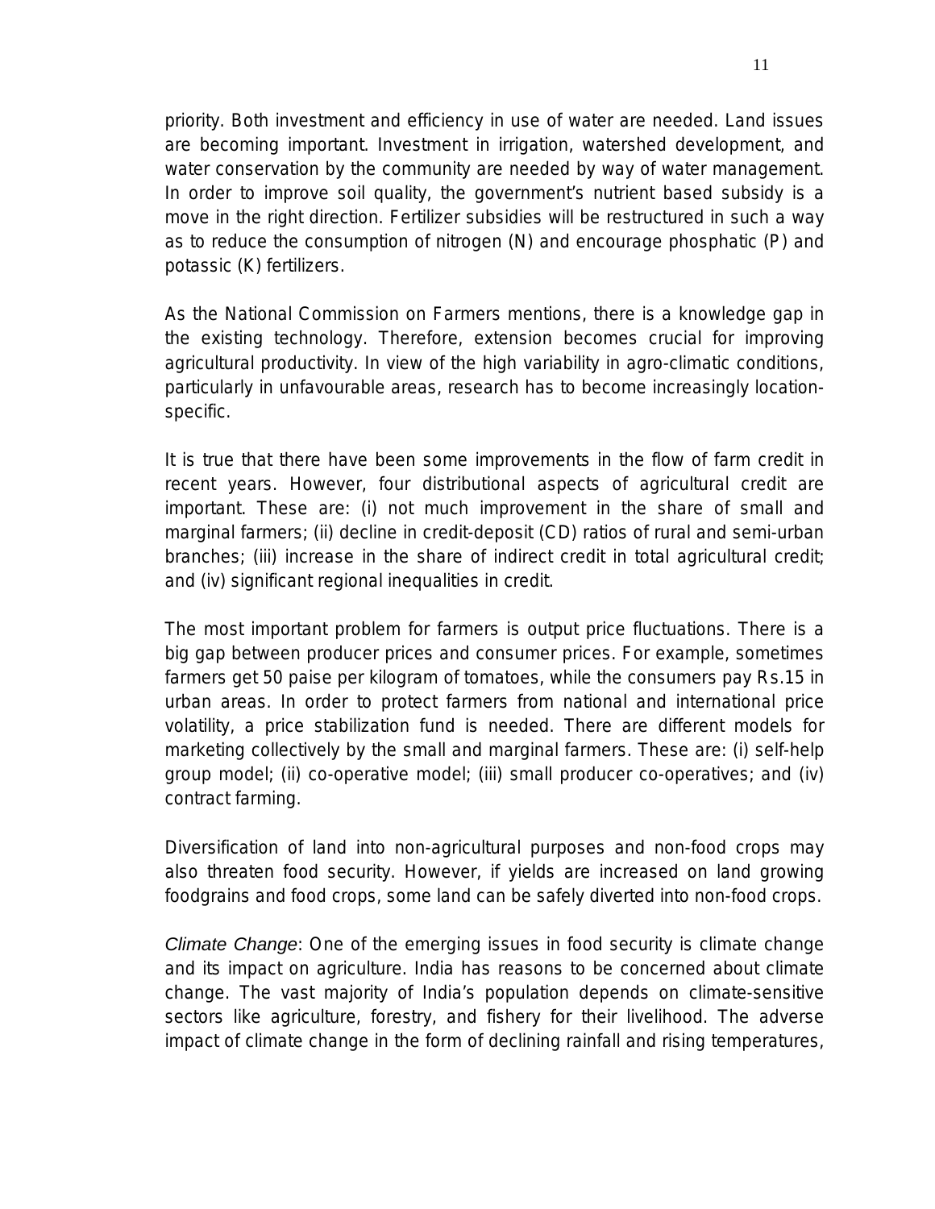priority. Both investment and efficiency in use of water are needed. Land issues are becoming important. Investment in irrigation, watershed development, and water conservation by the community are needed by way of water management. In order to improve soil quality, the government's nutrient based subsidy is a move in the right direction. Fertilizer subsidies will be restructured in such a way as to reduce the consumption of nitrogen (N) and encourage phosphatic (P) and potassic (K) fertilizers.

As the National Commission on Farmers mentions, there is a knowledge gap in the existing technology. Therefore, extension becomes crucial for improving agricultural productivity. In view of the high variability in agro-climatic conditions, particularly in unfavourable areas, research has to become increasingly location-specific.

It is true that there have been some improvements in the flow of farm credit in recent years. However, four distributional aspects of agricultural credit are important. These are: (i) not much improvement in the share of small and marginal farmers; (ii) decline in credit-deposit (CD) ratios of rural and semi-urban branches; (iii) increase in the share of indirect credit in total agricultural credit; and (iv) significant regional inequalities in credit.

The most important problem for farmers is output price fluctuations. There is a big gap between producer prices and consumer prices. For example, sometimes farmers get 50 paise per kilogram of tomatoes, while the consumers pay Rs.15 in urban areas. In order to protect farmers from national and international price volatility, a price stabilization fund is needed. There are different models for marketing collectively by the small and marginal farmers. These are: (i) self-help group model; (ii) co-operative model; (iii) small producer co-operatives; and (iv) contract farming.

Diversification of land into non-agricultural purposes and non-food crops may also threaten food security. However, if yields are increased on land growing foodgrains and food crops, some land can be safely diverted into non-food crops.

*Climate Change*: One of the emerging issues in food security is climate change and its impact on agriculture. India has reasons to be concerned about climate change. The vast majority of India's population depends on climate-sensitive sectors like agriculture, forestry, and fishery for their livelihood. The adverse impact of climate change in the form of declining rainfall and rising temperatures,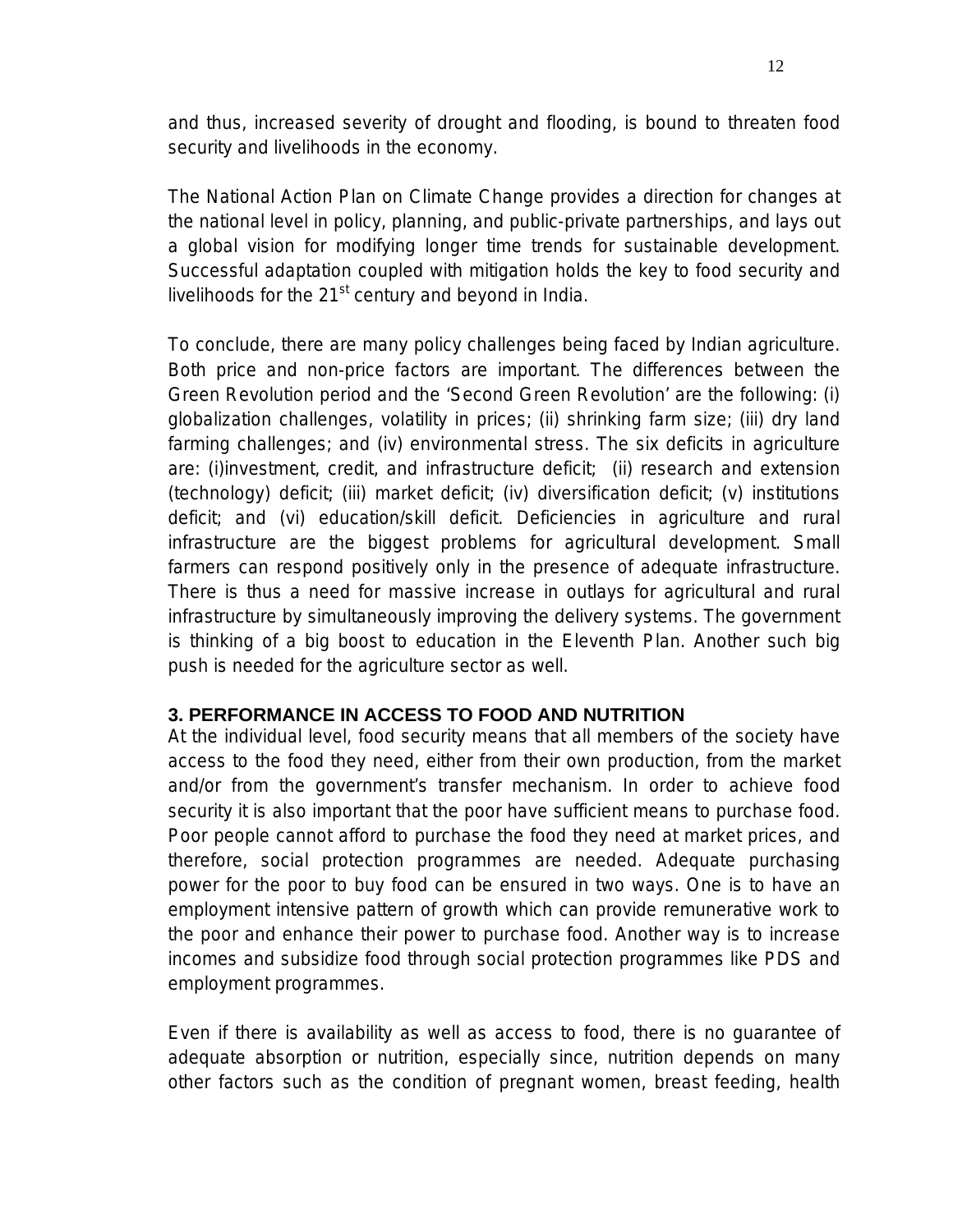and thus, increased severity of drought and flooding, is bound to threaten food security and livelihoods in the economy.

The National Action Plan on Climate Change provides a direction for changes at the national level in policy, planning, and public-private partnerships, and lays out a global vision for modifying longer time trends for sustainable development. Successful adaptation coupled with mitigation holds the key to food security and livelihoods for the 21st century and beyond in India.

To conclude, there are many policy challenges being faced by Indian agriculture. Both price and non-price factors are important. The differences between the Green Revolution period and the 'Second Green Revolution' are the following: (i) globalization challenges, volatility in prices; (ii) shrinking farm size; (iii) dry land farming challenges; and (iv) environmental stress. The six deficits in agriculture are: (i)investment, credit, and infrastructure deficit; (ii) research and extension (technology) deficit; (iii) market deficit; (iv) diversification deficit; (v) institutions deficit; and (vi) education/skill deficit. Deficiencies in agriculture and rural infrastructure are the biggest problems for agricultural development. Small farmers can respond positively only in the presence of adequate infrastructure. There is thus a need for massive increase in outlays for agricultural and rural infrastructure by simultaneously improving the delivery systems. The government is thinking of a big boost to education in the Eleventh Plan. Another such big push is needed for the agriculture sector as well.

## 3. PERFORMANCE IN ACCESS TO FOOD AND NUTRITION

At the individual level, food security means that all members of the society have access to the food they need, either from their own production, from the market and/or from the government's transfer mechanism. In order to achieve food security it is also important that the poor have sufficient means to purchase food. Poor people cannot afford to purchase the food they need at market prices, and therefore, social protection programmes are needed. Adequate purchasing power for the poor to buy food can be ensured in two ways. One is to have an employment intensive pattern of growth which can provide remunerative work to the poor and enhance their power to purchase food. Another way is to increase incomes and subsidize food through social protection programmes like PDS and employment programmes.

Even if there is availability as well as access to food, there is no guarantee of adequate absorption or nutrition, especially since, nutrition depends on many other factors such as the condition of pregnant women, breast feeding, health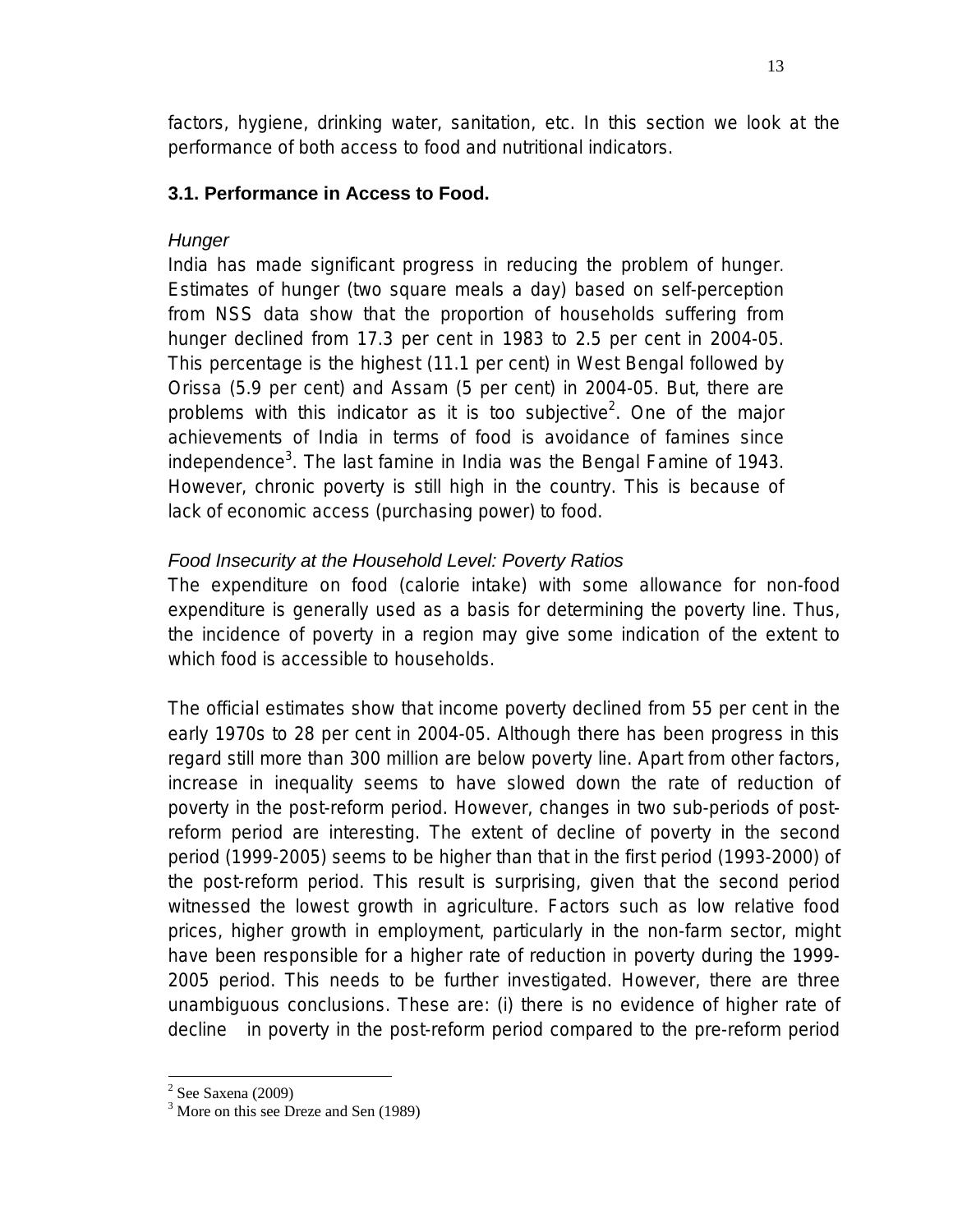factors, hygiene, drinking water, sanitation, etc. In this section we look at the performance of both access to food and nutritional indicators.

### 3.1. Performance in Access to Food.

*Hunger*

India has made significant progress in reducing the problem of hunger. Estimates of hunger (two square meals a day) based on self-perception from NSS data show that the proportion of households suffering from hunger declined from 17.3 per cent in 1983 to 2.5 per cent in 2004-05. This percentage is the highest (11.1 per cent) in West Bengal followed by Orissa (5.9 per cent) and Assam (5 per cent) in 2004-05. But, there are problems with this indicator as it is too subjective[2]. One of the major achievements of India in terms of food is avoidance of famines since independence[3]. The last famine in India was the Bengal Famine of 1943. However, chronic poverty is still high in the country. This is because of lack of economic access (purchasing power) to food.

*Food Insecurity at the Household Level: Poverty Ratios*

The expenditure on food (calorie intake) with some allowance for non-food expenditure is generally used as a basis for determining the poverty line. Thus, the incidence of poverty in a region may give some indication of the extent to which food is accessible to households.

The official estimates show that income poverty declined from 55 per cent in the early 1970s to 28 per cent in 2004-05. Although there has been progress in this regard still more than 300 million are below poverty line. Apart from other factors, increase in inequality seems to have slowed down the rate of reduction of poverty in the post-reform period. However, changes in two sub-periods of post-reform period are interesting. The extent of decline of poverty in the second period (1999-2005) seems to be higher than that in the first period (1993-2000) of the post-reform period. This result is surprising, given that the second period witnessed the lowest growth in agriculture. Factors such as low relative food prices, higher growth in employment, particularly in the non-farm sector, might have been responsible for a higher rate of reduction in poverty during the 1999-2005 period. This needs to be further investigated. However, there are three unambiguous conclusions. These are: (i) there is no evidence of higher rate of decline in poverty in the post-reform period compared to the pre-reform period

[2] See Saxena (2009)

[3] More on this see Dreze and Sen (1989)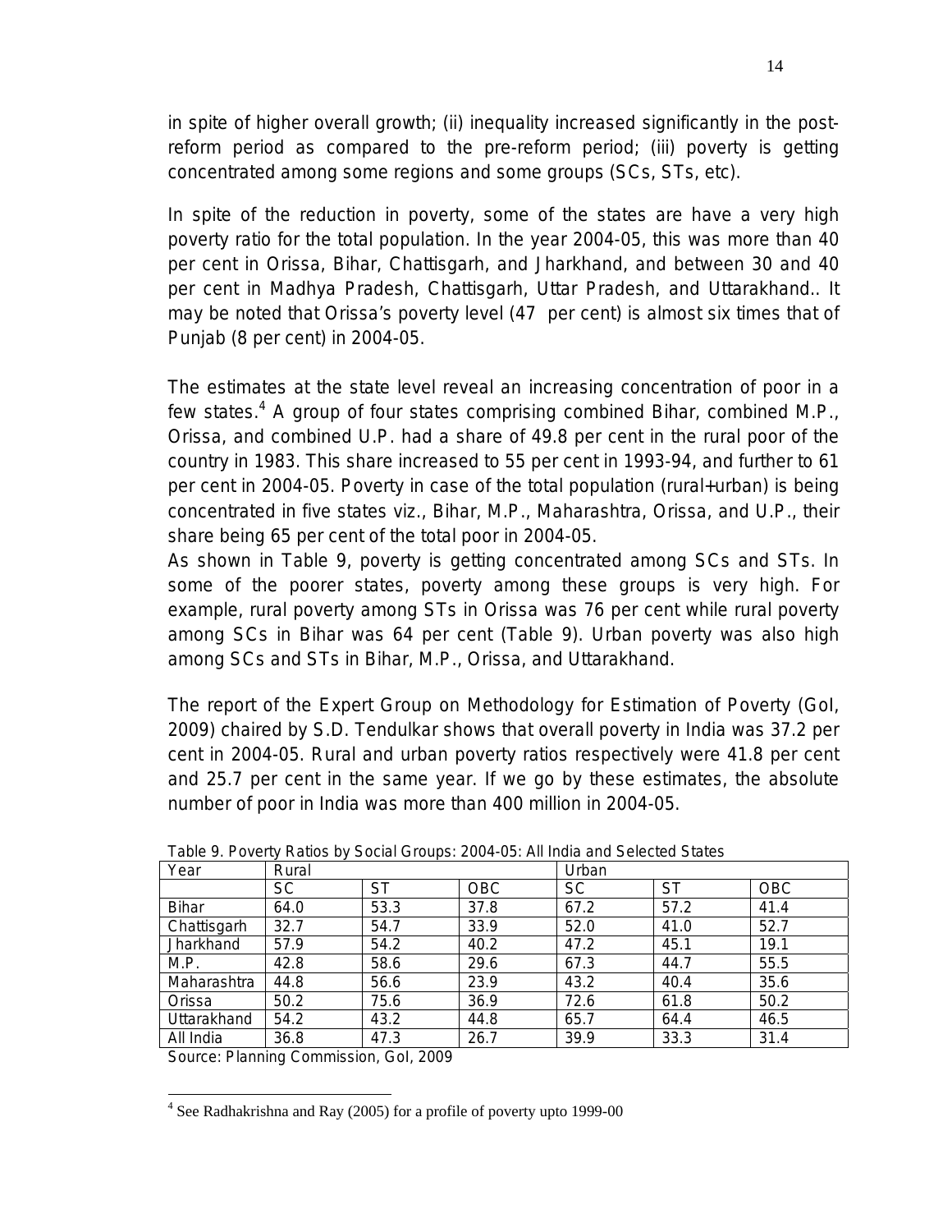in spite of higher overall growth; (ii) inequality increased significantly in the post-reform period as compared to the pre-reform period; (iii) poverty is getting concentrated among some regions and some groups (SCs, STs, etc).

In spite of the reduction in poverty, some of the states are have a very high poverty ratio for the total population. In the year 2004-05, this was more than 40 per cent in Orissa, Bihar, Chattisgarh, and Jharkhand, and between 30 and 40 per cent in Madhya Pradesh, Chattisgarh, Uttar Pradesh, and Uttarakhand.. It may be noted that Orissa's poverty level (47 per cent) is almost six times that of Punjab (8 per cent) in 2004-05.

The estimates at the state level reveal an increasing concentration of poor in a few states.[4] A group of four states comprising combined Bihar, combined M.P., Orissa, and combined U.P. had a share of 49.8 per cent in the rural poor of the country in 1983. This share increased to 55 per cent in 1993-94, and further to 61 per cent in 2004-05. Poverty in case of the total population (rural+urban) is being concentrated in five states viz., Bihar, M.P., Maharashtra, Orissa, and U.P., their share being 65 per cent of the total poor in 2004-05.

As shown in Table 9, poverty is getting concentrated among SCs and STs. In some of the poorer states, poverty among these groups is very high. For example, rural poverty among STs in Orissa was 76 per cent while rural poverty among SCs in Bihar was 64 per cent (Table 9). Urban poverty was also high among SCs and STs in Bihar, M.P., Orissa, and Uttarakhand.

The report of the Expert Group on Methodology for Estimation of Poverty (GoI, 2009) chaired by S.D. Tendulkar shows that overall poverty in India was 37.2 per cent in 2004-05. Rural and urban poverty ratios respectively were 41.8 per cent and 25.7 per cent in the same year. If we go by these estimates, the absolute number of poor in India was more than 400 million in 2004-05.

Table 9. Poverty Ratios by Social Groups: 2004-05: All India and Selected States

| Year | Rural | | | Urban | | |
|---|---|---|---|---|---|---|
| | SC | ST | OBC | SC | ST | OBC |
| Bihar | 64.0 | 53.3 | 37.8 | 67.2 | 57.2 | 41.4 |
| Chattisgarh | 32.7 | 54.7 | 33.9 | 52.0 | 41.0 | 52.7 |
| Jharkhand | 57.9 | 54.2 | 40.2 | 47.2 | 45.1 | 19.1 |
| M.P. | 42.8 | 58.6 | 29.6 | 67.3 | 44.7 | 55.5 |
| Maharashtra | 44.8 | 56.6 | 23.9 | 43.2 | 40.4 | 35.6 |
| Orissa | 50.2 | 75.6 | 36.9 | 72.6 | 61.8 | 50.2 |
| Uttarakhand | 54.2 | 43.2 | 44.8 | 65.7 | 64.4 | 46.5 |
| All India | 36.8 | 47.3 | 26.7 | 39.9 | 33.3 | 31.4 |

Source: Planning Commission, GoI, 2009

[4] See Radhakrishna and Ray (2005) for a profile of poverty upto 1999-00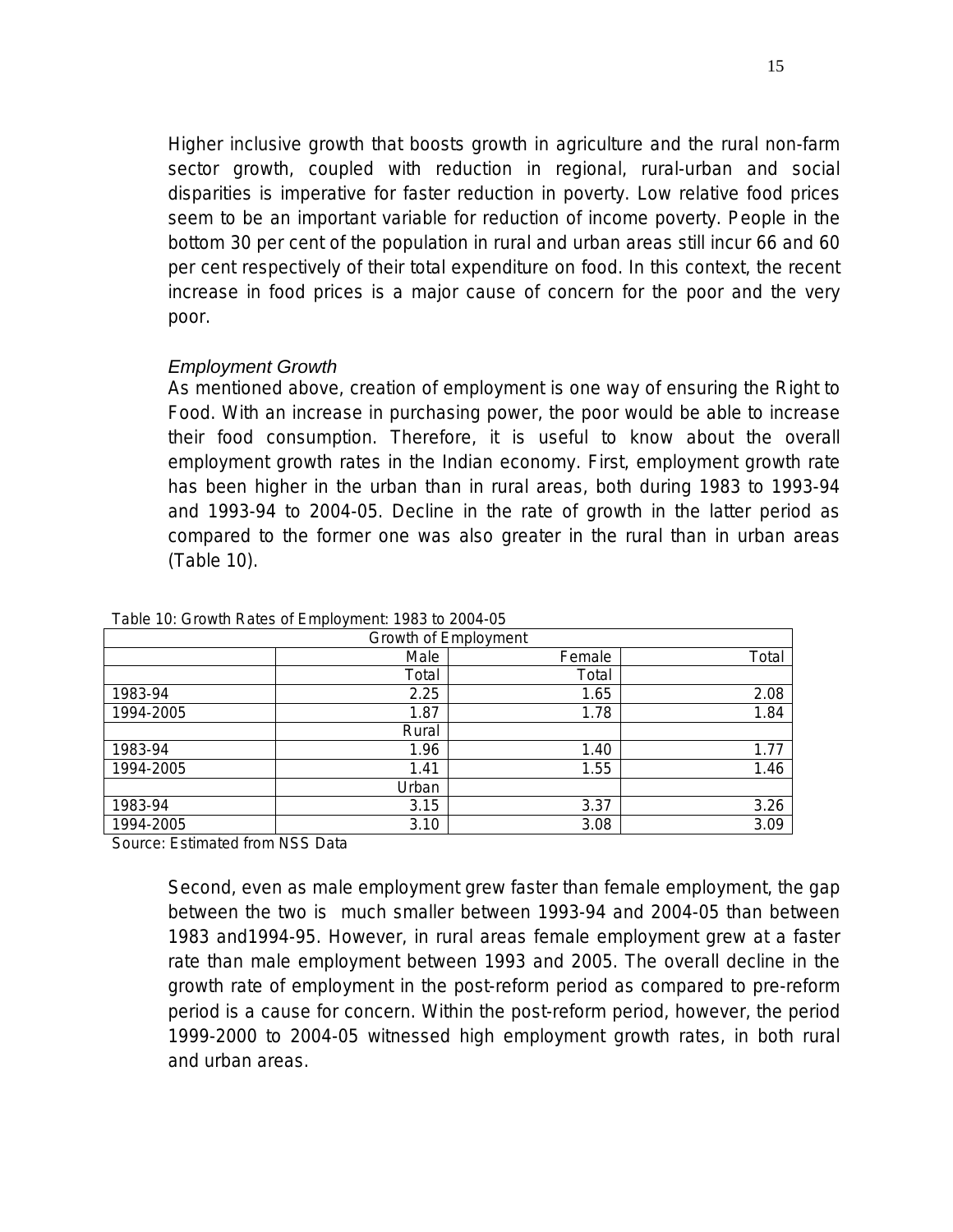Higher inclusive growth that boosts growth in agriculture and the rural non-farm sector growth, coupled with reduction in regional, rural-urban and social disparities is imperative for faster reduction in poverty. Low relative food prices seem to be an important variable for reduction of income poverty. People in the bottom 30 per cent of the population in rural and urban areas still incur 66 and 60 per cent respectively of their total expenditure on food. In this context, the recent increase in food prices is a major cause of concern for the poor and the very poor.

*Employment Growth*

As mentioned above, creation of employment is one way of ensuring the Right to Food. With an increase in purchasing power, the poor would be able to increase their food consumption. Therefore, it is useful to know about the overall employment growth rates in the Indian economy. First, employment growth rate has been higher in the urban than in rural areas, both during 1983 to 1993-94 and 1993-94 to 2004-05. Decline in the rate of growth in the latter period as compared to the former one was also greater in the rural than in urban areas (Table 10).

Table 10: Growth Rates of Employment: 1983 to 2004-05

| Growth of Employment | | | |
|---|---|---|---|
| | Male | Female | Total |
| | Total | Total | |
| 1983-94 | 2.25 | 1.65 | 2.08 |
| 1994-2005 | 1.87 | 1.78 | 1.84 |
| | Rural | | |
| 1983-94 | 1.96 | 1.40 | 1.77 |
| 1994-2005 | 1.41 | 1.55 | 1.46 |
| | Urban | | |
| 1983-94 | 3.15 | 3.37 | 3.26 |
| 1994-2005 | 3.10 | 3.08 | 3.09 |

Source: Estimated from NSS Data

Second, even as male employment grew faster than female employment, the gap between the two is much smaller between 1993-94 and 2004-05 than between 1983 and1994-95. However, in rural areas female employment grew at a faster rate than male employment between 1993 and 2005. The overall decline in the growth rate of employment in the post-reform period as compared to pre-reform period is a cause for concern. Within the post-reform period, however, the period 1999-2000 to 2004-05 witnessed high employment growth rates, in both rural and urban areas.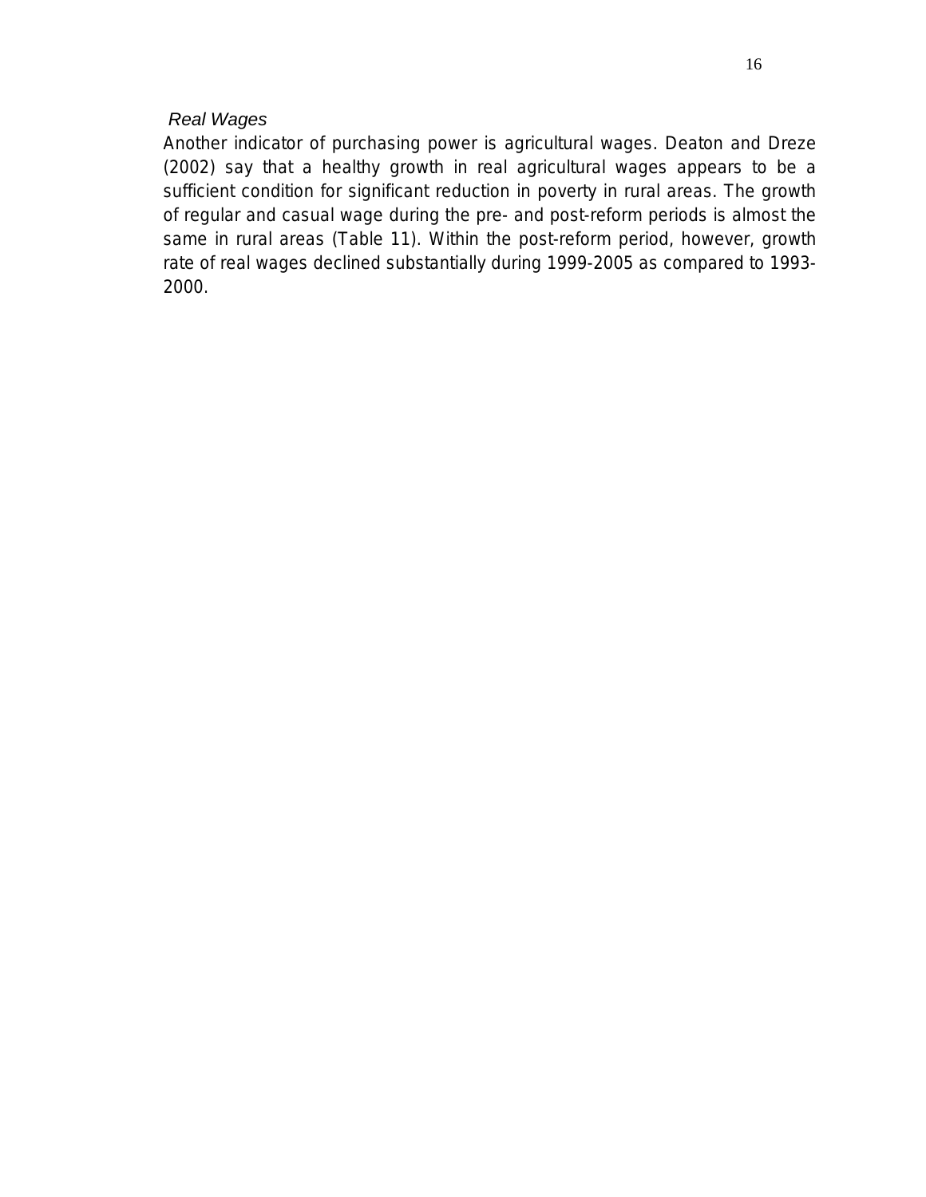*Real Wages*

Another indicator of purchasing power is agricultural wages. Deaton and Dreze (2002) say that a healthy growth in real agricultural wages appears to be a sufficient condition for significant reduction in poverty in rural areas. The growth of regular and casual wage during the pre- and post-reform periods is almost the same in rural areas (Table 11). Within the post-reform period, however, growth rate of real wages declined substantially during 1999-2005 as compared to 1993-2000.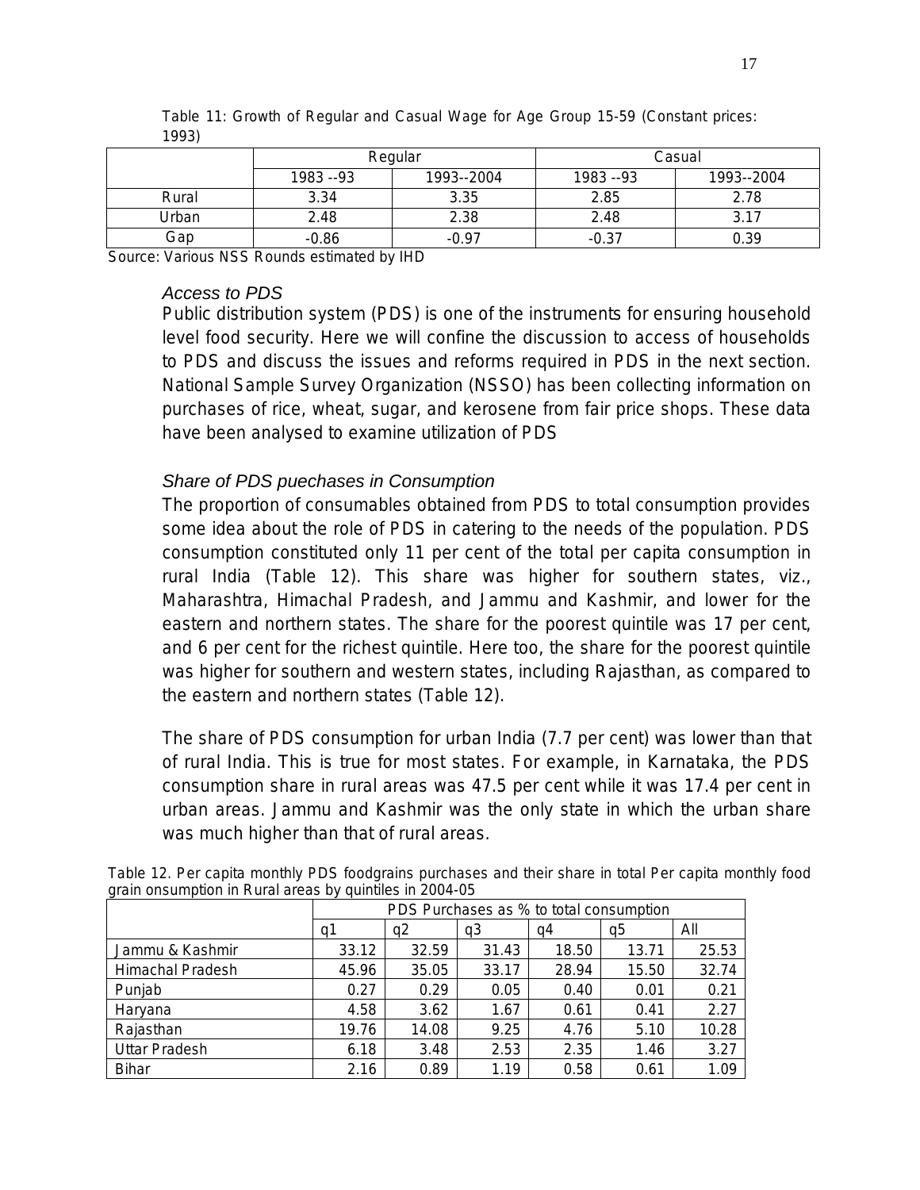Table 11: Growth of Regular and Casual Wage for Age Group 15-59 (Constant prices: 1993)

| | Regular | | Casual | |
|---|---|---|---|---|
| | 1983 --93 | 1993--2004 | 1983 --93 | 1993--2004 |
| Rural | 3.34 | 3.35 | 2.85 | 2.78 |
| Urban | 2.48 | 2.38 | 2.48 | 3.17 |
| Gap | -0.86 | -0.97 | -0.37 | 0.39 |

Source: Various NSS Rounds estimated by IHD

### *Access to PDS*

Public distribution system (PDS) is one of the instruments for ensuring household level food security. Here we will confine the discussion to access of households to PDS and discuss the issues and reforms required in PDS in the next section. National Sample Survey Organization (NSSO) has been collecting information on purchases of rice, wheat, sugar, and kerosene from fair price shops. These data have been analysed to examine utilization of PDS

### *Share of PDS puechases in Consumption*

The proportion of consumables obtained from PDS to total consumption provides some idea about the role of PDS in catering to the needs of the population. PDS consumption constituted only 11 per cent of the total per capita consumption in rural India (Table 12). This share was higher for southern states, viz., Maharashtra, Himachal Pradesh, and Jammu and Kashmir, and lower for the eastern and northern states. The share for the poorest quintile was 17 per cent, and 6 per cent for the richest quintile. Here too, the share for the poorest quintile was higher for southern and western states, including Rajasthan, as compared to the eastern and northern states (Table 12).

The share of PDS consumption for urban India (7.7 per cent) was lower than that of rural India. This is true for most states. For example, in Karnataka, the PDS consumption share in rural areas was 47.5 per cent while it was 17.4 per cent in urban areas. Jammu and Kashmir was the only state in which the urban share was much higher than that of rural areas.

Table 12. Per capita monthly PDS foodgrains purchases and their share in total Per capita monthly food grain onsumption in Rural areas by quintiles in 2004-05

| | PDS Purchases as % to total consumption | | | | | |
|---|---|---|---|---|---|---|
| | q1 | q2 | q3 | q4 | q5 | All |
| Jammu & Kashmir | 33.12 | 32.59 | 31.43 | 18.50 | 13.71 | 25.53 |
| Himachal Pradesh | 45.96 | 35.05 | 33.17 | 28.94 | 15.50 | 32.74 |
| Punjab | 0.27 | 0.29 | 0.05 | 0.40 | 0.01 | 0.21 |
| Haryana | 4.58 | 3.62 | 1.67 | 0.61 | 0.41 | 2.27 |
| Rajasthan | 19.76 | 14.08 | 9.25 | 4.76 | 5.10 | 10.28 |
| Uttar Pradesh | 6.18 | 3.48 | 2.53 | 2.35 | 1.46 | 3.27 |
| Bihar | 2.16 | 0.89 | 1.19 | 0.58 | 0.61 | 1.09 |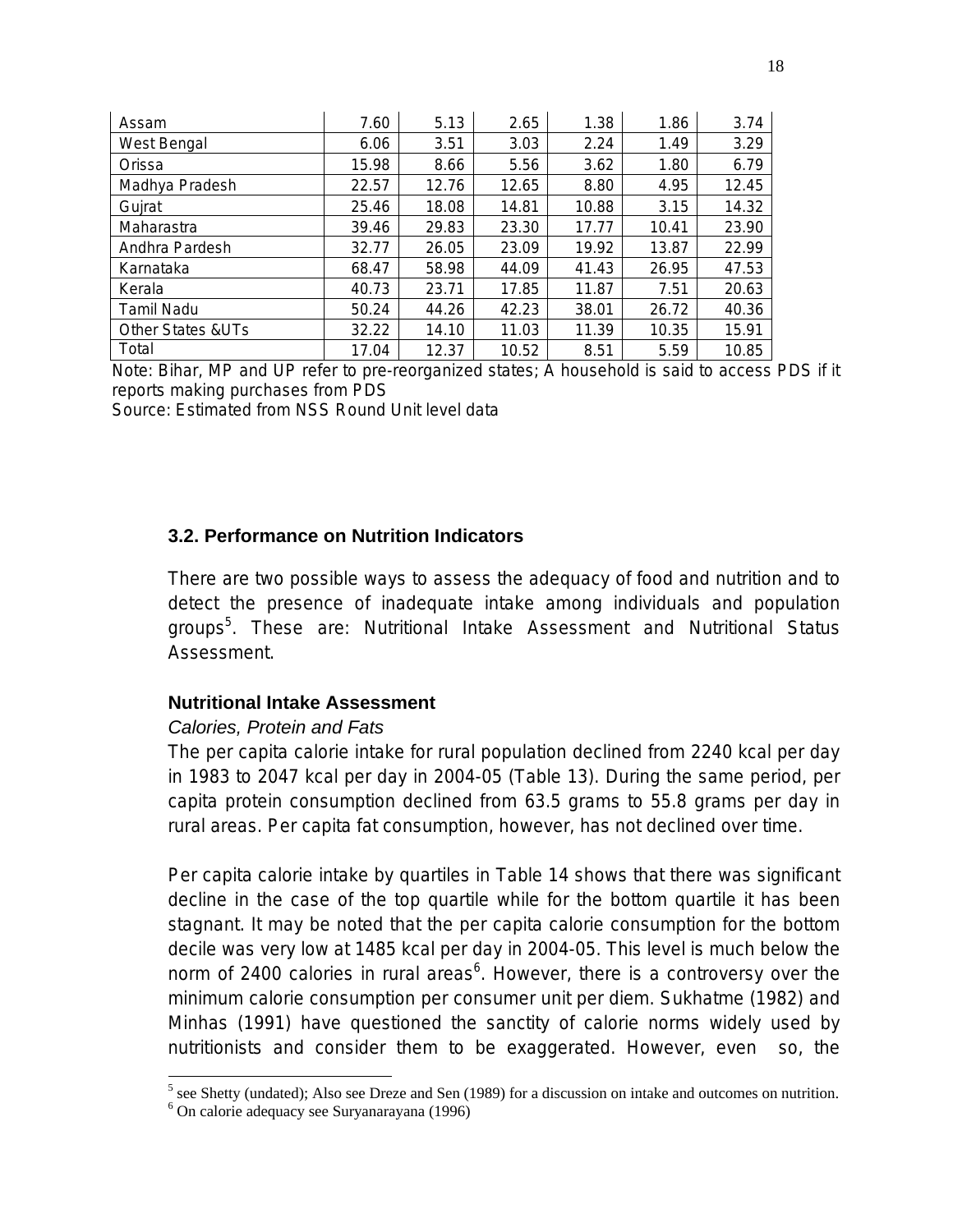| | | | | | | |
|---|---|---|---|---|---|---|
| Assam | 7.60 | 5.13 | 2.65 | 1.38 | 1.86 | 3.74 |
| West Bengal | 6.06 | 3.51 | 3.03 | 2.24 | 1.49 | 3.29 |
| Orissa | 15.98 | 8.66 | 5.56 | 3.62 | 1.80 | 6.79 |
| Madhya Pradesh | 22.57 | 12.76 | 12.65 | 8.80 | 4.95 | 12.45 |
| Gujrat | 25.46 | 18.08 | 14.81 | 10.88 | 3.15 | 14.32 |
| Maharastra | 39.46 | 29.83 | 23.30 | 17.77 | 10.41 | 23.90 |
| Andhra Pardesh | 32.77 | 26.05 | 23.09 | 19.92 | 13.87 | 22.99 |
| Karnataka | 68.47 | 58.98 | 44.09 | 41.43 | 26.95 | 47.53 |
| Kerala | 40.73 | 23.71 | 17.85 | 11.87 | 7.51 | 20.63 |
| Tamil Nadu | 50.24 | 44.26 | 42.23 | 38.01 | 26.72 | 40.36 |
| Other States &UTs | 32.22 | 14.10 | 11.03 | 11.39 | 10.35 | 15.91 |
| Total | 17.04 | 12.37 | 10.52 | 8.51 | 5.59 | 10.85 |

Note: Bihar, MP and UP refer to pre-reorganized states; A household is said to access PDS if it reports making purchases from PDS

Source: Estimated from NSS Round Unit level data

### 3.2. Performance on Nutrition Indicators

There are two possible ways to assess the adequacy of food and nutrition and to detect the presence of inadequate intake among individuals and population groups[5]. These are: Nutritional Intake Assessment and Nutritional Status Assessment.

#### Nutritional Intake Assessment

*Calories, Protein and Fats*

The per capita calorie intake for rural population declined from 2240 kcal per day in 1983 to 2047 kcal per day in 2004-05 (Table 13). During the same period, per capita protein consumption declined from 63.5 grams to 55.8 grams per day in rural areas. Per capita fat consumption, however, has not declined over time.

Per capita calorie intake by quartiles in Table 14 shows that there was significant decline in the case of the top quartile while for the bottom quartile it has been stagnant. It may be noted that the per capita calorie consumption for the bottom decile was very low at 1485 kcal per day in 2004-05. This level is much below the norm of 2400 calories in rural areas[6]. However, there is a controversy over the minimum calorie consumption per consumer unit per diem. Sukhatme (1982) and Minhas (1991) have questioned the sanctity of calorie norms widely used by nutritionists and consider them to be exaggerated. However, even so, the

[5] see Shetty (undated); Also see Dreze and Sen (1989) for a discussion on intake and outcomes on nutrition.

[6] On calorie adequacy see Suryanarayana (1996)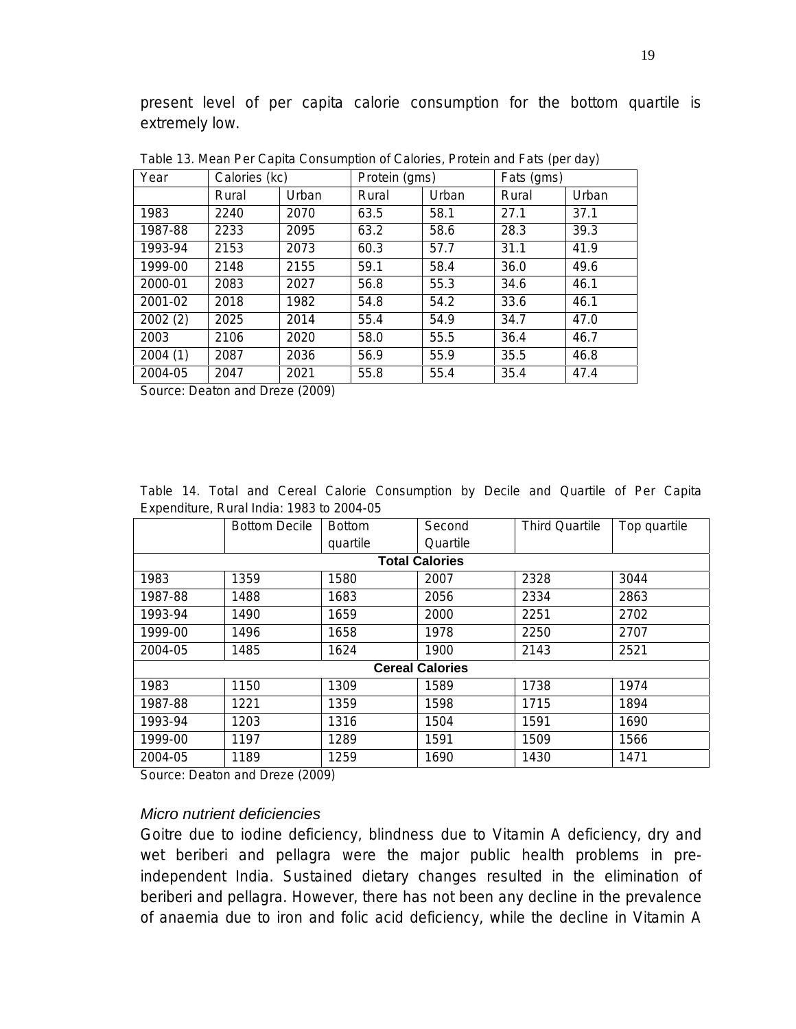present level of per capita calorie consumption for the bottom quartile is extremely low.

Table 13. Mean Per Capita Consumption of Calories, Protein and Fats (per day)

| Year | Calories (kc) | | Protein (gms) | | Fats (gms) | |
|---|---|---|---|---|---|---|
| | Rural | Urban | Rural | Urban | Rural | Urban |
| 1983 | 2240 | 2070 | 63.5 | 58.1 | 27.1 | 37.1 |
| 1987-88 | 2233 | 2095 | 63.2 | 58.6 | 28.3 | 39.3 |
| 1993-94 | 2153 | 2073 | 60.3 | 57.7 | 31.1 | 41.9 |
| 1999-00 | 2148 | 2155 | 59.1 | 58.4 | 36.0 | 49.6 |
| 2000-01 | 2083 | 2027 | 56.8 | 55.3 | 34.6 | 46.1 |
| 2001-02 | 2018 | 1982 | 54.8 | 54.2 | 33.6 | 46.1 |
| 2002 (2) | 2025 | 2014 | 55.4 | 54.9 | 34.7 | 47.0 |
| 2003 | 2106 | 2020 | 58.0 | 55.5 | 36.4 | 46.7 |
| 2004 (1) | 2087 | 2036 | 56.9 | 55.9 | 35.5 | 46.8 |
| 2004-05 | 2047 | 2021 | 55.8 | 55.4 | 35.4 | 47.4 |

Source: Deaton and Dreze (2009)

Table 14. Total and Cereal Calorie Consumption by Decile and Quartile of Per Capita Expenditure, Rural India: 1983 to 2004-05

| | Bottom Decile | Bottom quartile | Second Quartile | Third Quartile | Top quartile |
|---|---|---|---|---|---|
| **Total Calories** | | | | | |
| 1983 | 1359 | 1580 | 2007 | 2328 | 3044 |
| 1987-88 | 1488 | 1683 | 2056 | 2334 | 2863 |
| 1993-94 | 1490 | 1659 | 2000 | 2251 | 2702 |
| 1999-00 | 1496 | 1658 | 1978 | 2250 | 2707 |
| 2004-05 | 1485 | 1624 | 1900 | 2143 | 2521 |
| **Cereal Calories** | | | | | |
| 1983 | 1150 | 1309 | 1589 | 1738 | 1974 |
| 1987-88 | 1221 | 1359 | 1598 | 1715 | 1894 |
| 1993-94 | 1203 | 1316 | 1504 | 1591 | 1690 |
| 1999-00 | 1197 | 1289 | 1591 | 1509 | 1566 |
| 2004-05 | 1189 | 1259 | 1690 | 1430 | 1471 |

Source: Deaton and Dreze (2009)

### *Micro nutrient deficiencies*

Goitre due to iodine deficiency, blindness due to Vitamin A deficiency, dry and wet beriberi and pellagra were the major public health problems in pre-independent India. Sustained dietary changes resulted in the elimination of beriberi and pellagra. However, there has not been any decline in the prevalence of anaemia due to iron and folic acid deficiency, while the decline in Vitamin A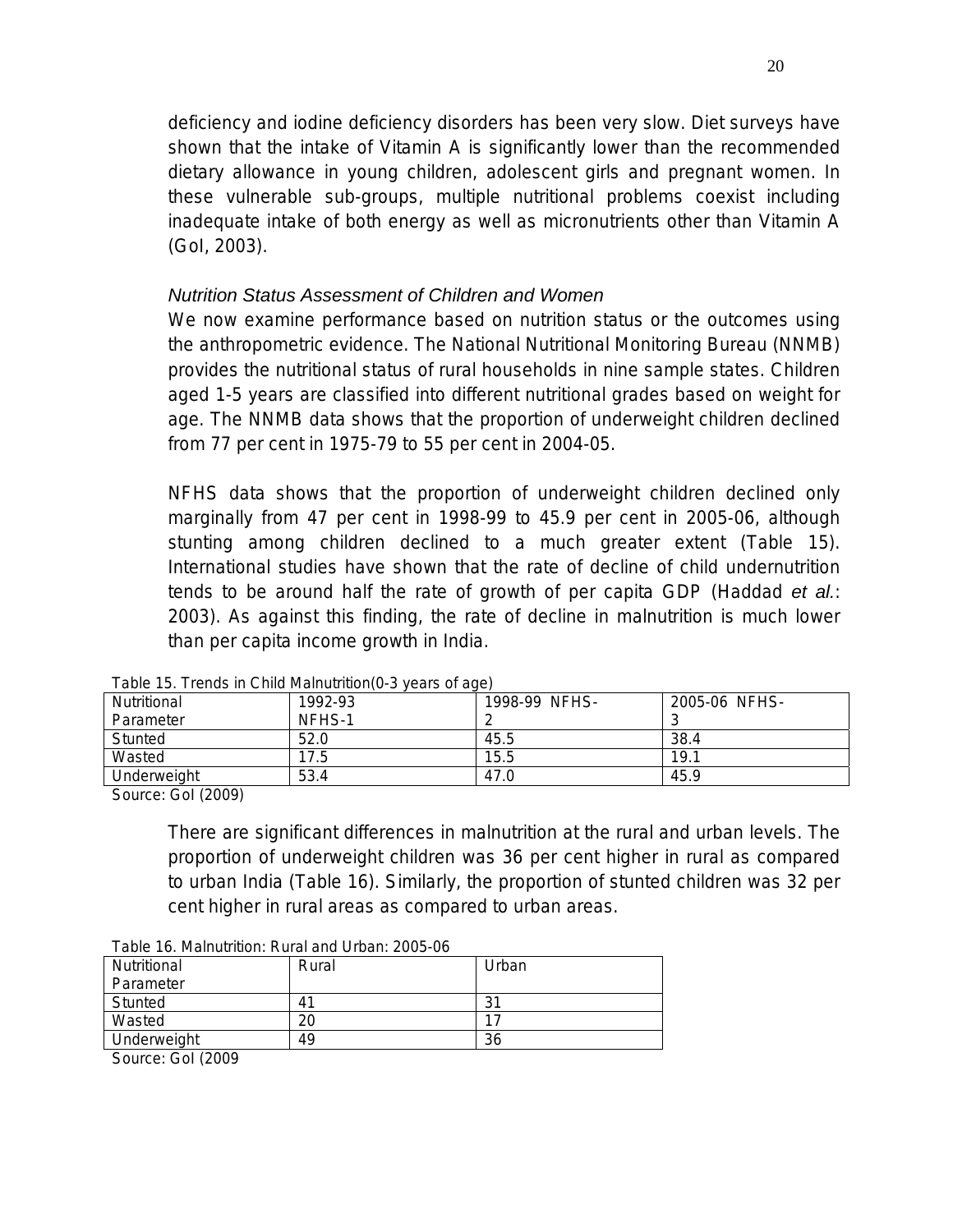deficiency and iodine deficiency disorders has been very slow. Diet surveys have shown that the intake of Vitamin A is significantly lower than the recommended dietary allowance in young children, adolescent girls and pregnant women. In these vulnerable sub-groups, multiple nutritional problems coexist including inadequate intake of both energy as well as micronutrients other than Vitamin A (GoI, 2003).

### *Nutrition Status Assessment of Children and Women*

We now examine performance based on nutrition status or the outcomes using the anthropometric evidence. The National Nutritional Monitoring Bureau (NNMB) provides the nutritional status of rural households in nine sample states. Children aged 1-5 years are classified into different nutritional grades based on weight for age. The NNMB data shows that the proportion of underweight children declined from 77 per cent in 1975-79 to 55 per cent in 2004-05.

NFHS data shows that the proportion of underweight children declined only marginally from 47 per cent in 1998-99 to 45.9 per cent in 2005-06, although stunting among children declined to a much greater extent (Table 15). International studies have shown that the rate of decline of child undernutrition tends to be around half the rate of growth of per capita GDP (Haddad *et al.*: 2003). As against this finding, the rate of decline in malnutrition is much lower than per capita income growth in India.

Table 15. Trends in Child Malnutrition(0-3 years of age)

| Nutritional Parameter | 1992-93 NFHS-1 | 1998-99 NFHS-2 | 2005-06 NFHS-3 |
|---|---|---|---|
| Stunted | 52.0 | 45.5 | 38.4 |
| Wasted | 17.5 | 15.5 | 19.1 |
| Underweight | 53.4 | 47.0 | 45.9 |

Source: GoI (2009)

There are significant differences in malnutrition at the rural and urban levels. The proportion of underweight children was 36 per cent higher in rural as compared to urban India (Table 16). Similarly, the proportion of stunted children was 32 per cent higher in rural areas as compared to urban areas.

Table 16. Malnutrition: Rural and Urban: 2005-06

| Nutritional Parameter | Rural | Urban |
|---|---|---|
| Stunted | 41 | 31 |
| Wasted | 20 | 17 |
| Underweight | 49 | 36 |

Source: GoI (2009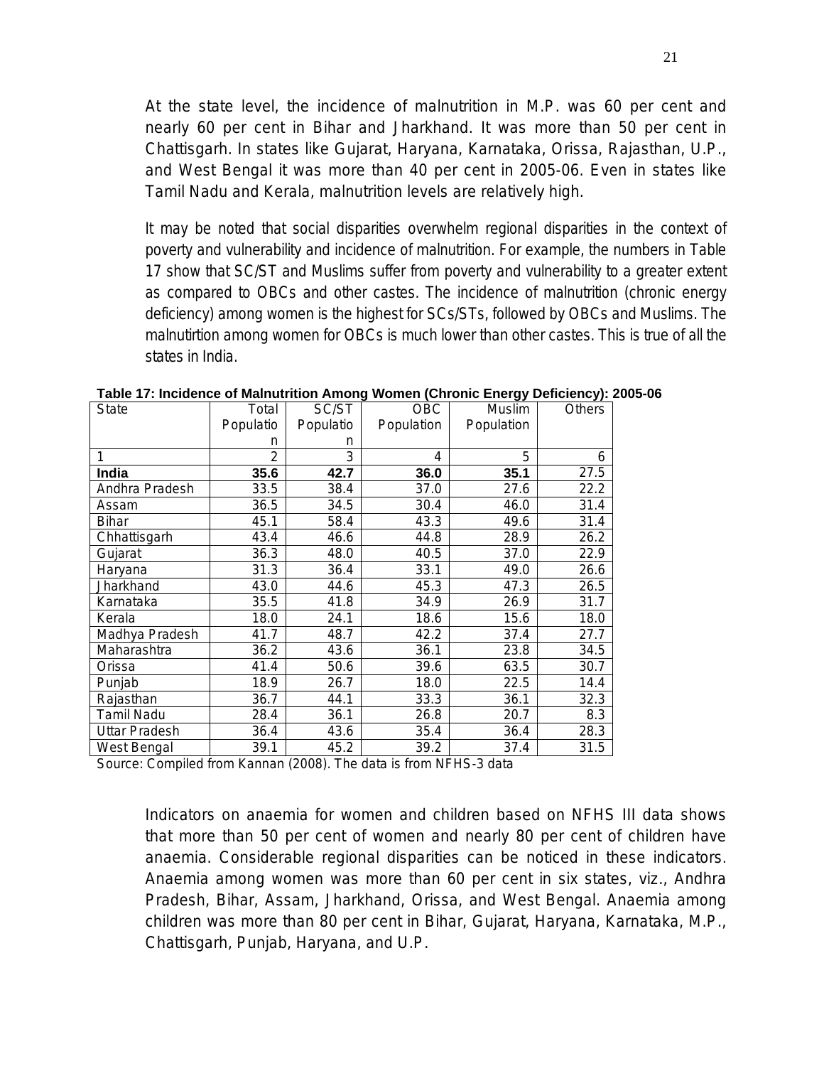At the state level, the incidence of malnutrition in M.P. was 60 per cent and nearly 60 per cent in Bihar and Jharkhand. It was more than 50 per cent in Chattisgarh. In states like Gujarat, Haryana, Karnataka, Orissa, Rajasthan, U.P., and West Bengal it was more than 40 per cent in 2005-06. Even in states like Tamil Nadu and Kerala, malnutrition levels are relatively high.

It may be noted that social disparities overwhelm regional disparities in the context of poverty and vulnerability and incidence of malnutrition. For example, the numbers in Table 17 show that SC/ST and Muslims suffer from poverty and vulnerability to a greater extent as compared to OBCs and other castes. The incidence of malnutrition (chronic energy deficiency) among women is the highest for SCs/STs, followed by OBCs and Muslims. The malnutirtion among women for OBCs is much lower than other castes. This is true of all the states in India.

**Table 17: Incidence of Malnutrition Among Women (Chronic Energy Deficiency): 2005-06**

| State | Total Population | SC/ST Population | OBC Population | Muslim Population | Others |
|---|---|---|---|---|---|
| 1 | 2 | 3 | 4 | 5 | 6 |
| **India** | **35.6** | **42.7** | **36.0** | **35.1** | 27.5 |
| Andhra Pradesh | 33.5 | 38.4 | 37.0 | 27.6 | 22.2 |
| Assam | 36.5 | 34.5 | 30.4 | 46.0 | 31.4 |
| Bihar | 45.1 | 58.4 | 43.3 | 49.6 | 31.4 |
| Chhattisgarh | 43.4 | 46.6 | 44.8 | 28.9 | 26.2 |
| Gujarat | 36.3 | 48.0 | 40.5 | 37.0 | 22.9 |
| Haryana | 31.3 | 36.4 | 33.1 | 49.0 | 26.6 |
| Jharkhand | 43.0 | 44.6 | 45.3 | 47.3 | 26.5 |
| Karnataka | 35.5 | 41.8 | 34.9 | 26.9 | 31.7 |
| Kerala | 18.0 | 24.1 | 18.6 | 15.6 | 18.0 |
| Madhya Pradesh | 41.7 | 48.7 | 42.2 | 37.4 | 27.7 |
| Maharashtra | 36.2 | 43.6 | 36.1 | 23.8 | 34.5 |
| Orissa | 41.4 | 50.6 | 39.6 | 63.5 | 30.7 |
| Punjab | 18.9 | 26.7 | 18.0 | 22.5 | 14.4 |
| Rajasthan | 36.7 | 44.1 | 33.3 | 36.1 | 32.3 |
| Tamil Nadu | 28.4 | 36.1 | 26.8 | 20.7 | 8.3 |
| Uttar Pradesh | 36.4 | 43.6 | 35.4 | 36.4 | 28.3 |
| West Bengal | 39.1 | 45.2 | 39.2 | 37.4 | 31.5 |

Source: Compiled from Kannan (2008). The data is from NFHS-3 data

Indicators on anaemia for women and children based on NFHS III data shows that more than 50 per cent of women and nearly 80 per cent of children have anaemia. Considerable regional disparities can be noticed in these indicators. Anaemia among women was more than 60 per cent in six states, viz., Andhra Pradesh, Bihar, Assam, Jharkhand, Orissa, and West Bengal. Anaemia among children was more than 80 per cent in Bihar, Gujarat, Haryana, Karnataka, M.P., Chattisgarh, Punjab, Haryana, and U.P.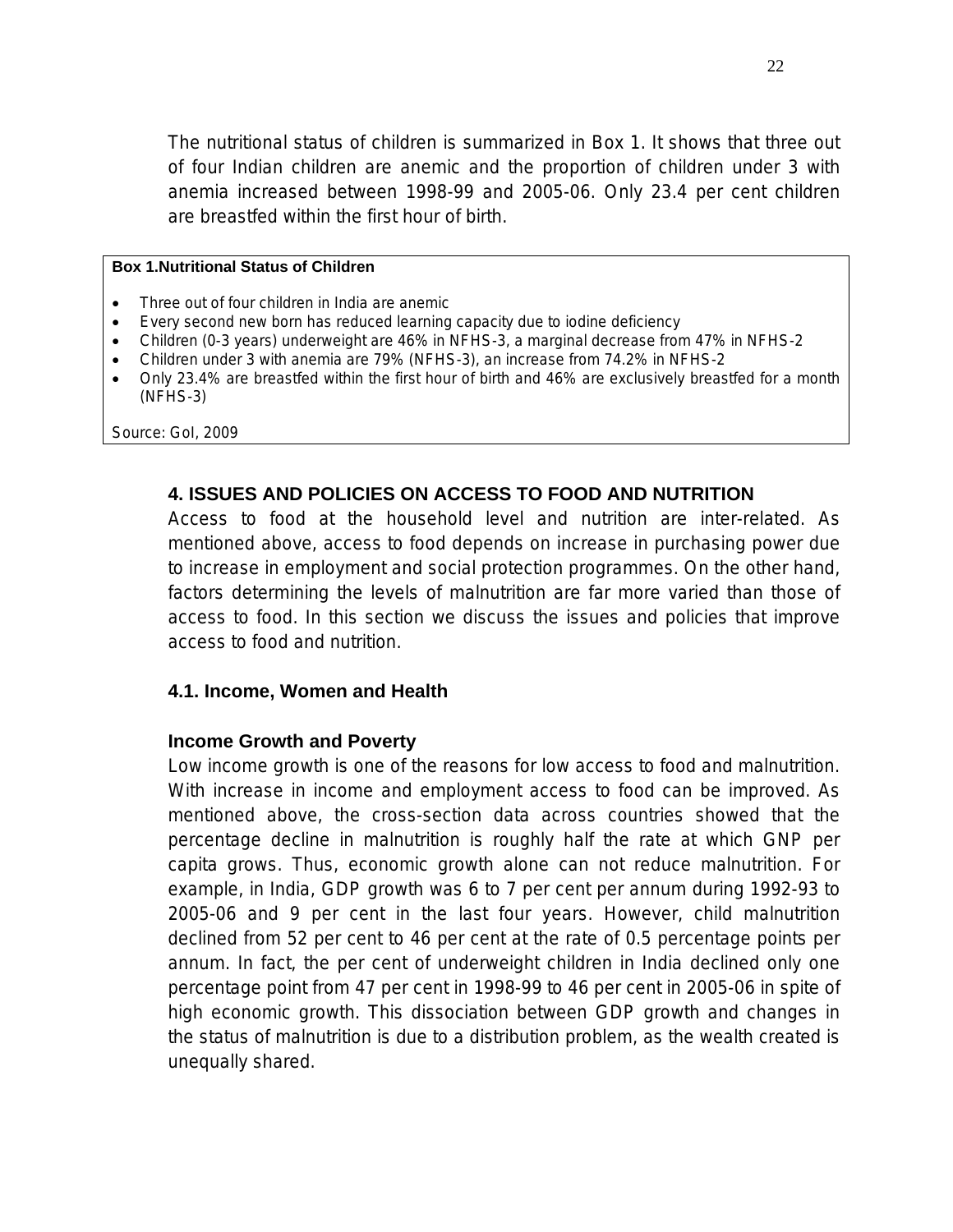The nutritional status of children is summarized in Box 1. It shows that three out of four Indian children are anemic and the proportion of children under 3 with anemia increased between 1998-99 and 2005-06. Only 23.4 per cent children are breastfed within the first hour of birth.

**Box 1.Nutritional Status of Children**

- Three out of four children in India are anemic
- Every second new born has reduced learning capacity due to iodine deficiency
- Children (0-3 years) underweight are 46% in NFHS-3, a marginal decrease from 47% in NFHS-2
- Children under 3 with anemia are 79% (NFHS-3), an increase from 74.2% in NFHS-2
- Only 23.4% are breastfed within the first hour of birth and 46% are exclusively breastfed for a month (NFHS-3)

Source: GoI, 2009

## 4. ISSUES AND POLICIES ON ACCESS TO FOOD AND NUTRITION

Access to food at the household level and nutrition are inter-related. As mentioned above, access to food depends on increase in purchasing power due to increase in employment and social protection programmes. On the other hand, factors determining the levels of malnutrition are far more varied than those of access to food. In this section we discuss the issues and policies that improve access to food and nutrition.

### 4.1. Income, Women and Health

#### Income Growth and Poverty

Low income growth is one of the reasons for low access to food and malnutrition. With increase in income and employment access to food can be improved. As mentioned above, the cross-section data across countries showed that the percentage decline in malnutrition is roughly half the rate at which GNP per capita grows. Thus, economic growth alone can not reduce malnutrition. For example, in India, GDP growth was 6 to 7 per cent per annum during 1992-93 to 2005-06 and 9 per cent in the last four years. However, child malnutrition declined from 52 per cent to 46 per cent at the rate of 0.5 percentage points per annum. In fact, the per cent of underweight children in India declined only one percentage point from 47 per cent in 1998-99 to 46 per cent in 2005-06 in spite of high economic growth. This dissociation between GDP growth and changes in the status of malnutrition is due to a distribution problem, as the wealth created is unequally shared.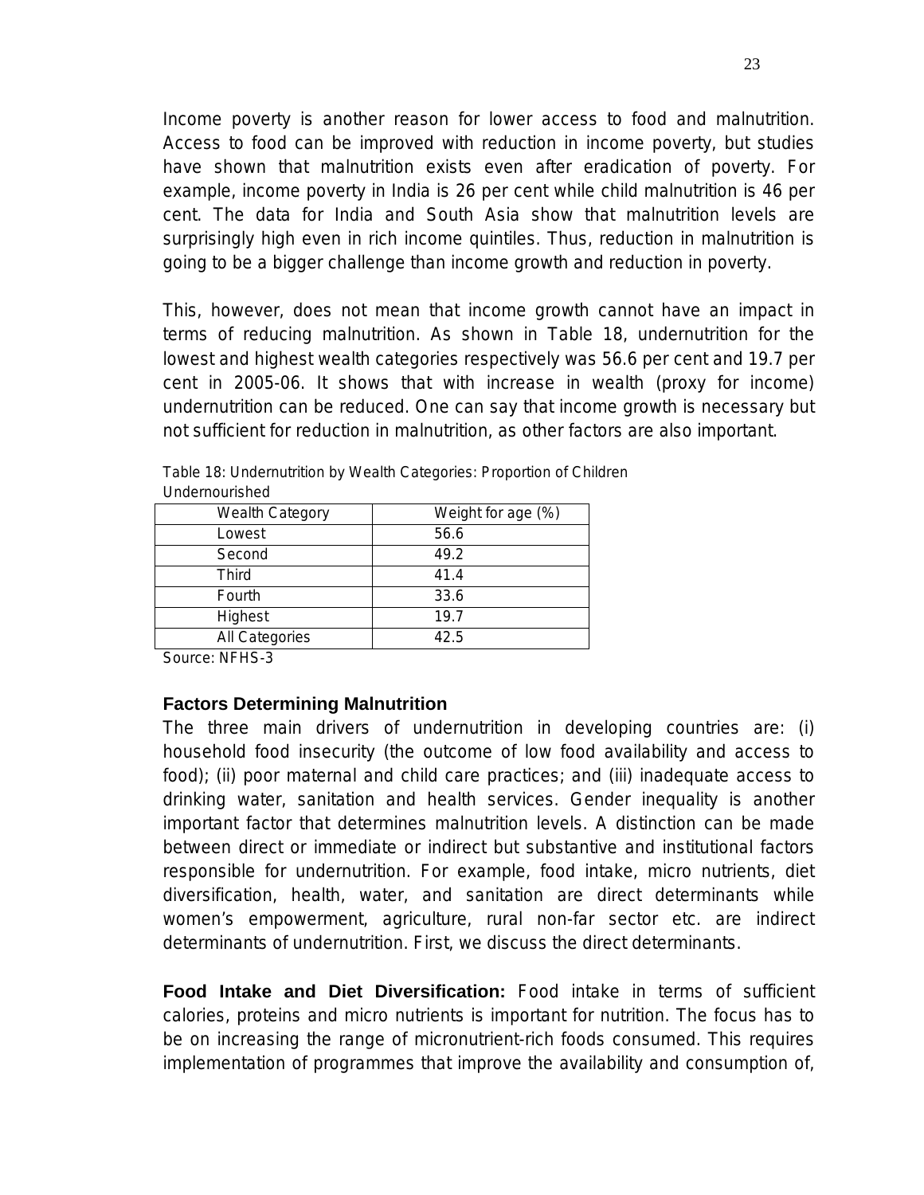Income poverty is another reason for lower access to food and malnutrition. Access to food can be improved with reduction in income poverty, but studies have shown that malnutrition exists even after eradication of poverty. For example, income poverty in India is 26 per cent while child malnutrition is 46 per cent. The data for India and South Asia show that malnutrition levels are surprisingly high even in rich income quintiles. Thus, reduction in malnutrition is going to be a bigger challenge than income growth and reduction in poverty.

This, however, does not mean that income growth cannot have an impact in terms of reducing malnutrition. As shown in Table 18, undernutrition for the lowest and highest wealth categories respectively was 56.6 per cent and 19.7 per cent in 2005-06. It shows that with increase in wealth (proxy for income) undernutrition can be reduced. One can say that income growth is necessary but not sufficient for reduction in malnutrition, as other factors are also important.

Table 18: Undernutrition by Wealth Categories: Proportion of Children Undernourished

| Wealth Category | Weight for age (%) |
|---|---|
| Lowest | 56.6 |
| Second | 49.2 |
| Third | 41.4 |
| Fourth | 33.6 |
| Highest | 19.7 |
| All Categories | 42.5 |

Source: NFHS-3

### Factors Determining Malnutrition

The three main drivers of undernutrition in developing countries are: (i) household food insecurity (the outcome of low food availability and access to food); (ii) poor maternal and child care practices; and (iii) inadequate access to drinking water, sanitation and health services. Gender inequality is another important factor that determines malnutrition levels. A distinction can be made between direct or immediate or indirect but substantive and institutional factors responsible for undernutrition. For example, food intake, micro nutrients, diet diversification, health, water, and sanitation are direct determinants while women's empowerment, agriculture, rural non-far sector etc. are indirect determinants of undernutrition. First, we discuss the direct determinants.

**Food Intake and Diet Diversification:** Food intake in terms of sufficient calories, proteins and micro nutrients is important for nutrition. The focus has to be on increasing the range of micronutrient-rich foods consumed. This requires implementation of programmes that improve the availability and consumption of,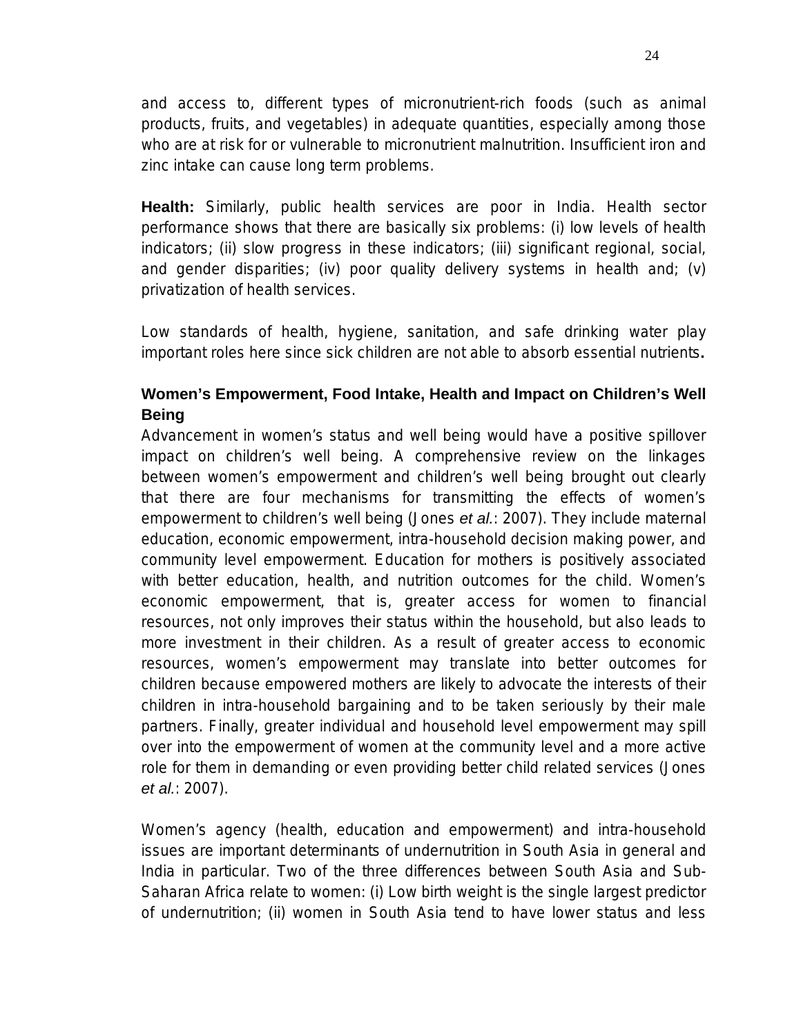and access to, different types of micronutrient-rich foods (such as animal products, fruits, and vegetables) in adequate quantities, especially among those who are at risk for or vulnerable to micronutrient malnutrition. Insufficient iron and zinc intake can cause long term problems.

**Health:** Similarly, public health services are poor in India. Health sector performance shows that there are basically six problems: (i) low levels of health indicators; (ii) slow progress in these indicators; (iii) significant regional, social, and gender disparities; (iv) poor quality delivery systems in health and; (v) privatization of health services.

Low standards of health, hygiene, sanitation, and safe drinking water play important roles here since sick children are not able to absorb essential nutrients**.**

### Women's Empowerment, Food Intake, Health and Impact on Children's Well Being

Advancement in women's status and well being would have a positive spillover impact on children's well being. A comprehensive review on the linkages between women's empowerment and children's well being brought out clearly that there are four mechanisms for transmitting the effects of women's empowerment to children's well being (Jones *et al.*: 2007). They include maternal education, economic empowerment, intra-household decision making power, and community level empowerment. Education for mothers is positively associated with better education, health, and nutrition outcomes for the child. Women's economic empowerment, that is, greater access for women to financial resources, not only improves their status within the household, but also leads to more investment in their children. As a result of greater access to economic resources, women's empowerment may translate into better outcomes for children because empowered mothers are likely to advocate the interests of their children in intra-household bargaining and to be taken seriously by their male partners. Finally, greater individual and household level empowerment may spill over into the empowerment of women at the community level and a more active role for them in demanding or even providing better child related services (Jones *et al.*: 2007).

Women's agency (health, education and empowerment) and intra-household issues are important determinants of undernutrition in South Asia in general and India in particular. Two of the three differences between South Asia and Sub-Saharan Africa relate to women: (i) Low birth weight is the single largest predictor of undernutrition; (ii) women in South Asia tend to have lower status and less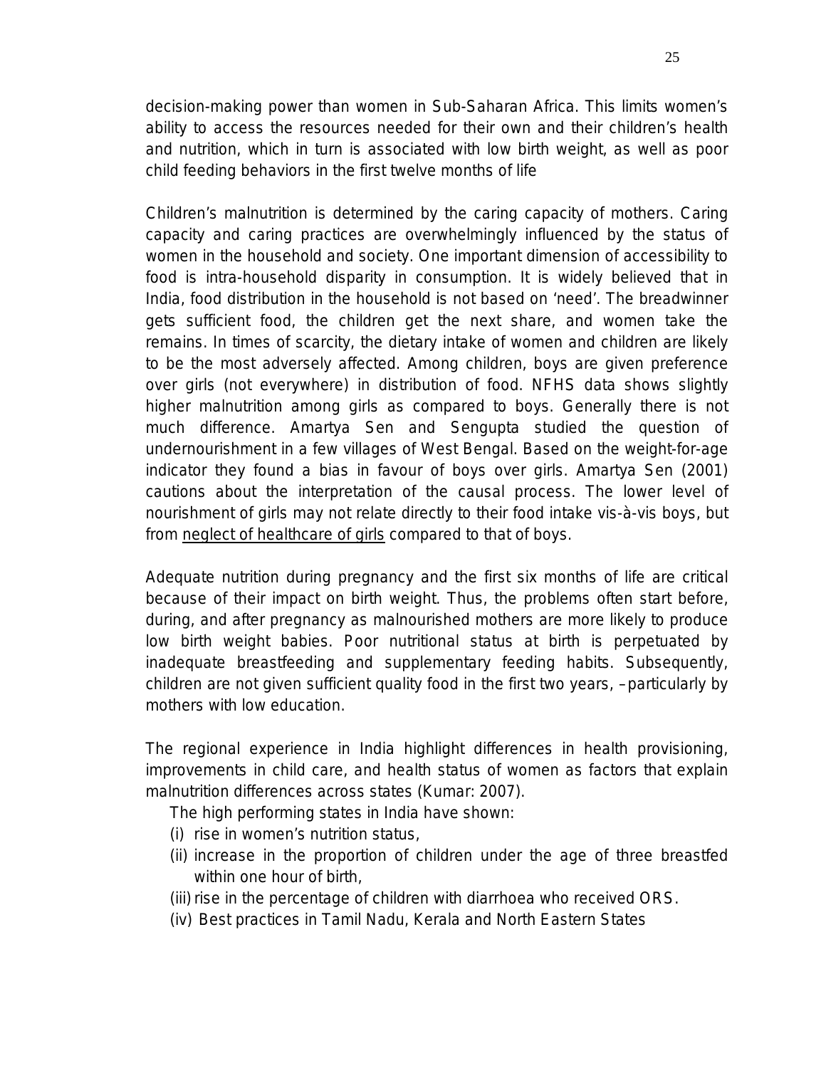decision-making power than women in Sub-Saharan Africa. This limits women's ability to access the resources needed for their own and their children's health and nutrition, which in turn is associated with low birth weight, as well as poor child feeding behaviors in the first twelve months of life

Children's malnutrition is determined by the caring capacity of mothers. Caring capacity and caring practices are overwhelmingly influenced by the status of women in the household and society. One important dimension of accessibility to food is intra-household disparity in consumption. It is widely believed that in India, food distribution in the household is not based on 'need'. The breadwinner gets sufficient food, the children get the next share, and women take the remains. In times of scarcity, the dietary intake of women and children are likely to be the most adversely affected. Among children, boys are given preference over girls (not everywhere) in distribution of food. NFHS data shows slightly higher malnutrition among girls as compared to boys. Generally there is not much difference. Amartya Sen and Sengupta studied the question of undernourishment in a few villages of West Bengal. Based on the weight-for-age indicator they found a bias in favour of boys over girls. Amartya Sen (2001) cautions about the interpretation of the causal process. The lower level of nourishment of girls may not relate directly to their food intake vis-à-vis boys, but from <u>neglect of healthcare of girls</u> compared to that of boys.

Adequate nutrition during pregnancy and the first six months of life are critical because of their impact on birth weight. Thus, the problems often start before, during, and after pregnancy as malnourished mothers are more likely to produce low birth weight babies. Poor nutritional status at birth is perpetuated by inadequate breastfeeding and supplementary feeding habits. Subsequently, children are not given sufficient quality food in the first two years, –particularly by mothers with low education.

The regional experience in India highlight differences in health provisioning, improvements in child care, and health status of women as factors that explain malnutrition differences across states (Kumar: 2007).

The high performing states in India have shown:

(i) rise in women's nutrition status,
(ii) increase in the proportion of children under the age of three breastfed within one hour of birth,
(iii) rise in the percentage of children with diarrhoea who received ORS.
(iv) Best practices in Tamil Nadu, Kerala and North Eastern States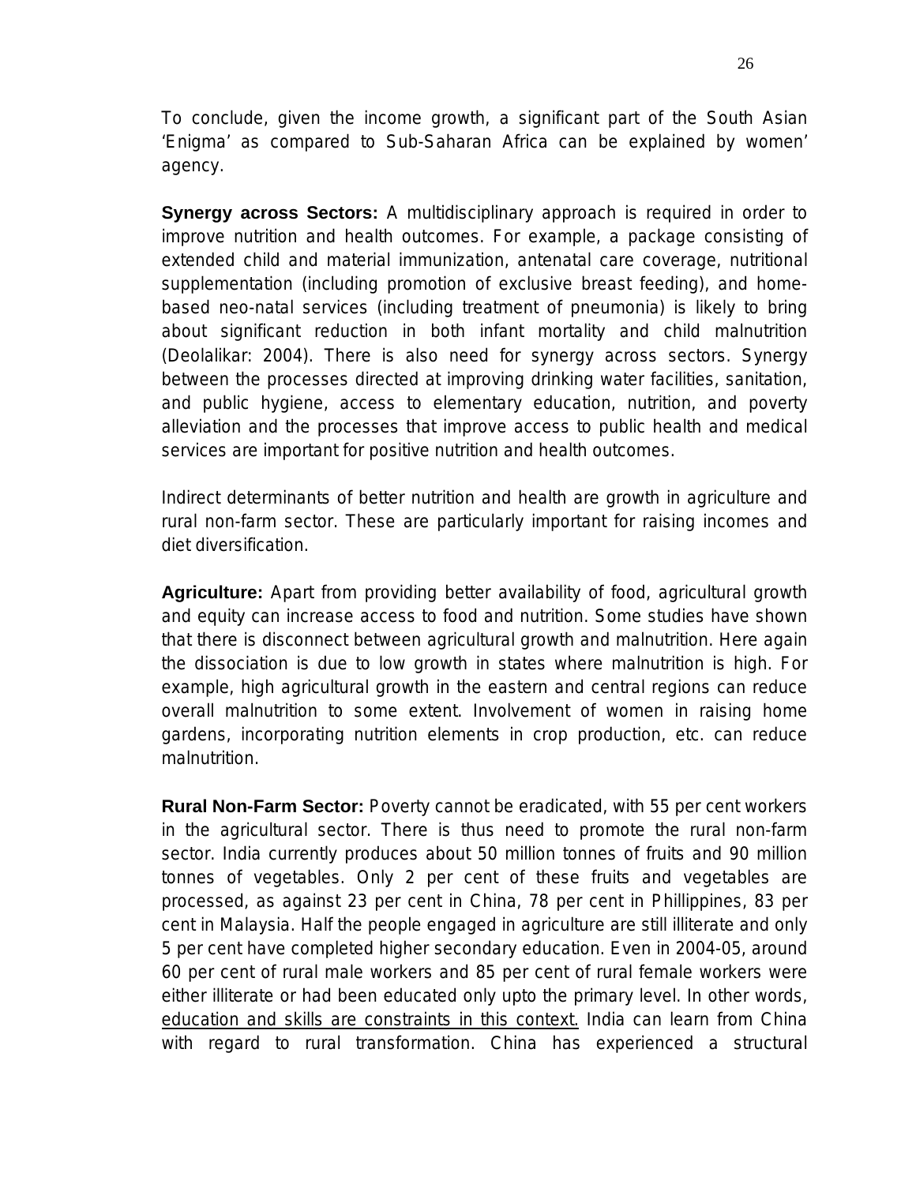To conclude, given the income growth, a significant part of the South Asian 'Enigma' as compared to Sub-Saharan Africa can be explained by women' agency.

**Synergy across Sectors:** A multidisciplinary approach is required in order to improve nutrition and health outcomes. For example, a package consisting of extended child and material immunization, antenatal care coverage, nutritional supplementation (including promotion of exclusive breast feeding), and home-based neo-natal services (including treatment of pneumonia) is likely to bring about significant reduction in both infant mortality and child malnutrition (Deolalikar: 2004). There is also need for synergy across sectors. Synergy between the processes directed at improving drinking water facilities, sanitation, and public hygiene, access to elementary education, nutrition, and poverty alleviation and the processes that improve access to public health and medical services are important for positive nutrition and health outcomes.

Indirect determinants of better nutrition and health are growth in agriculture and rural non-farm sector. These are particularly important for raising incomes and diet diversification.

**Agriculture:** Apart from providing better availability of food, agricultural growth and equity can increase access to food and nutrition. Some studies have shown that there is disconnect between agricultural growth and malnutrition. Here again the dissociation is due to low growth in states where malnutrition is high. For example, high agricultural growth in the eastern and central regions can reduce overall malnutrition to some extent. Involvement of women in raising home gardens, incorporating nutrition elements in crop production, etc. can reduce malnutrition.

**Rural Non-Farm Sector:** Poverty cannot be eradicated, with 55 per cent workers in the agricultural sector. There is thus need to promote the rural non-farm sector. India currently produces about 50 million tonnes of fruits and 90 million tonnes of vegetables. Only 2 per cent of these fruits and vegetables are processed, as against 23 per cent in China, 78 per cent in Phillippines, 83 per cent in Malaysia. Half the people engaged in agriculture are still illiterate and only 5 per cent have completed higher secondary education. Even in 2004-05, around 60 per cent of rural male workers and 85 per cent of rural female workers were either illiterate or had been educated only upto the primary level. In other words, <u>education and skills are constraints in this context.</u> India can learn from China with regard to rural transformation. China has experienced a structural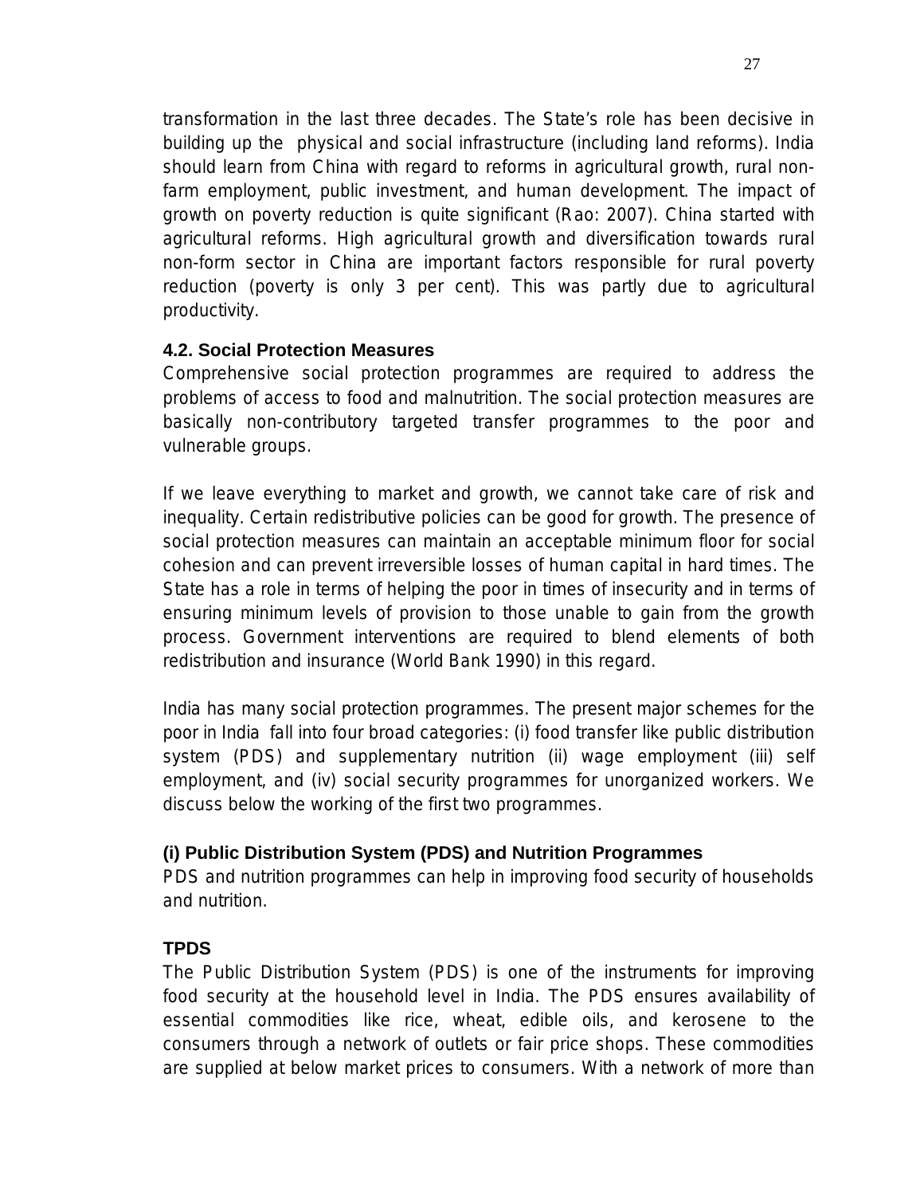transformation in the last three decades. The State's role has been decisive in building up the physical and social infrastructure (including land reforms). India should learn from China with regard to reforms in agricultural growth, rural non-farm employment, public investment, and human development. The impact of growth on poverty reduction is quite significant (Rao: 2007). China started with agricultural reforms. High agricultural growth and diversification towards rural non-form sector in China are important factors responsible for rural poverty reduction (poverty is only 3 per cent). This was partly due to agricultural productivity.

### 4.2. Social Protection Measures

Comprehensive social protection programmes are required to address the problems of access to food and malnutrition. The social protection measures are basically non-contributory targeted transfer programmes to the poor and vulnerable groups.

If we leave everything to market and growth, we cannot take care of risk and inequality. Certain redistributive policies can be good for growth. The presence of social protection measures can maintain an acceptable minimum floor for social cohesion and can prevent irreversible losses of human capital in hard times. The State has a role in terms of helping the poor in times of insecurity and in terms of ensuring minimum levels of provision to those unable to gain from the growth process. Government interventions are required to blend elements of both redistribution and insurance (World Bank 1990) in this regard.

India has many social protection programmes. The present major schemes for the poor in India fall into four broad categories: (i) food transfer like public distribution system (PDS) and supplementary nutrition (ii) wage employment (iii) self employment, and (iv) social security programmes for unorganized workers. We discuss below the working of the first two programmes.

#### (i) Public Distribution System (PDS) and Nutrition Programmes

PDS and nutrition programmes can help in improving food security of households and nutrition.

#### TPDS

The Public Distribution System (PDS) is one of the instruments for improving food security at the household level in India. The PDS ensures availability of essential commodities like rice, wheat, edible oils, and kerosene to the consumers through a network of outlets or fair price shops. These commodities are supplied at below market prices to consumers. With a network of more than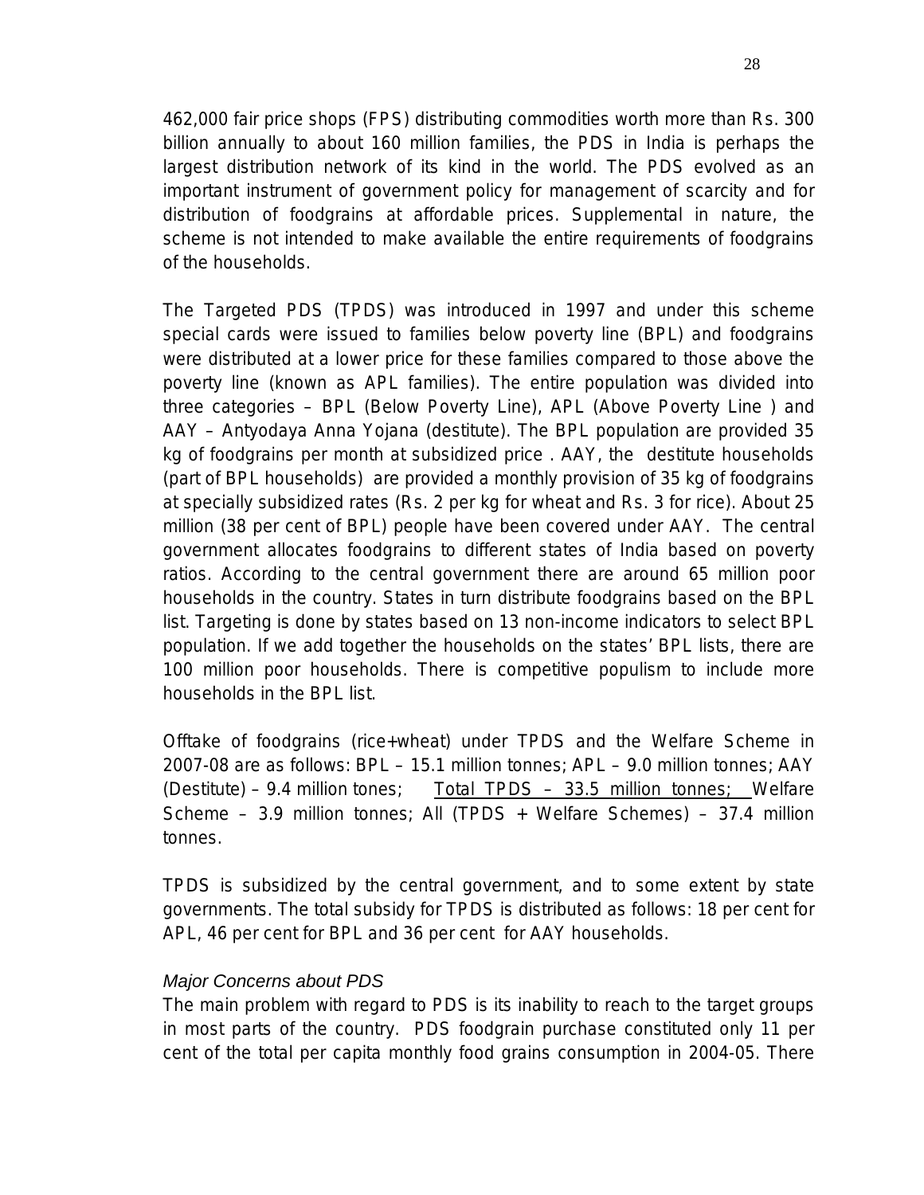462,000 fair price shops (FPS) distributing commodities worth more than Rs. 300 billion annually to about 160 million families, the PDS in India is perhaps the largest distribution network of its kind in the world. The PDS evolved as an important instrument of government policy for management of scarcity and for distribution of foodgrains at affordable prices. Supplemental in nature, the scheme is not intended to make available the entire requirements of foodgrains of the households.

The Targeted PDS (TPDS) was introduced in 1997 and under this scheme special cards were issued to families below poverty line (BPL) and foodgrains were distributed at a lower price for these families compared to those above the poverty line (known as APL families). The entire population was divided into three categories – BPL (Below Poverty Line), APL (Above Poverty Line ) and AAY – Antyodaya Anna Yojana (destitute). The BPL population are provided 35 kg of foodgrains per month at subsidized price . AAY, the destitute households (part of BPL households) are provided a monthly provision of 35 kg of foodgrains at specially subsidized rates (Rs. 2 per kg for wheat and Rs. 3 for rice). About 25 million (38 per cent of BPL) people have been covered under AAY. The central government allocates foodgrains to different states of India based on poverty ratios. According to the central government there are around 65 million poor households in the country. States in turn distribute foodgrains based on the BPL list. Targeting is done by states based on 13 non-income indicators to select BPL population. If we add together the households on the states' BPL lists, there are 100 million poor households. There is competitive populism to include more households in the BPL list.

Offtake of foodgrains (rice+wheat) under TPDS and the Welfare Scheme in 2007-08 are as follows: BPL – 15.1 million tonnes; APL – 9.0 million tonnes; AAY (Destitute) – 9.4 million tones; <u>Total TPDS – 33.5 million tonnes;</u> Welfare Scheme – 3.9 million tonnes; All (TPDS + Welfare Schemes) – 37.4 million tonnes.

TPDS is subsidized by the central government, and to some extent by state governments. The total subsidy for TPDS is distributed as follows: 18 per cent for APL, 46 per cent for BPL and 36 per cent for AAY households.

*Major Concerns about PDS*

The main problem with regard to PDS is its inability to reach to the target groups in most parts of the country. PDS foodgrain purchase constituted only 11 per cent of the total per capita monthly food grains consumption in 2004-05. There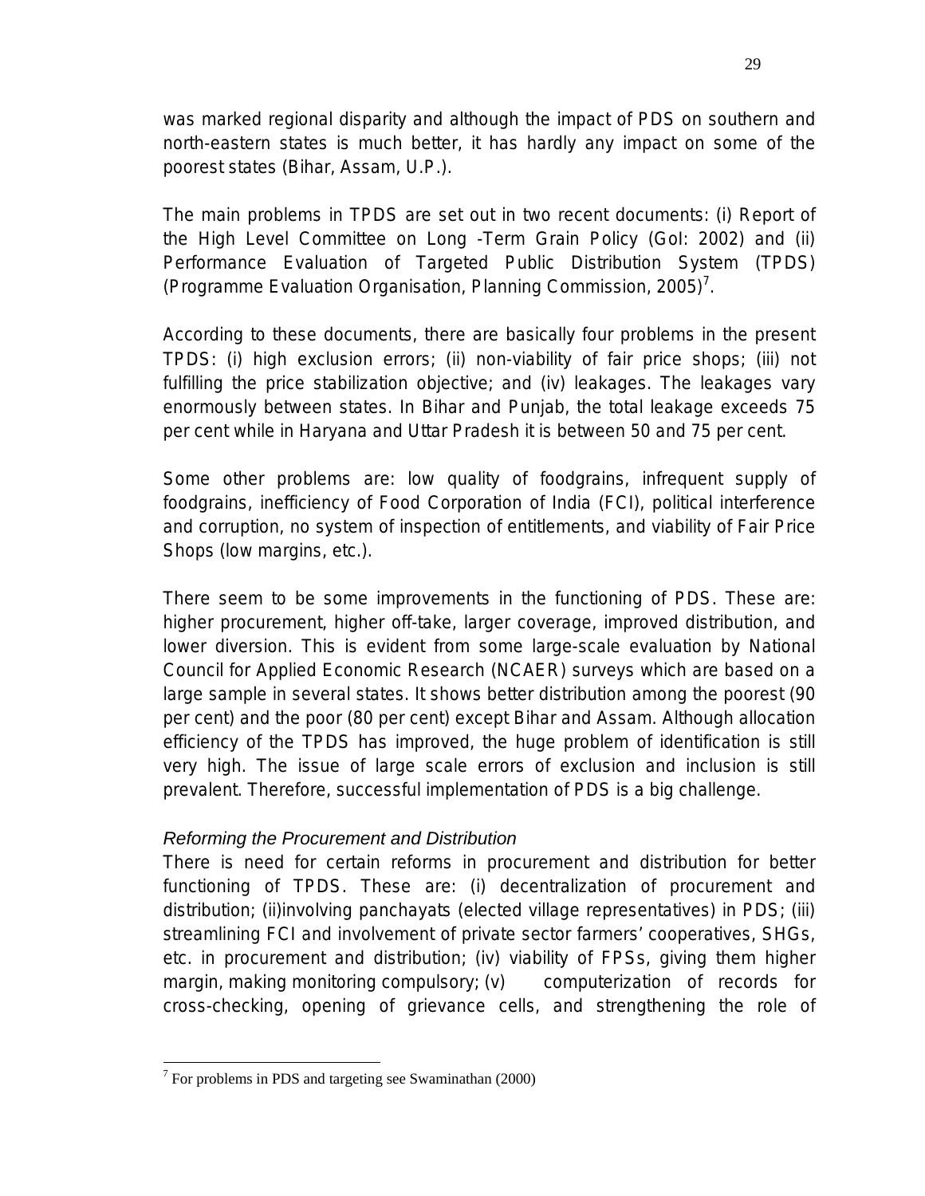was marked regional disparity and although the impact of PDS on southern and north-eastern states is much better, it has hardly any impact on some of the poorest states (Bihar, Assam, U.P.).

The main problems in TPDS are set out in two recent documents: (i) Report of the High Level Committee on Long -Term Grain Policy (GoI: 2002) and (ii) Performance Evaluation of Targeted Public Distribution System (TPDS) (Programme Evaluation Organisation, Planning Commission, 2005)[7].

According to these documents, there are basically four problems in the present TPDS: (i) high exclusion errors; (ii) non-viability of fair price shops; (iii) not fulfilling the price stabilization objective; and (iv) leakages. The leakages vary enormously between states. In Bihar and Punjab, the total leakage exceeds 75 per cent while in Haryana and Uttar Pradesh it is between 50 and 75 per cent.

Some other problems are: low quality of foodgrains, infrequent supply of foodgrains, inefficiency of Food Corporation of India (FCI), political interference and corruption, no system of inspection of entitlements, and viability of Fair Price Shops (low margins, etc.).

There seem to be some improvements in the functioning of PDS. These are: higher procurement, higher off-take, larger coverage, improved distribution, and lower diversion. This is evident from some large-scale evaluation by National Council for Applied Economic Research (NCAER) surveys which are based on a large sample in several states. It shows better distribution among the poorest (90 per cent) and the poor (80 per cent) except Bihar and Assam. Although allocation efficiency of the TPDS has improved, the huge problem of identification is still very high. The issue of large scale errors of exclusion and inclusion is still prevalent. Therefore, successful implementation of PDS is a big challenge.

*Reforming the Procurement and Distribution*

There is need for certain reforms in procurement and distribution for better functioning of TPDS. These are: (i) decentralization of procurement and distribution; (ii)involving panchayats (elected village representatives) in PDS; (iii) streamlining FCI and involvement of private sector farmers' cooperatives, SHGs, etc. in procurement and distribution; (iv) viability of FPSs, giving them higher margin, making monitoring compulsory; (v) computerization of records for cross-checking, opening of grievance cells, and strengthening the role of

[7] For problems in PDS and targeting see Swaminathan (2000)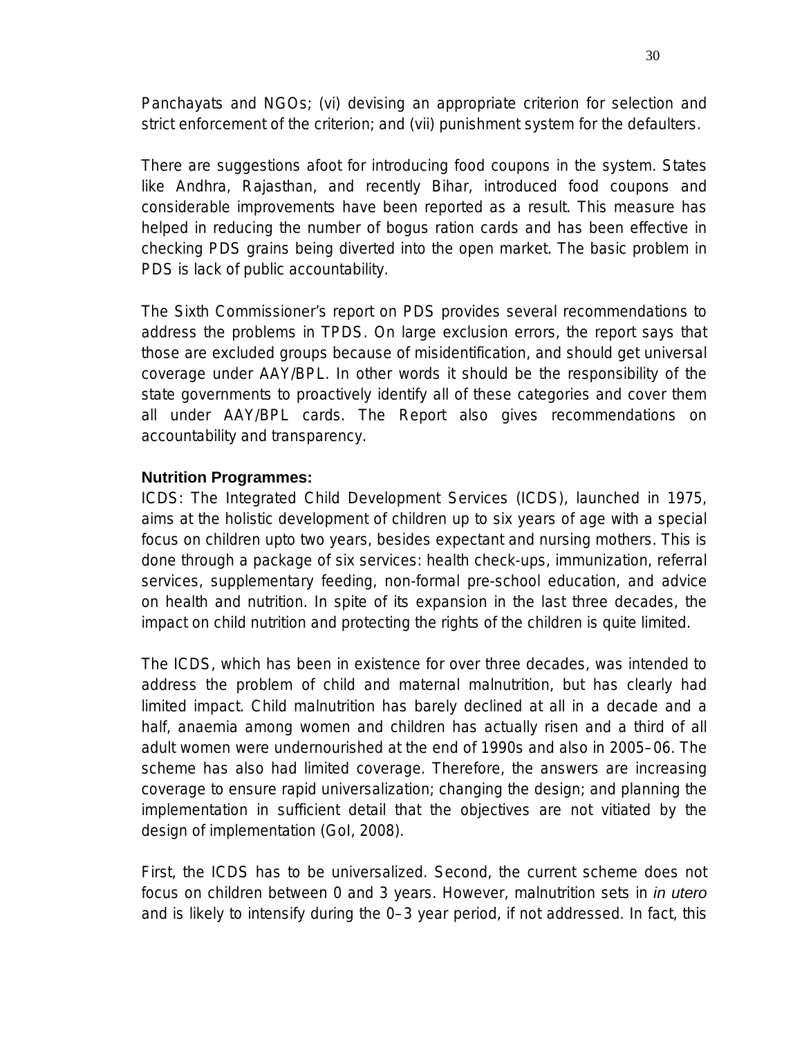Panchayats and NGOs; (vi) devising an appropriate criterion for selection and strict enforcement of the criterion; and (vii) punishment system for the defaulters.

There are suggestions afoot for introducing food coupons in the system. States like Andhra, Rajasthan, and recently Bihar, introduced food coupons and considerable improvements have been reported as a result. This measure has helped in reducing the number of bogus ration cards and has been effective in checking PDS grains being diverted into the open market. The basic problem in PDS is lack of public accountability.

The Sixth Commissioner's report on PDS provides several recommendations to address the problems in TPDS. On large exclusion errors, the report says that those are excluded groups because of misidentification, and should get universal coverage under AAY/BPL. In other words it should be the responsibility of the state governments to proactively identify all of these categories and cover them all under AAY/BPL cards. The Report also gives recommendations on accountability and transparency.

**Nutrition Programmes:**

ICDS: The Integrated Child Development Services (ICDS), launched in 1975, aims at the holistic development of children up to six years of age with a special focus on children upto two years, besides expectant and nursing mothers. This is done through a package of six services: health check-ups, immunization, referral services, supplementary feeding, non-formal pre-school education, and advice on health and nutrition. In spite of its expansion in the last three decades, the impact on child nutrition and protecting the rights of the children is quite limited.

The ICDS, which has been in existence for over three decades, was intended to address the problem of child and maternal malnutrition, but has clearly had limited impact. Child malnutrition has barely declined at all in a decade and a half, anaemia among women and children has actually risen and a third of all adult women were undernourished at the end of 1990s and also in 2005–06. The scheme has also had limited coverage. Therefore, the answers are increasing coverage to ensure rapid universalization; changing the design; and planning the implementation in sufficient detail that the objectives are not vitiated by the design of implementation (GoI, 2008).

First, the ICDS has to be universalized. Second, the current scheme does not focus on children between 0 and 3 years. However, malnutrition sets in *in utero* and is likely to intensify during the 0–3 year period, if not addressed. In fact, this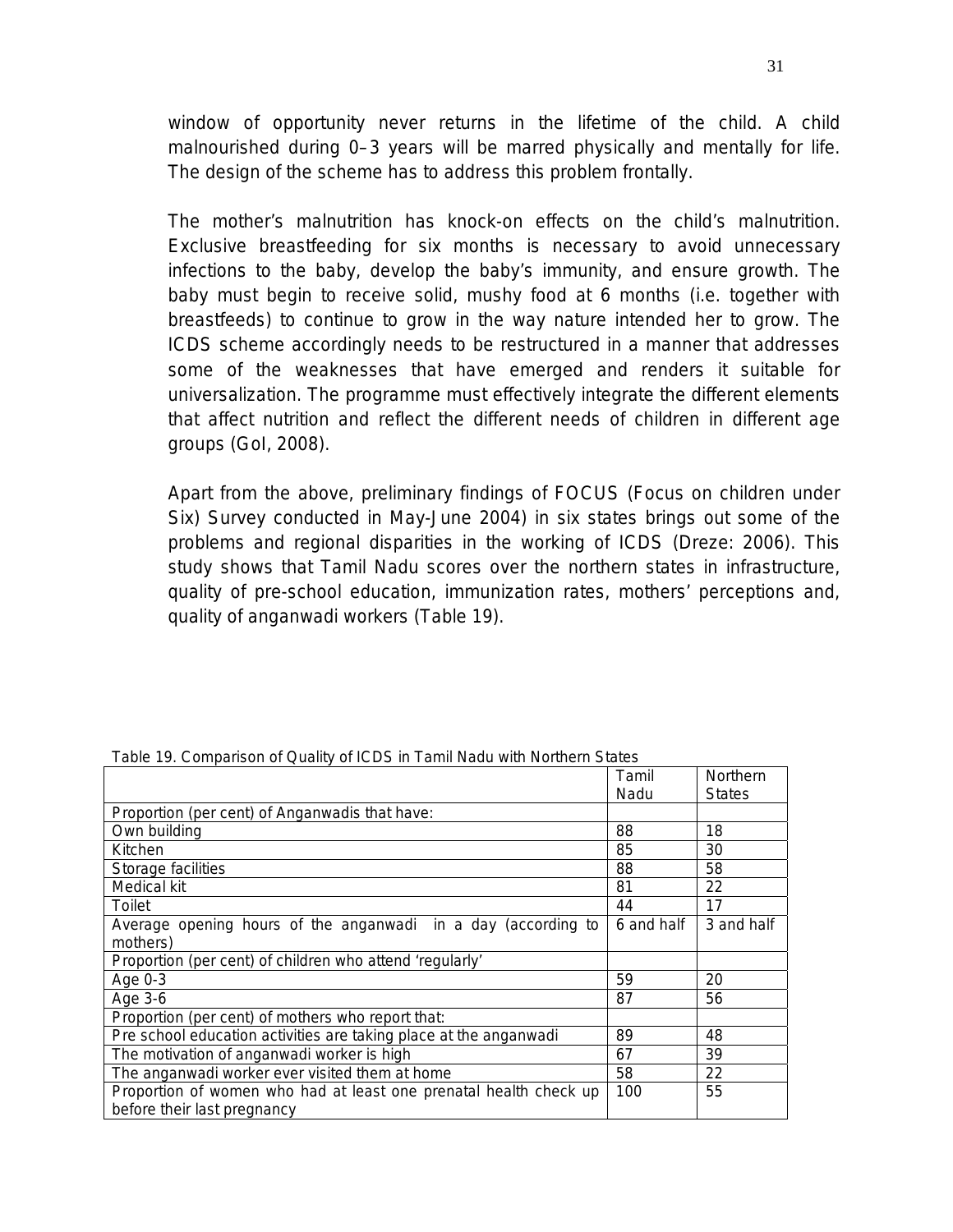window of opportunity never returns in the lifetime of the child. A child malnourished during 0–3 years will be marred physically and mentally for life. The design of the scheme has to address this problem frontally.

The mother's malnutrition has knock-on effects on the child's malnutrition. Exclusive breastfeeding for six months is necessary to avoid unnecessary infections to the baby, develop the baby's immunity, and ensure growth. The baby must begin to receive solid, mushy food at 6 months (i.e. together with breastfeeds) to continue to grow in the way nature intended her to grow. The ICDS scheme accordingly needs to be restructured in a manner that addresses some of the weaknesses that have emerged and renders it suitable for universalization. The programme must effectively integrate the different elements that affect nutrition and reflect the different needs of children in different age groups (GoI, 2008).

Apart from the above, preliminary findings of FOCUS (Focus on children under Six) Survey conducted in May-June 2004) in six states brings out some of the problems and regional disparities in the working of ICDS (Dreze: 2006). This study shows that Tamil Nadu scores over the northern states in infrastructure, quality of pre-school education, immunization rates, mothers' perceptions and, quality of anganwadi workers (Table 19).

Table 19. Comparison of Quality of ICDS in Tamil Nadu with Northern States

| | Tamil Nadu | Northern States |
|---|---|---|
| Proportion (per cent) of Anganwadis that have: | | |
| Own building | 88 | 18 |
| Kitchen | 85 | 30 |
| Storage facilities | 88 | 58 |
| Medical kit | 81 | 22 |
| Toilet | 44 | 17 |
| Average opening hours of the anganwadi in a day (according to mothers) | 6 and half | 3 and half |
| Proportion (per cent) of children who attend 'regularly' | | |
| Age 0-3 | 59 | 20 |
| Age 3-6 | 87 | 56 |
| Proportion (per cent) of mothers who report that: | | |
| Pre school education activities are taking place at the anganwadi | 89 | 48 |
| The motivation of anganwadi worker is high | 67 | 39 |
| The anganwadi worker ever visited them at home | 58 | 22 |
| Proportion of women who had at least one prenatal health check up before their last pregnancy | 100 | 55 |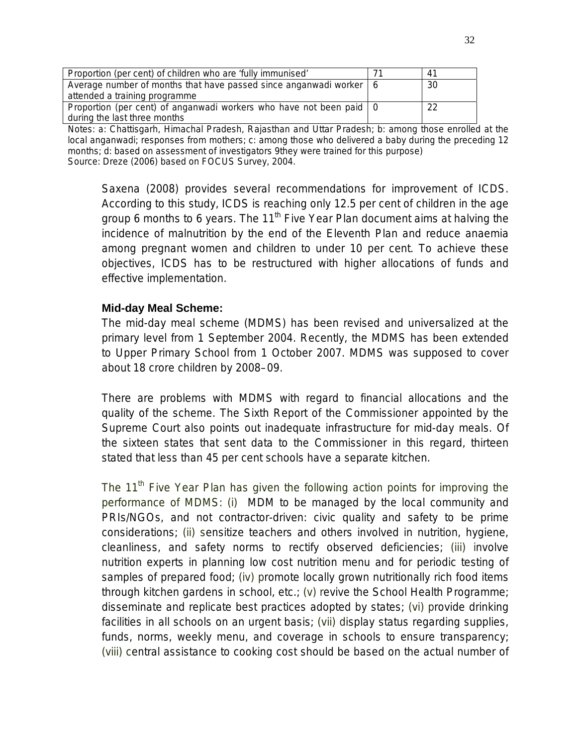| | | |
|---|---|---|
| Proportion (per cent) of children who are 'fully immunised' | 71 | 41 |
| Average number of months that have passed since anganwadi worker attended a training programme | 6 | 30 |
| Proportion (per cent) of anganwadi workers who have not been paid during the last three months | 0 | 22 |

Notes: a: Chattisgarh, Himachal Pradesh, Rajasthan and Uttar Pradesh; b: among those enrolled at the local anganwadi; responses from mothers; c: among those who delivered a baby during the preceding 12 months; d: based on assessment of investigators 9they were trained for this purpose)
Source: Dreze (2006) based on FOCUS Survey, 2004.

Saxena (2008) provides several recommendations for improvement of ICDS. According to this study, ICDS is reaching only 12.5 per cent of children in the age group 6 months to 6 years. The 11th Five Year Plan document aims at halving the incidence of malnutrition by the end of the Eleventh Plan and reduce anaemia among pregnant women and children to under 10 per cent. To achieve these objectives, ICDS has to be restructured with higher allocations of funds and effective implementation.

**Mid-day Meal Scheme:**

The mid-day meal scheme (MDMS) has been revised and universalized at the primary level from 1 September 2004. Recently, the MDMS has been extended to Upper Primary School from 1 October 2007. MDMS was supposed to cover about 18 crore children by 2008–09.

There are problems with MDMS with regard to financial allocations and the quality of the scheme. The Sixth Report of the Commissioner appointed by the Supreme Court also points out inadequate infrastructure for mid-day meals. Of the sixteen states that sent data to the Commissioner in this regard, thirteen stated that less than 45 per cent schools have a separate kitchen.

The 11th Five Year Plan has given the following action points for improving the performance of MDMS: (i) MDM to be managed by the local community and PRIs/NGOs, and not contractor-driven: civic quality and safety to be prime considerations; (ii) sensitize teachers and others involved in nutrition, hygiene, cleanliness, and safety norms to rectify observed deficiencies; (iii) involve nutrition experts in planning low cost nutrition menu and for periodic testing of samples of prepared food; (iv) promote locally grown nutritionally rich food items through kitchen gardens in school, etc.; (v) revive the School Health Programme; disseminate and replicate best practices adopted by states; (vi) provide drinking facilities in all schools on an urgent basis; (vii) display status regarding supplies, funds, norms, weekly menu, and coverage in schools to ensure transparency; (viii) central assistance to cooking cost should be based on the actual number of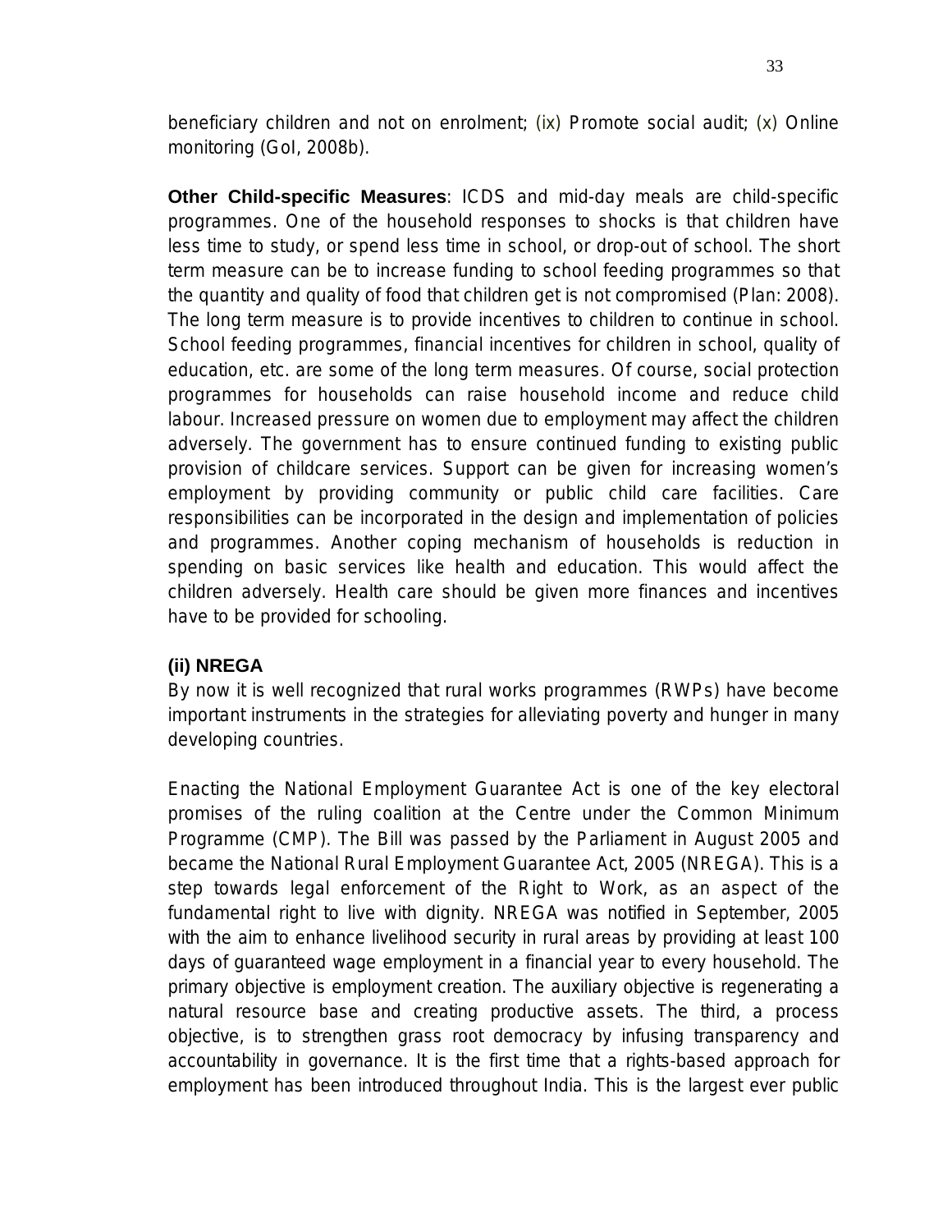beneficiary children and not on enrolment; (ix) Promote social audit; (x) Online monitoring (GoI, 2008b).

**Other Child-specific Measures**: ICDS and mid-day meals are child-specific programmes. One of the household responses to shocks is that children have less time to study, or spend less time in school, or drop-out of school. The short term measure can be to increase funding to school feeding programmes so that the quantity and quality of food that children get is not compromised (Plan: 2008). The long term measure is to provide incentives to children to continue in school. School feeding programmes, financial incentives for children in school, quality of education, etc. are some of the long term measures. Of course, social protection programmes for households can raise household income and reduce child labour. Increased pressure on women due to employment may affect the children adversely. The government has to ensure continued funding to existing public provision of childcare services. Support can be given for increasing women's employment by providing community or public child care facilities. Care responsibilities can be incorporated in the design and implementation of policies and programmes. Another coping mechanism of households is reduction in spending on basic services like health and education. This would affect the children adversely. Health care should be given more finances and incentives have to be provided for schooling.

**(ii) NREGA**

By now it is well recognized that rural works programmes (RWPs) have become important instruments in the strategies for alleviating poverty and hunger in many developing countries.

Enacting the National Employment Guarantee Act is one of the key electoral promises of the ruling coalition at the Centre under the Common Minimum Programme (CMP). The Bill was passed by the Parliament in August 2005 and became the National Rural Employment Guarantee Act, 2005 (NREGA). This is a step towards legal enforcement of the Right to Work, as an aspect of the fundamental right to live with dignity. NREGA was notified in September, 2005 with the aim to enhance livelihood security in rural areas by providing at least 100 days of guaranteed wage employment in a financial year to every household. The primary objective is employment creation. The auxiliary objective is regenerating a natural resource base and creating productive assets. The third, a process objective, is to strengthen grass root democracy by infusing transparency and accountability in governance. It is the first time that a rights-based approach for employment has been introduced throughout India. This is the largest ever public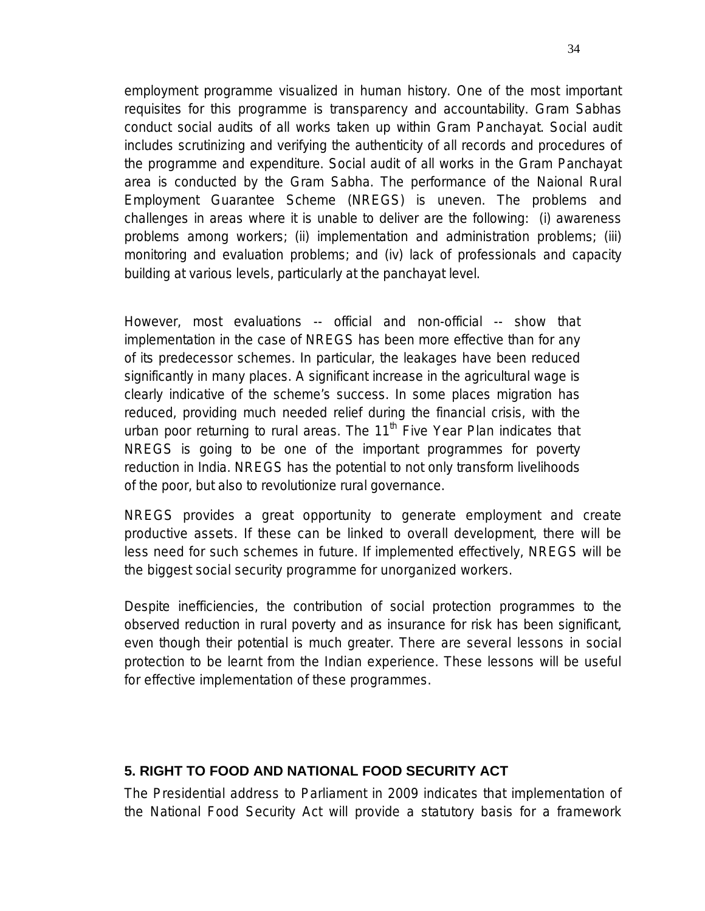employment programme visualized in human history. One of the most important requisites for this programme is transparency and accountability. Gram Sabhas conduct social audits of all works taken up within Gram Panchayat. Social audit includes scrutinizing and verifying the authenticity of all records and procedures of the programme and expenditure. Social audit of all works in the Gram Panchayat area is conducted by the Gram Sabha. The performance of the Naional Rural Employment Guarantee Scheme (NREGS) is uneven. The problems and challenges in areas where it is unable to deliver are the following: (i) awareness problems among workers; (ii) implementation and administration problems; (iii) monitoring and evaluation problems; and (iv) lack of professionals and capacity building at various levels, particularly at the panchayat level.

However, most evaluations -- official and non-official -- show that implementation in the case of NREGS has been more effective than for any of its predecessor schemes. In particular, the leakages have been reduced significantly in many places. A significant increase in the agricultural wage is clearly indicative of the scheme's success. In some places migration has reduced, providing much needed relief during the financial crisis, with the urban poor returning to rural areas. The 11th Five Year Plan indicates that NREGS is going to be one of the important programmes for poverty reduction in India. NREGS has the potential to not only transform livelihoods of the poor, but also to revolutionize rural governance.

NREGS provides a great opportunity to generate employment and create productive assets. If these can be linked to overall development, there will be less need for such schemes in future. If implemented effectively, NREGS will be the biggest social security programme for unorganized workers.

Despite inefficiencies, the contribution of social protection programmes to the observed reduction in rural poverty and as insurance for risk has been significant, even though their potential is much greater. There are several lessons in social protection to be learnt from the Indian experience. These lessons will be useful for effective implementation of these programmes.

## 5. RIGHT TO FOOD AND NATIONAL FOOD SECURITY ACT

The Presidential address to Parliament in 2009 indicates that implementation of the National Food Security Act will provide a statutory basis for a framework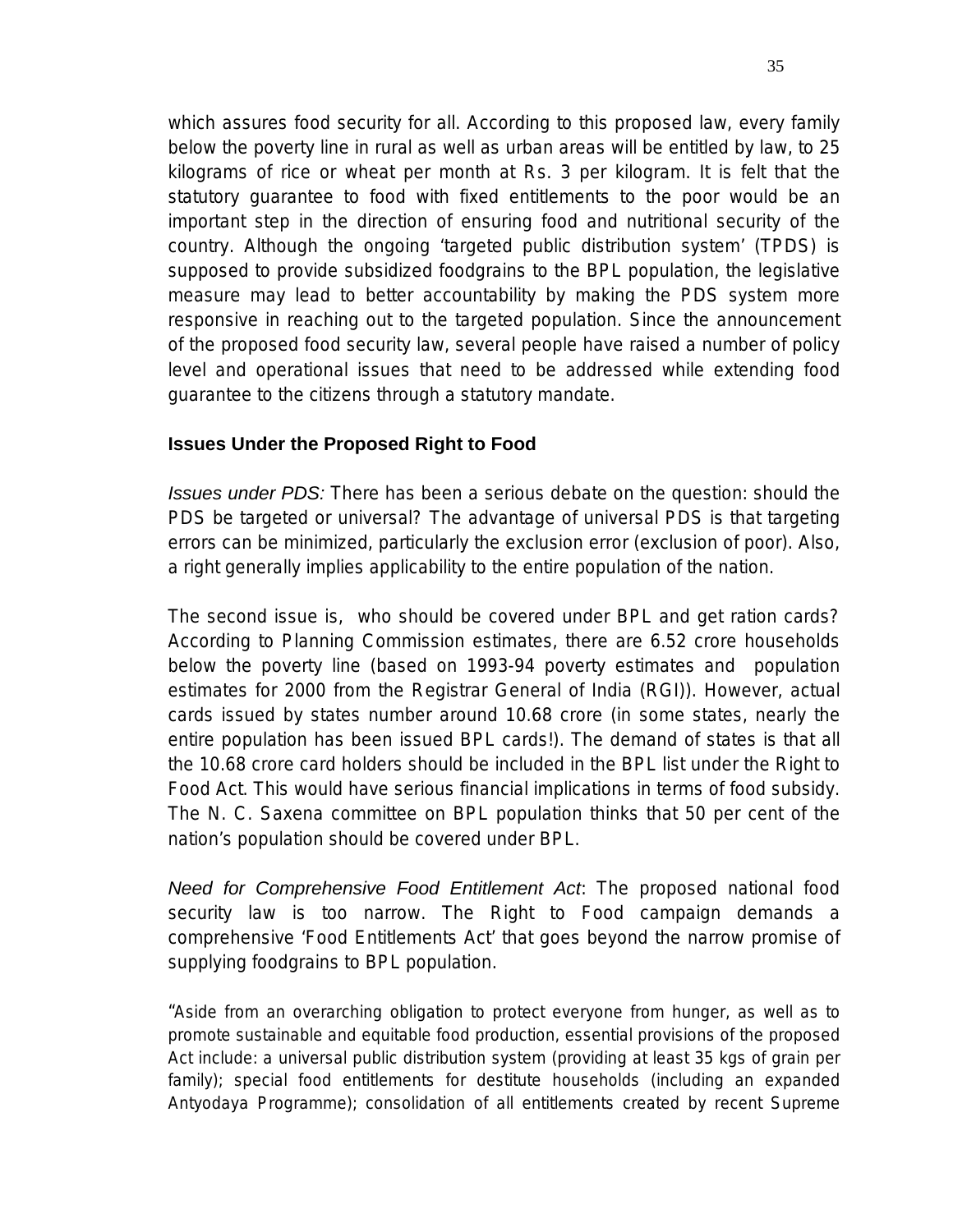which assures food security for all. According to this proposed law, every family below the poverty line in rural as well as urban areas will be entitled by law, to 25 kilograms of rice or wheat per month at Rs. 3 per kilogram. It is felt that the statutory guarantee to food with fixed entitlements to the poor would be an important step in the direction of ensuring food and nutritional security of the country. Although the ongoing 'targeted public distribution system' (TPDS) is supposed to provide subsidized foodgrains to the BPL population, the legislative measure may lead to better accountability by making the PDS system more responsive in reaching out to the targeted population. Since the announcement of the proposed food security law, several people have raised a number of policy level and operational issues that need to be addressed while extending food guarantee to the citizens through a statutory mandate.

### Issues Under the Proposed Right to Food

*Issues under PDS:* There has been a serious debate on the question: should the PDS be targeted or universal? The advantage of universal PDS is that targeting errors can be minimized, particularly the exclusion error (exclusion of poor). Also, a right generally implies applicability to the entire population of the nation.

The second issue is, who should be covered under BPL and get ration cards? According to Planning Commission estimates, there are 6.52 crore households below the poverty line (based on 1993-94 poverty estimates and population estimates for 2000 from the Registrar General of India (RGI)). However, actual cards issued by states number around 10.68 crore (in some states, nearly the entire population has been issued BPL cards!). The demand of states is that all the 10.68 crore card holders should be included in the BPL list under the Right to Food Act. This would have serious financial implications in terms of food subsidy. The N. C. Saxena committee on BPL population thinks that 50 per cent of the nation's population should be covered under BPL.

*Need for Comprehensive Food Entitlement Act*: The proposed national food security law is too narrow. The Right to Food campaign demands a comprehensive 'Food Entitlements Act' that goes beyond the narrow promise of supplying foodgrains to BPL population.

"Aside from an overarching obligation to protect everyone from hunger, as well as to promote sustainable and equitable food production, essential provisions of the proposed Act include: a universal public distribution system (providing at least 35 kgs of grain per family); special food entitlements for destitute households (including an expanded Antyodaya Programme); consolidation of all entitlements created by recent Supreme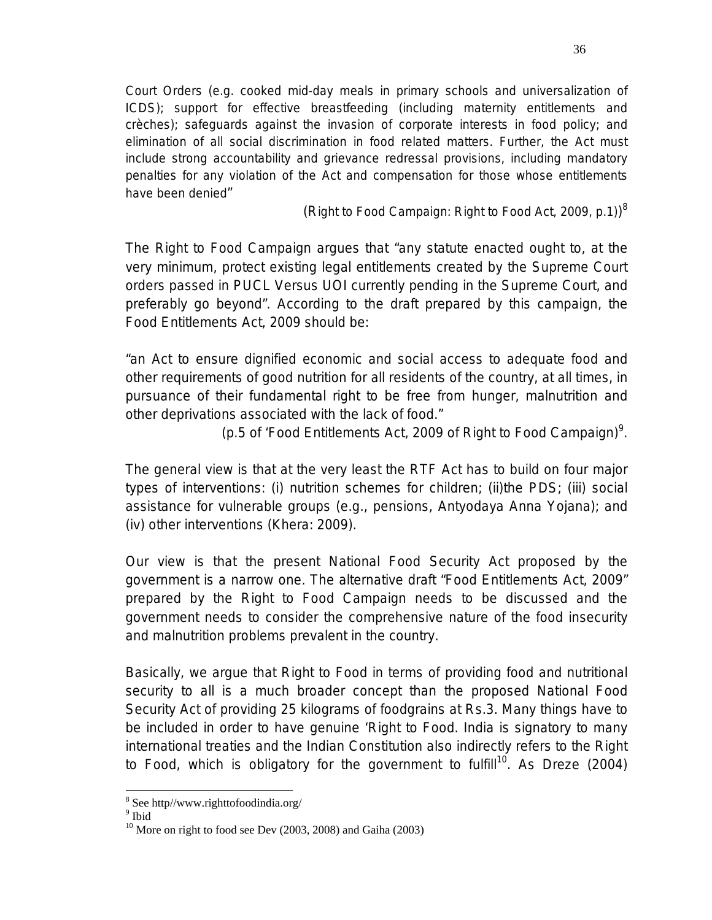Court Orders (e.g. cooked mid-day meals in primary schools and universalization of ICDS); support for effective breastfeeding (including maternity entitlements and crèches); safeguards against the invasion of corporate interests in food policy; and elimination of all social discrimination in food related matters. Further, the Act must include strong accountability and grievance redressal provisions, including mandatory penalties for any violation of the Act and compensation for those whose entitlements have been denied"

(Right to Food Campaign: Right to Food Act, 2009, p.1))[8]

The Right to Food Campaign argues that "any statute enacted ought to, at the very minimum, protect existing legal entitlements created by the Supreme Court orders passed in PUCL Versus UOI currently pending in the Supreme Court, and preferably go beyond". According to the draft prepared by this campaign, the Food Entitlements Act, 2009 should be:

"an Act to ensure dignified economic and social access to adequate food and other requirements of good nutrition for all residents of the country, at all times, in pursuance of their fundamental right to be free from hunger, malnutrition and other deprivations associated with the lack of food."

(p.5 of 'Food Entitlements Act, 2009 of Right to Food Campaign)[9].

The general view is that at the very least the RTF Act has to build on four major types of interventions: (i) nutrition schemes for children; (ii)the PDS; (iii) social assistance for vulnerable groups (e.g., pensions, Antyodaya Anna Yojana); and (iv) other interventions (Khera: 2009).

Our view is that the present National Food Security Act proposed by the government is a narrow one. The alternative draft "Food Entitlements Act, 2009" prepared by the Right to Food Campaign needs to be discussed and the government needs to consider the comprehensive nature of the food insecurity and malnutrition problems prevalent in the country.

Basically, we argue that Right to Food in terms of providing food and nutritional security to all is a much broader concept than the proposed National Food Security Act of providing 25 kilograms of foodgrains at Rs.3. Many things have to be included in order to have genuine 'Right to Food. India is signatory to many international treaties and the Indian Constitution also indirectly refers to the Right to Food, which is obligatory for the government to fulfill[10]. As Dreze (2004)

---

[8] See http//www.righttofoodindia.org/

[9] Ibid

[10] More on right to food see Dev (2003, 2008) and Gaiha (2003)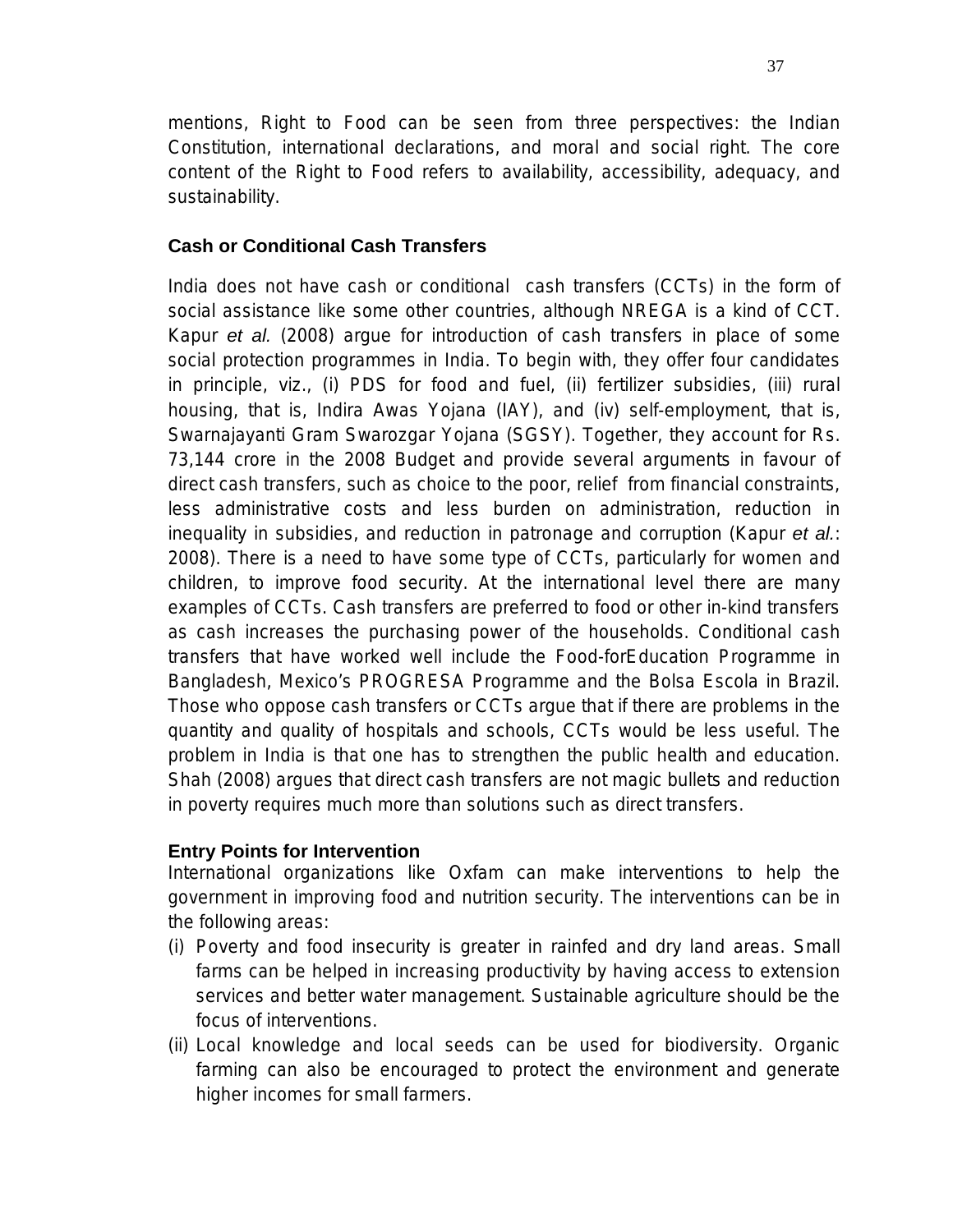mentions, Right to Food can be seen from three perspectives: the Indian Constitution, international declarations, and moral and social right. The core content of the Right to Food refers to availability, accessibility, adequacy, and sustainability.

### Cash or Conditional Cash Transfers

India does not have cash or conditional cash transfers (CCTs) in the form of social assistance like some other countries, although NREGA is a kind of CCT. Kapur *et al.* (2008) argue for introduction of cash transfers in place of some social protection programmes in India. To begin with, they offer four candidates in principle, viz., (i) PDS for food and fuel, (ii) fertilizer subsidies, (iii) rural housing, that is, Indira Awas Yojana (IAY), and (iv) self-employment, that is, Swarnajayanti Gram Swarozgar Yojana (SGSY). Together, they account for Rs. 73,144 crore in the 2008 Budget and provide several arguments in favour of direct cash transfers, such as choice to the poor, relief from financial constraints, less administrative costs and less burden on administration, reduction in inequality in subsidies, and reduction in patronage and corruption (Kapur *et al.*: 2008). There is a need to have some type of CCTs, particularly for women and children, to improve food security. At the international level there are many examples of CCTs. Cash transfers are preferred to food or other in-kind transfers as cash increases the purchasing power of the households. Conditional cash transfers that have worked well include the Food-forEducation Programme in Bangladesh, Mexico's PROGRESA Programme and the Bolsa Escola in Brazil. Those who oppose cash transfers or CCTs argue that if there are problems in the quantity and quality of hospitals and schools, CCTs would be less useful. The problem in India is that one has to strengthen the public health and education. Shah (2008) argues that direct cash transfers are not magic bullets and reduction in poverty requires much more than solutions such as direct transfers.

### Entry Points for Intervention

International organizations like Oxfam can make interventions to help the government in improving food and nutrition security. The interventions can be in the following areas:

(i) Poverty and food insecurity is greater in rainfed and dry land areas. Small farms can be helped in increasing productivity by having access to extension services and better water management. Sustainable agriculture should be the focus of interventions.

(ii) Local knowledge and local seeds can be used for biodiversity. Organic farming can also be encouraged to protect the environment and generate higher incomes for small farmers.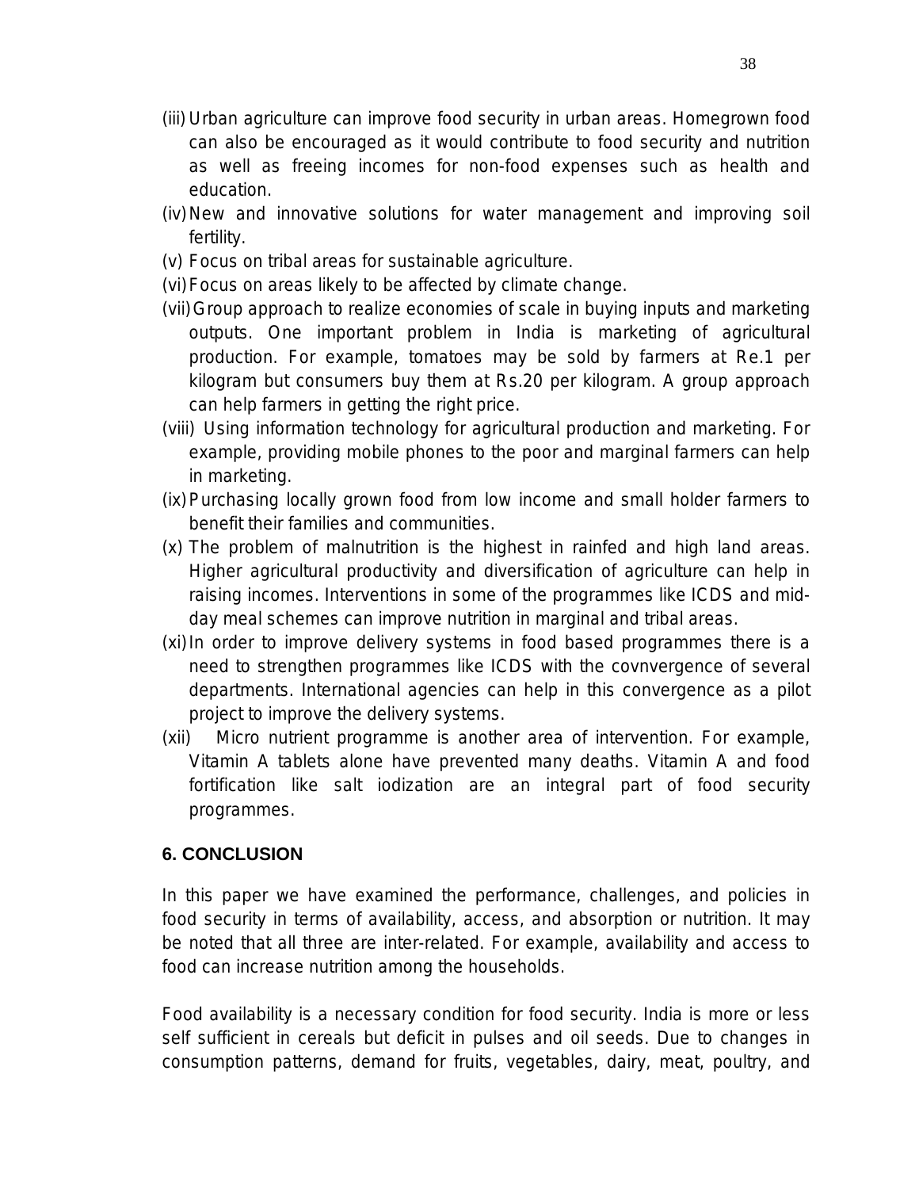(iii) Urban agriculture can improve food security in urban areas. Homegrown food can also be encouraged as it would contribute to food security and nutrition as well as freeing incomes for non-food expenses such as health and education.

(iv) New and innovative solutions for water management and improving soil fertility.

(v) Focus on tribal areas for sustainable agriculture.

(vi) Focus on areas likely to be affected by climate change.

(vii) Group approach to realize economies of scale in buying inputs and marketing outputs. One important problem in India is marketing of agricultural production. For example, tomatoes may be sold by farmers at Re.1 per kilogram but consumers buy them at Rs.20 per kilogram. A group approach can help farmers in getting the right price.

(viii) Using information technology for agricultural production and marketing. For example, providing mobile phones to the poor and marginal farmers can help in marketing.

(ix) Purchasing locally grown food from low income and small holder farmers to benefit their families and communities.

(x) The problem of malnutrition is the highest in rainfed and high land areas. Higher agricultural productivity and diversification of agriculture can help in raising incomes. Interventions in some of the programmes like ICDS and mid-day meal schemes can improve nutrition in marginal and tribal areas.

(xi) In order to improve delivery systems in food based programmes there is a need to strengthen programmes like ICDS with the covnvergence of several departments. International agencies can help in this convergence as a pilot project to improve the delivery systems.

(xii) Micro nutrient programme is another area of intervention. For example, Vitamin A tablets alone have prevented many deaths. Vitamin A and food fortification like salt iodization are an integral part of food security programmes.

## 6. CONCLUSION

In this paper we have examined the performance, challenges, and policies in food security in terms of availability, access, and absorption or nutrition. It may be noted that all three are inter-related. For example, availability and access to food can increase nutrition among the households.

Food availability is a necessary condition for food security. India is more or less self sufficient in cereals but deficit in pulses and oil seeds. Due to changes in consumption patterns, demand for fruits, vegetables, dairy, meat, poultry, and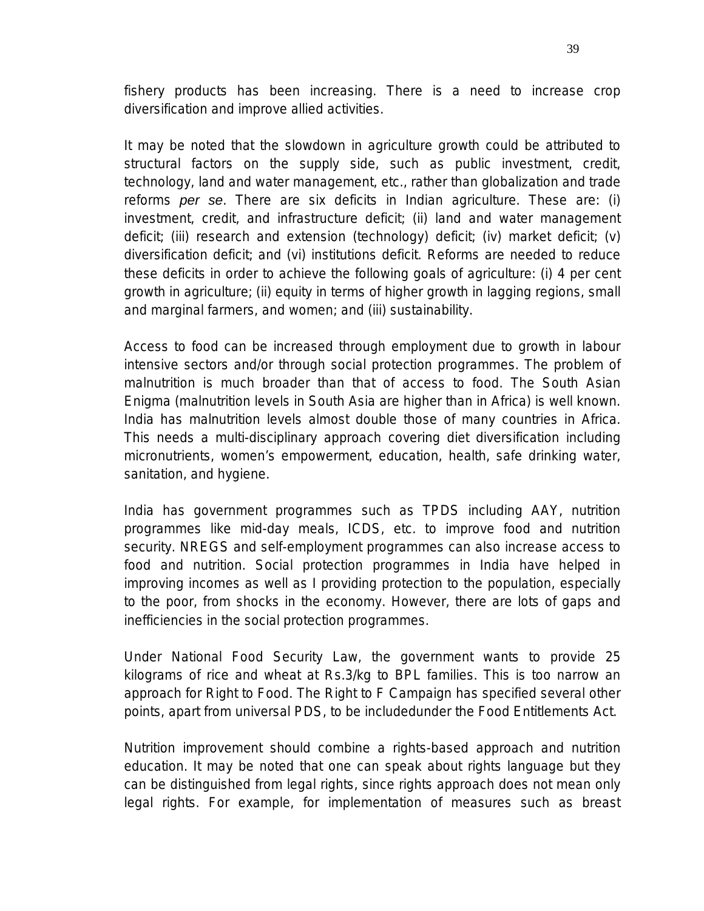fishery products has been increasing. There is a need to increase crop diversification and improve allied activities.

It may be noted that the slowdown in agriculture growth could be attributed to structural factors on the supply side, such as public investment, credit, technology, land and water management, etc., rather than globalization and trade reforms *per se*. There are six deficits in Indian agriculture. These are: (i) investment, credit, and infrastructure deficit; (ii) land and water management deficit; (iii) research and extension (technology) deficit; (iv) market deficit; (v) diversification deficit; and (vi) institutions deficit. Reforms are needed to reduce these deficits in order to achieve the following goals of agriculture: (i) 4 per cent growth in agriculture; (ii) equity in terms of higher growth in lagging regions, small and marginal farmers, and women; and (iii) sustainability.

Access to food can be increased through employment due to growth in labour intensive sectors and/or through social protection programmes. The problem of malnutrition is much broader than that of access to food. The South Asian Enigma (malnutrition levels in South Asia are higher than in Africa) is well known. India has malnutrition levels almost double those of many countries in Africa. This needs a multi-disciplinary approach covering diet diversification including micronutrients, women's empowerment, education, health, safe drinking water, sanitation, and hygiene.

India has government programmes such as TPDS including AAY, nutrition programmes like mid-day meals, ICDS, etc. to improve food and nutrition security. NREGS and self-employment programmes can also increase access to food and nutrition. Social protection programmes in India have helped in improving incomes as well as I providing protection to the population, especially to the poor, from shocks in the economy. However, there are lots of gaps and inefficiencies in the social protection programmes.

Under National Food Security Law, the government wants to provide 25 kilograms of rice and wheat at Rs.3/kg to BPL families. This is too narrow an approach for Right to Food. The Right to F Campaign has specified several other points, apart from universal PDS, to be includedunder the Food Entitlements Act.

Nutrition improvement should combine a rights-based approach and nutrition education. It may be noted that one can speak about rights language but they can be distinguished from legal rights, since rights approach does not mean only legal rights. For example, for implementation of measures such as breast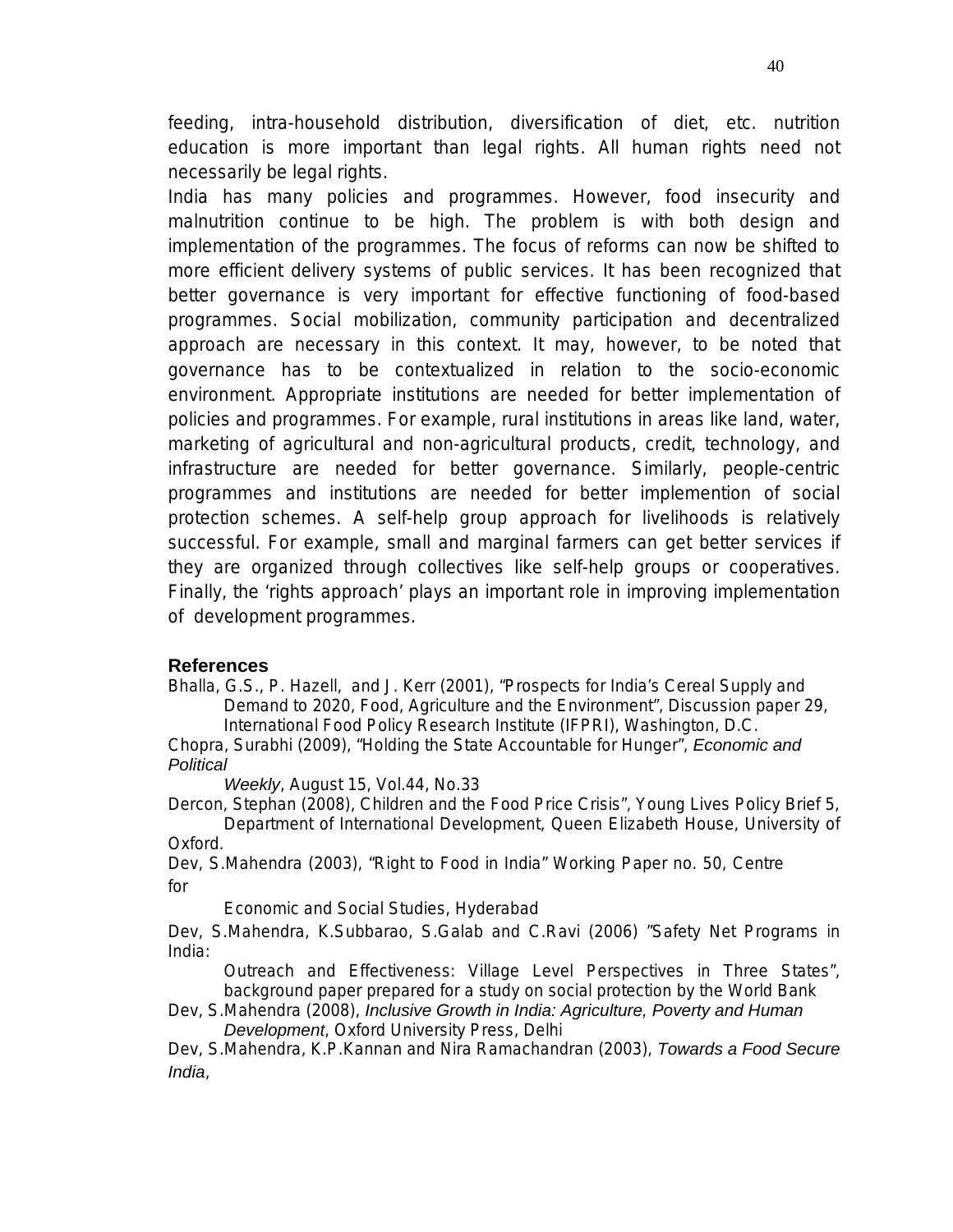feeding, intra-household distribution, diversification of diet, etc. nutrition education is more important than legal rights. All human rights need not necessarily be legal rights.

India has many policies and programmes. However, food insecurity and malnutrition continue to be high. The problem is with both design and implementation of the programmes. The focus of reforms can now be shifted to more efficient delivery systems of public services. It has been recognized that better governance is very important for effective functioning of food-based programmes. Social mobilization, community participation and decentralized approach are necessary in this context. It may, however, to be noted that governance has to be contextualized in relation to the socio-economic environment. Appropriate institutions are needed for better implementation of policies and programmes. For example, rural institutions in areas like land, water, marketing of agricultural and non-agricultural products, credit, technology, and infrastructure are needed for better governance. Similarly, people-centric programmes and institutions are needed for better implemention of social protection schemes. A self-help group approach for livelihoods is relatively successful. For example, small and marginal farmers can get better services if they are organized through collectives like self-help groups or cooperatives. Finally, the 'rights approach' plays an important role in improving implementation of development programmes.

## References

Bhalla, G.S., P. Hazell, and J. Kerr (2001), "Prospects for India's Cereal Supply and Demand to 2020, Food, Agriculture and the Environment", Discussion paper 29, International Food Policy Research Institute (IFPRI), Washington, D.C.

Chopra, Surabhi (2009), "Holding the State Accountable for Hunger", *Economic and Political Weekly*, August 15, Vol.44, No.33

Dercon, Stephan (2008), Children and the Food Price Crisis", Young Lives Policy Brief 5, Department of International Development, Queen Elizabeth House, University of Oxford.

Dev, S.Mahendra (2003), "Right to Food in India" Working Paper no. 50, Centre for Economic and Social Studies, Hyderabad

Dev, S.Mahendra, K.Subbarao, S.Galab and C.Ravi (2006) "Safety Net Programs in India: Outreach and Effectiveness: Village Level Perspectives in Three States", background paper prepared for a study on social protection by the World Bank

Dev, S.Mahendra (2008), *Inclusive Growth in India: Agriculture, Poverty and Human Development*, Oxford University Press, Delhi

Dev, S.Mahendra, K.P.Kannan and Nira Ramachandran (2003), *Towards a Food Secure India*,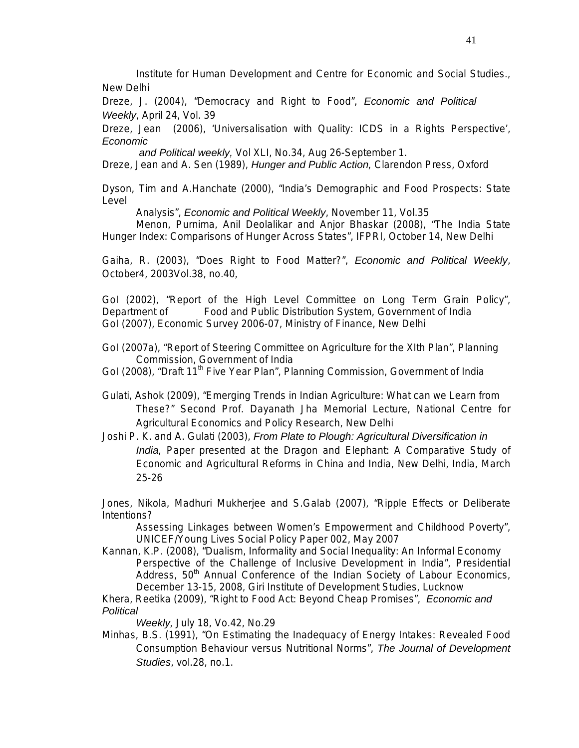Institute for Human Development and Centre for Economic and Social Studies., New Delhi

Dreze, J. (2004), "Democracy and Right to Food", *Economic and Political Weekly*, April 24, Vol. 39

Dreze, Jean (2006), 'Universalisation with Quality: ICDS in a Rights Perspective', *Economic and Political weekly*, Vol XLI, No.34, Aug 26-September 1.

Dreze, Jean and A. Sen (1989), *Hunger and Public Action*, Clarendon Press, Oxford

Dyson, Tim and A.Hanchate (2000), "India's Demographic and Food Prospects: State Level Analysis", *Economic and Political Weekly*, November 11, Vol.35

Menon, Purnima, Anil Deolalikar and Anjor Bhaskar (2008), "The India State Hunger Index: Comparisons of Hunger Across States", IFPRI, October 14, New Delhi

Gaiha, R. (2003), "Does Right to Food Matter?", *Economic and Political Weekly*, October4, 2003Vol.38, no.40,

GoI (2002), "Report of the High Level Committee on Long Term Grain Policy", Department of Food and Public Distribution System, Government of India

GoI (2007), Economic Survey 2006-07, Ministry of Finance, New Delhi

GoI (2007a), "Report of Steering Committee on Agriculture for the XIth Plan", Planning Commission, Government of India

GoI (2008), "Draft 11th Five Year Plan", Planning Commission, Government of India

Gulati, Ashok (2009), "Emerging Trends in Indian Agriculture: What can we Learn from These?" Second Prof. Dayanath Jha Memorial Lecture, National Centre for Agricultural Economics and Policy Research, New Delhi

Joshi P. K. and A. Gulati (2003), *From Plate to Plough: Agricultural Diversification in India*, Paper presented at the Dragon and Elephant: A Comparative Study of Economic and Agricultural Reforms in China and India, New Delhi, India, March 25-26

Jones, Nikola, Madhuri Mukherjee and S.Galab (2007), "Ripple Effects or Deliberate Intentions? Assessing Linkages between Women's Empowerment and Childhood Poverty", UNICEF/Young Lives Social Policy Paper 002, May 2007

Kannan, K.P. (2008), "Dualism, Informality and Social Inequality: An Informal Economy Perspective of the Challenge of Inclusive Development in India", Presidential Address, 50th Annual Conference of the Indian Society of Labour Economics, December 13-15, 2008, Giri Institute of Development Studies, Lucknow

Khera, Reetika (2009), "Right to Food Act: Beyond Cheap Promises", *Economic and Political Weekly*, July 18, Vo.42, No.29

Minhas, B.S. (1991), "On Estimating the Inadequacy of Energy Intakes: Revealed Food Consumption Behaviour versus Nutritional Norms", *The Journal of Development Studies*, vol.28, no.1.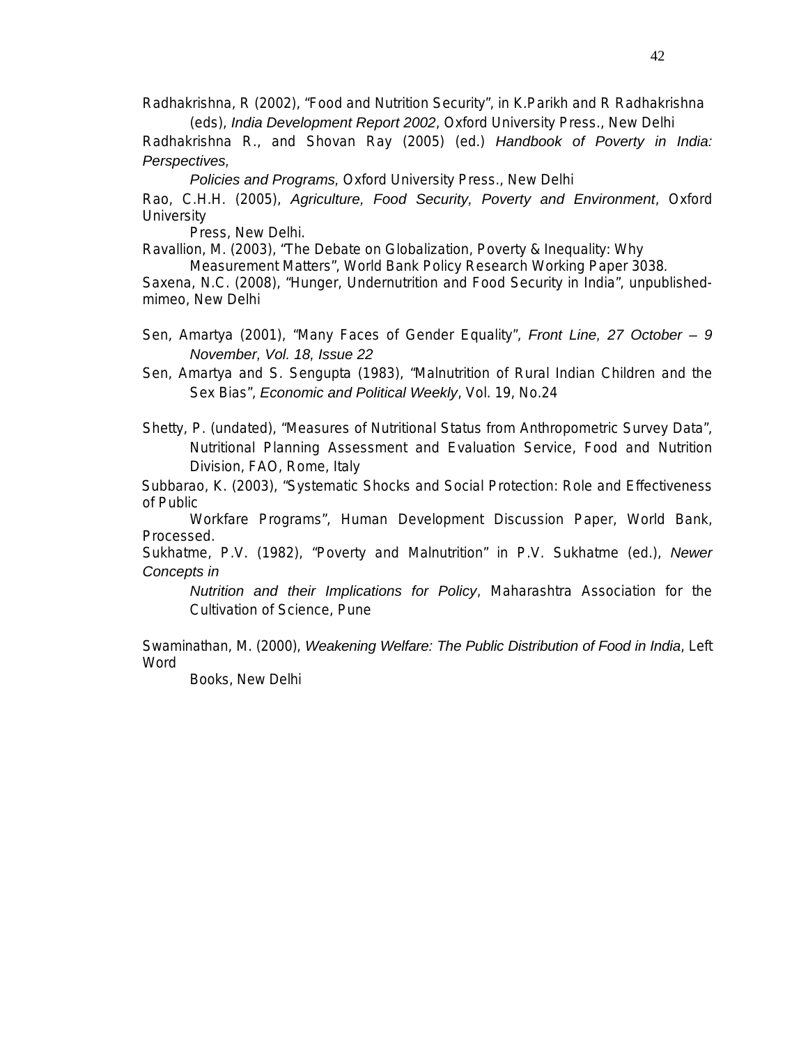Radhakrishna, R (2002), "Food and Nutrition Security", in K.Parikh and R Radhakrishna (eds), *India Development Report 2002*, Oxford University Press., New Delhi

Radhakrishna R., and Shovan Ray (2005) (ed.) *Handbook of Poverty in India: Perspectives, Policies and Programs*, Oxford University Press., New Delhi

Rao, C.H.H. (2005), *Agriculture, Food Security, Poverty and Environment*, Oxford University Press, New Delhi.

Ravallion, M. (2003), "The Debate on Globalization, Poverty & Inequality: Why Measurement Matters", World Bank Policy Research Working Paper 3038.

Saxena, N.C. (2008), "Hunger, Undernutrition and Food Security in India", unpublished-mimeo, New Delhi

Sen, Amartya (2001), "Many Faces of Gender Equality", *Front Line, 27 October – 9 November, Vol. 18, Issue 22*

Sen, Amartya and S. Sengupta (1983), "Malnutrition of Rural Indian Children and the Sex Bias", *Economic and Political Weekly*, Vol. 19, No.24

Shetty, P. (undated), "Measures of Nutritional Status from Anthropometric Survey Data", Nutritional Planning Assessment and Evaluation Service, Food and Nutrition Division, FAO, Rome, Italy

Subbarao, K. (2003), "Systematic Shocks and Social Protection: Role and Effectiveness of Public Workfare Programs", Human Development Discussion Paper, World Bank, Processed.

Sukhatme, P.V. (1982), "Poverty and Malnutrition" in P.V. Sukhatme (ed.), *Newer Concepts in Nutrition and their Implications for Policy*, Maharashtra Association for the Cultivation of Science, Pune

Swaminathan, M. (2000), *Weakening Welfare: The Public Distribution of Food in India*, Left Word Books, New Delhi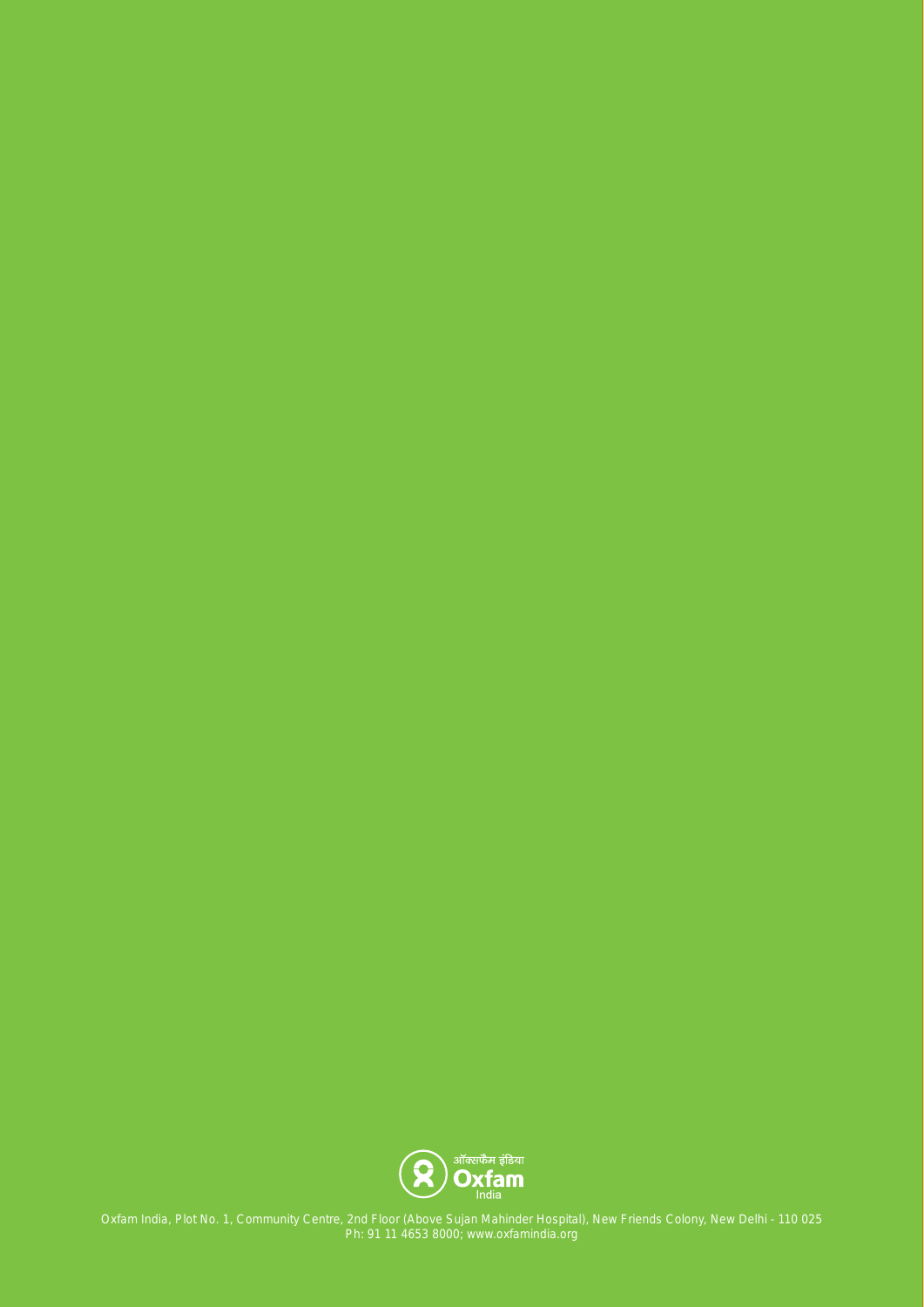ऑक्सफैम इंडिया
Oxfam
India

Oxfam India, Plot No. 1, Community Centre, 2nd Floor (Above Sujan Mahinder Hospital), New Friends Colony, New Delhi - 110 025
Ph: 91 11 4653 8000; www.oxfamindia.org